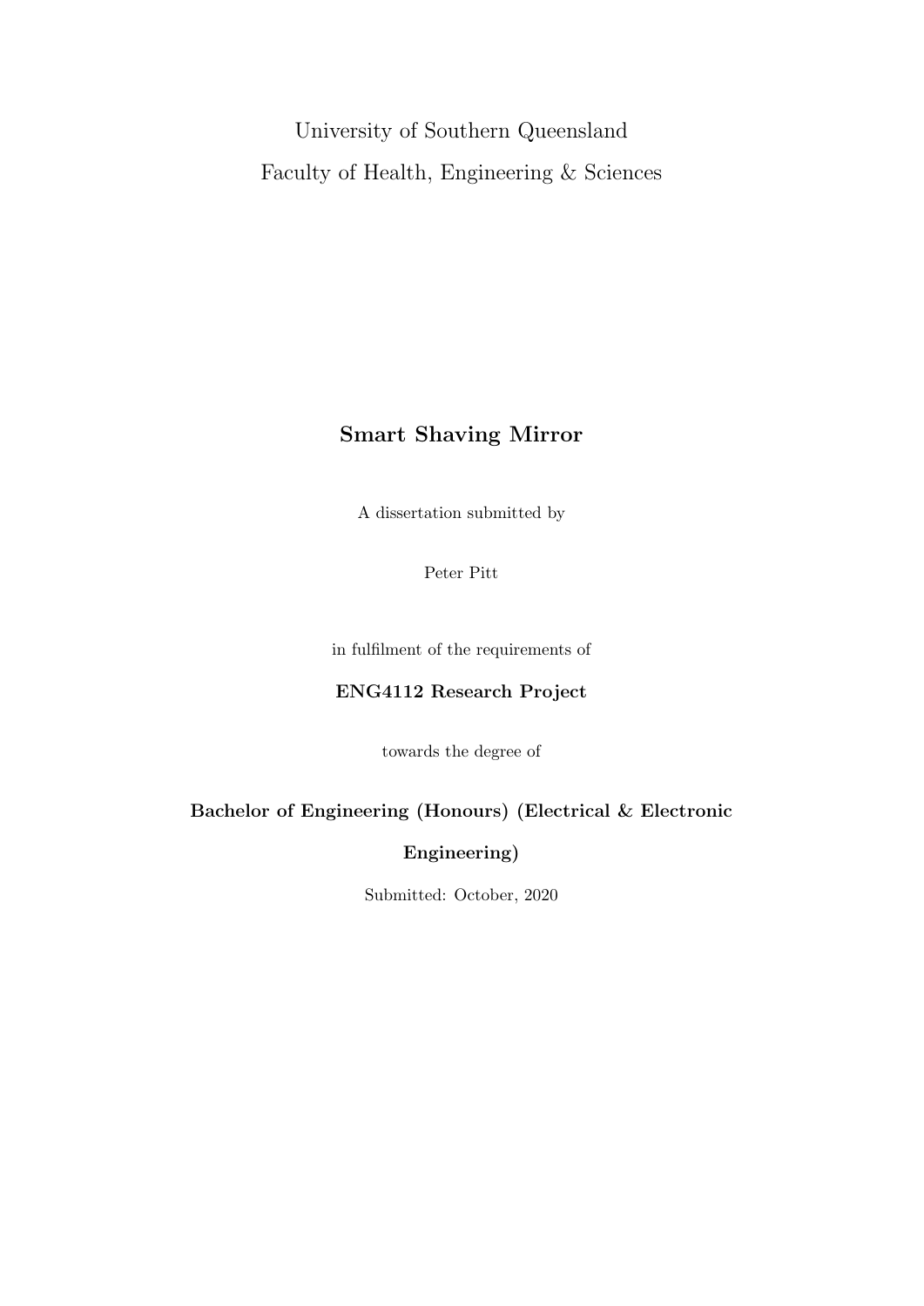University of Southern Queensland

Faculty of Health, Engineering & Sciences

# Smart Shaving Mirror

A dissertation submitted by

Peter Pitt

in fulfilment of the requirements of

**ENG4112 Research Project**

towards the degree of

**Bachelor of Engineering (Honours) (Electrical & Electronic Engineering)**

Submitted: October, 2020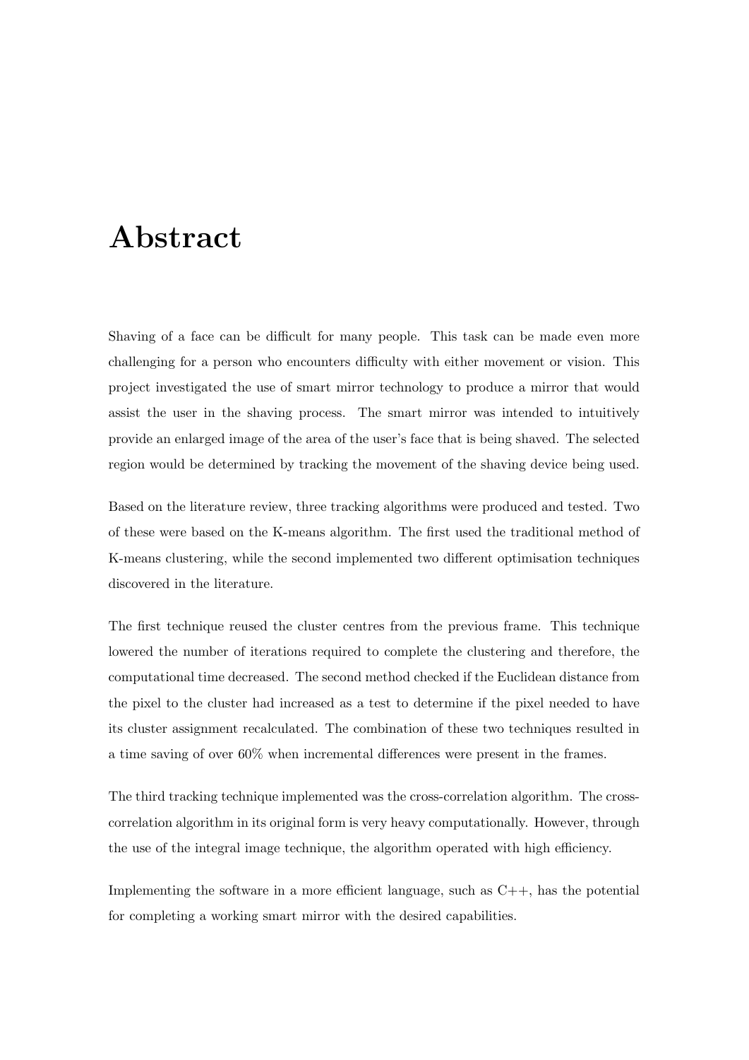# Abstract

Shaving of a face can be difficult for many people. This task can be made even more challenging for a person who encounters difficulty with either movement or vision. This project investigated the use of smart mirror technology to produce a mirror that would assist the user in the shaving process. The smart mirror was intended to intuitively provide an enlarged image of the area of the user's face that is being shaved. The selected region would be determined by tracking the movement of the shaving device being used.

Based on the literature review, three tracking algorithms were produced and tested. Two of these were based on the K-means algorithm. The first used the traditional method of K-means clustering, while the second implemented two different optimisation techniques discovered in the literature.

The first technique reused the cluster centres from the previous frame. This technique lowered the number of iterations required to complete the clustering and therefore, the computational time decreased. The second method checked if the Euclidean distance from the pixel to the cluster had increased as a test to determine if the pixel needed to have its cluster assignment recalculated. The combination of these two techniques resulted in a time saving of over 60% when incremental differences were present in the frames.

The third tracking technique implemented was the cross-correlation algorithm. The cross-correlation algorithm in its original form is very heavy computationally. However, through the use of the integral image technique, the algorithm operated with high efficiency.

Implementing the software in a more efficient language, such as C++, has the potential for completing a working smart mirror with the desired capabilities.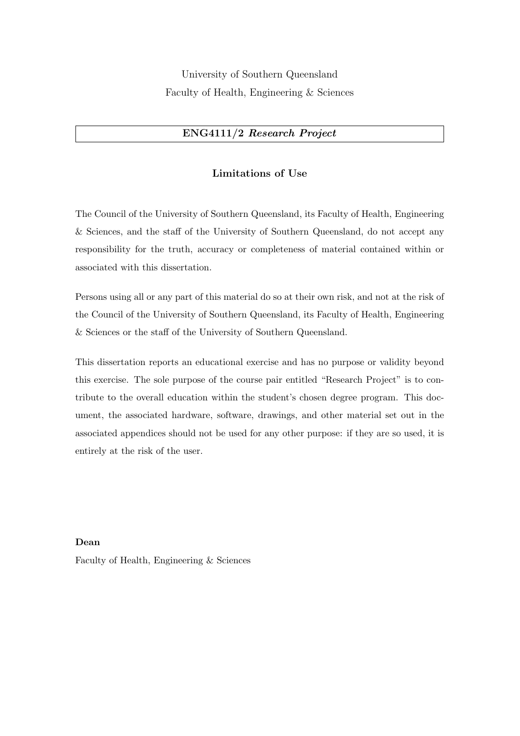University of Southern Queensland

Faculty of Health, Engineering & Sciences

**ENG4111/2 *Research Project***

## Limitations of Use

The Council of the University of Southern Queensland, its Faculty of Health, Engineering & Sciences, and the staff of the University of Southern Queensland, do not accept any responsibility for the truth, accuracy or completeness of material contained within or associated with this dissertation.

Persons using all or any part of this material do so at their own risk, and not at the risk of the Council of the University of Southern Queensland, its Faculty of Health, Engineering & Sciences or the staff of the University of Southern Queensland.

This dissertation reports an educational exercise and has no purpose or validity beyond this exercise. The sole purpose of the course pair entitled "Research Project" is to contribute to the overall education within the student's chosen degree program. This document, the associated hardware, software, drawings, and other material set out in the associated appendices should not be used for any other purpose: if they are so used, it is entirely at the risk of the user.

**Dean**

Faculty of Health, Engineering & Sciences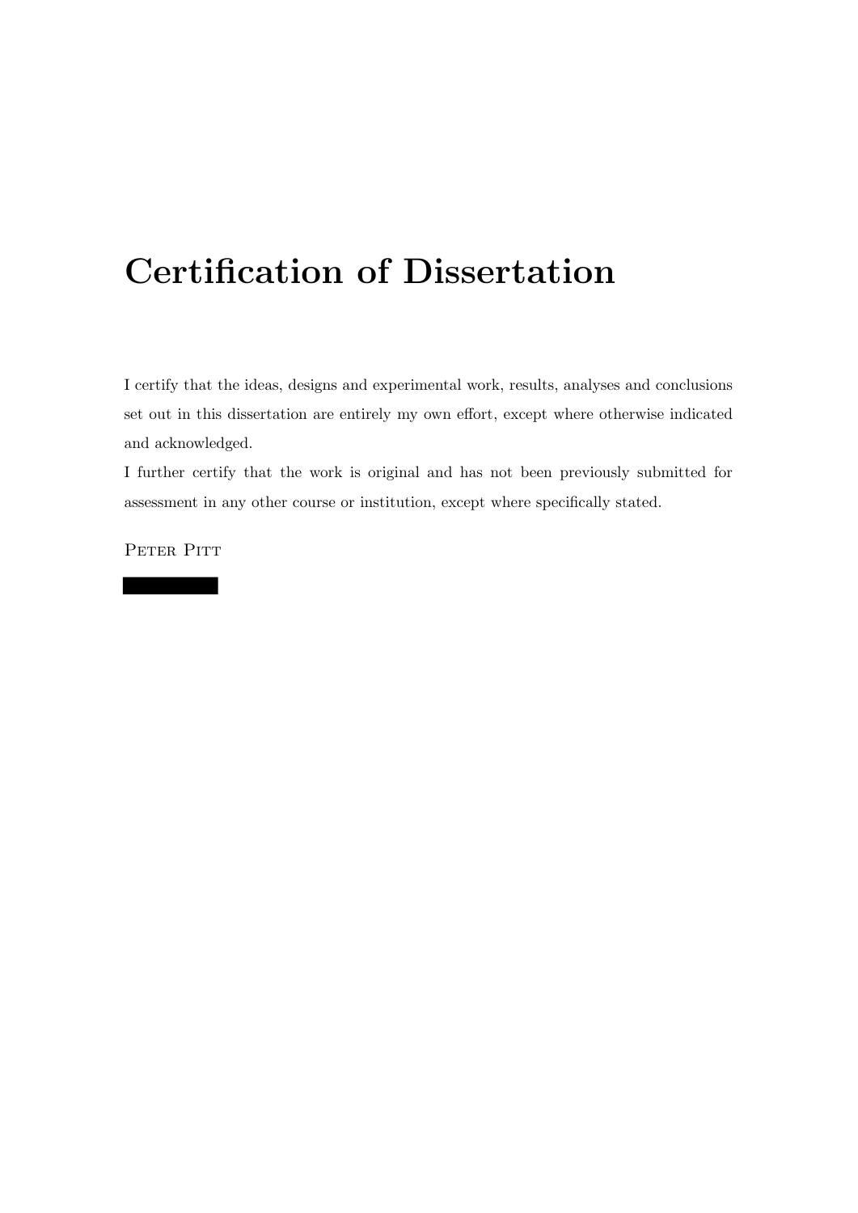# Certification of Dissertation

I certify that the ideas, designs and experimental work, results, analyses and conclusions set out in this dissertation are entirely my own effort, except where otherwise indicated and acknowledged.

I further certify that the work is original and has not been previously submitted for assessment in any other course or institution, except where specifically stated.

Peter Pitt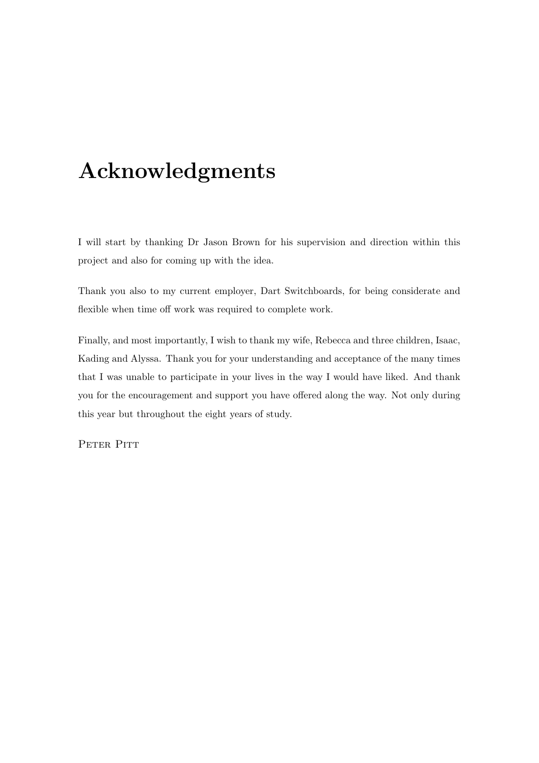# Acknowledgments

I will start by thanking Dr Jason Brown for his supervision and direction within this project and also for coming up with the idea.

Thank you also to my current employer, Dart Switchboards, for being considerate and flexible when time off work was required to complete work.

Finally, and most importantly, I wish to thank my wife, Rebecca and three children, Isaac, Kading and Alyssa. Thank you for your understanding and acceptance of the many times that I was unable to participate in your lives in the way I would have liked. And thank you for the encouragement and support you have offered along the way. Not only during this year but throughout the eight years of study.

Peter Pitt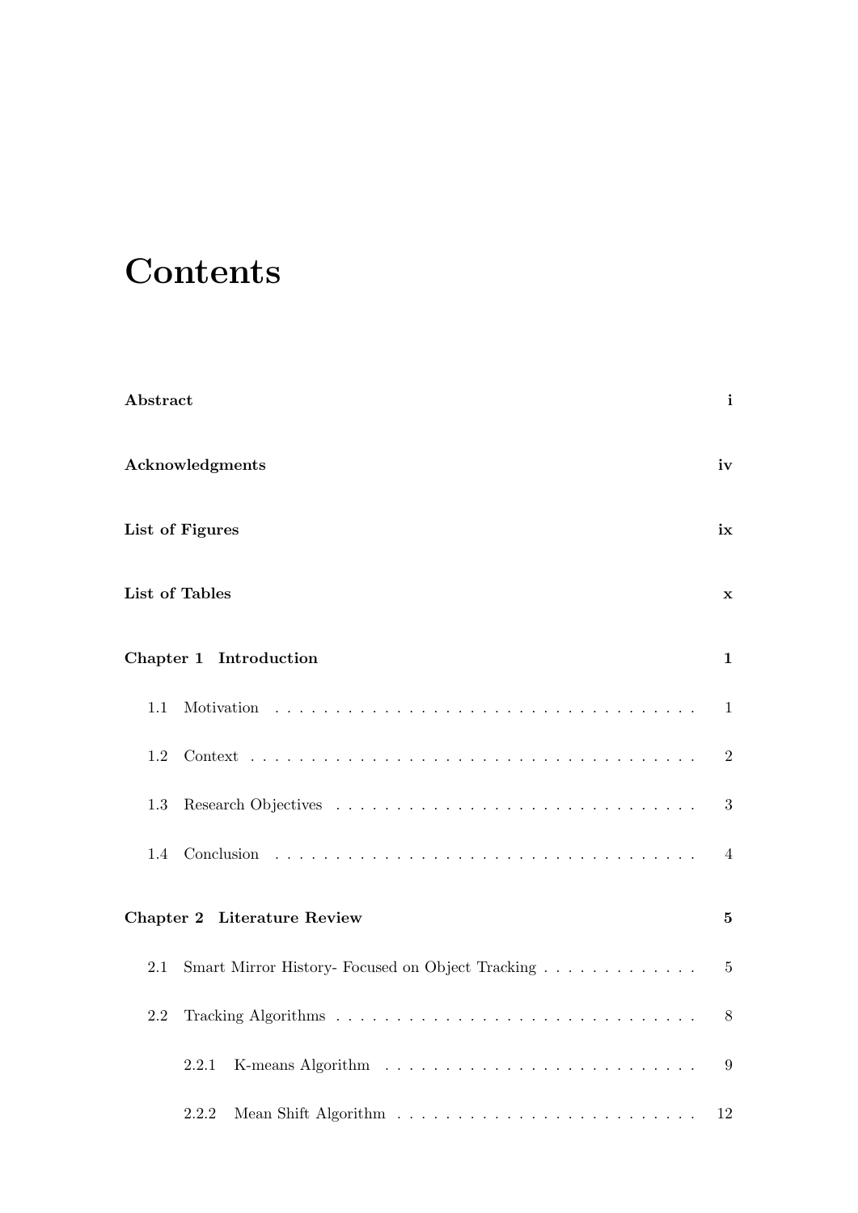# Contents

**Abstract** **i**

**Acknowledgments** **iv**

**List of Figures** **ix**

**List of Tables** **x**

**Chapter 1 Introduction** **1**

- 1.1 Motivation . . . . . . . . . . . . . . . . . . . . . . . . . . . . . . . . . . . . 1
- 1.2 Context . . . . . . . . . . . . . . . . . . . . . . . . . . . . . . . . . . . . . . 2
- 1.3 Research Objectives . . . . . . . . . . . . . . . . . . . . . . . . . . . . . . . 3
- 1.4 Conclusion . . . . . . . . . . . . . . . . . . . . . . . . . . . . . . . . . . . . 4

**Chapter 2 Literature Review** **5**

- 2.1 Smart Mirror History- Focused on Object Tracking . . . . . . . . . . . . . 5
- 2.2 Tracking Algorithms . . . . . . . . . . . . . . . . . . . . . . . . . . . . . . 8
  - 2.2.1 K-means Algorithm . . . . . . . . . . . . . . . . . . . . . . . . . 9
  - 2.2.2 Mean Shift Algorithm . . . . . . . . . . . . . . . . . . . . . . . . 12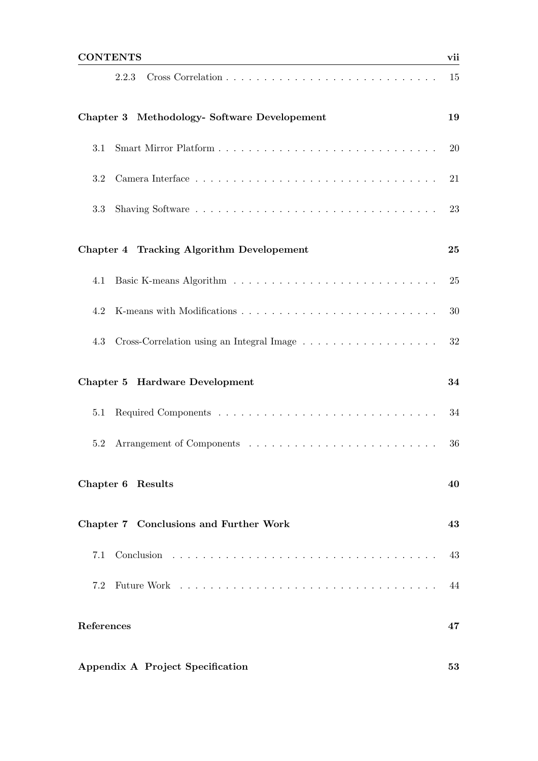2.2.3 Cross Correlation . . . . . . . . . . . . . . . . . . . . . . . . . . . 15

**Chapter 3 Methodology- Software Developement** **19**

3.1 Smart Mirror Platform . . . . . . . . . . . . . . . . . . . . . . . . . . . 20

3.2 Camera Interface . . . . . . . . . . . . . . . . . . . . . . . . . . . . . . 21

3.3 Shaving Software . . . . . . . . . . . . . . . . . . . . . . . . . . . . . . 23

**Chapter 4 Tracking Algorithm Developement** **25**

4.1 Basic K-means Algorithm . . . . . . . . . . . . . . . . . . . . . . . . . 25

4.2 K-means with Modifications . . . . . . . . . . . . . . . . . . . . . . . . 30

4.3 Cross-Correlation using an Integral Image . . . . . . . . . . . . . . . . 32

**Chapter 5 Hardware Development** **34**

5.1 Required Components . . . . . . . . . . . . . . . . . . . . . . . . . . . 34

5.2 Arrangement of Components . . . . . . . . . . . . . . . . . . . . . . . 36

**Chapter 6 Results** **40**

**Chapter 7 Conclusions and Further Work** **43**

7.1 Conclusion . . . . . . . . . . . . . . . . . . . . . . . . . . . . . . . . . 43

7.2 Future Work . . . . . . . . . . . . . . . . . . . . . . . . . . . . . . . . 44

**References** **47**

**Appendix A Project Specification** **53**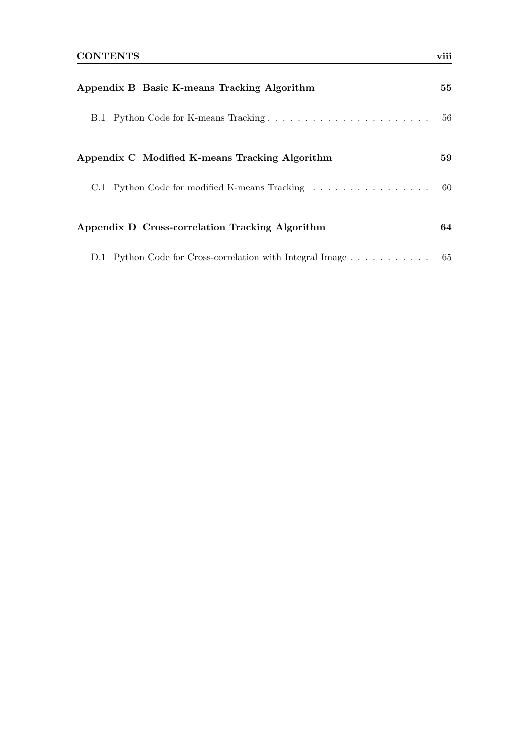**Appendix B Basic K-means Tracking Algorithm** 55

B.1 Python Code for K-means Tracking . . . . . . . . . . . . . . . . . . . . . . 56

**Appendix C Modified K-means Tracking Algorithm** 59

C.1 Python Code for modified K-means Tracking . . . . . . . . . . . . . . . . 60

**Appendix D Cross-correlation Tracking Algorithm** 64

D.1 Python Code for Cross-correlation with Integral Image . . . . . . . . . . . 65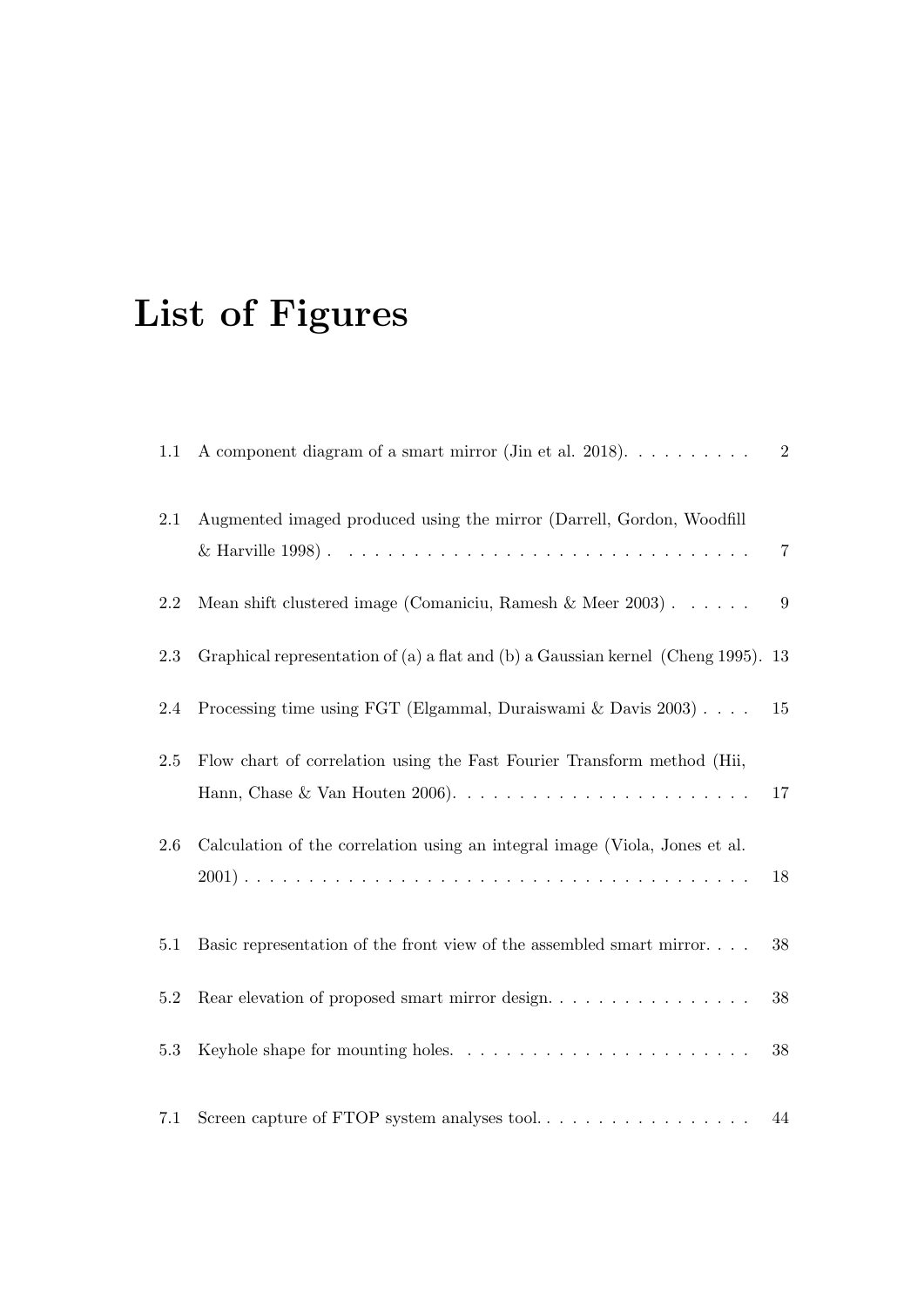# List of Figures

1.1 A component diagram of a smart mirror (Jin et al. 2018). . . . . . . . . . 2

2.1 Augmented imaged produced using the mirror (Darrell, Gordon, Woodfill & Harville 1998) . . . . . . . . . . . . . . . . . . . . . . . . . . . . . . . 7

2.2 Mean shift clustered image (Comaniciu, Ramesh & Meer 2003) . . . . . . 9

2.3 Graphical representation of (a) a flat and (b) a Gaussian kernel (Cheng 1995). 13

2.4 Processing time using FGT (Elgammal, Duraiswami & Davis 2003) . . . . 15

2.5 Flow chart of correlation using the Fast Fourier Transform method (Hii, Hann, Chase & Van Houten 2006). . . . . . . . . . . . . . . . . . . . . . . 17

2.6 Calculation of the correlation using an integral image (Viola, Jones et al. 2001) . . . . . . . . . . . . . . . . . . . . . . . . . . . . . . . . . . . . . . 18

5.1 Basic representation of the front view of the assembled smart mirror. . . . 38

5.2 Rear elevation of proposed smart mirror design. . . . . . . . . . . . . . . . 38

5.3 Keyhole shape for mounting holes. . . . . . . . . . . . . . . . . . . . . . . 38

7.1 Screen capture of FTOP system analyses tool. . . . . . . . . . . . . . . . . 44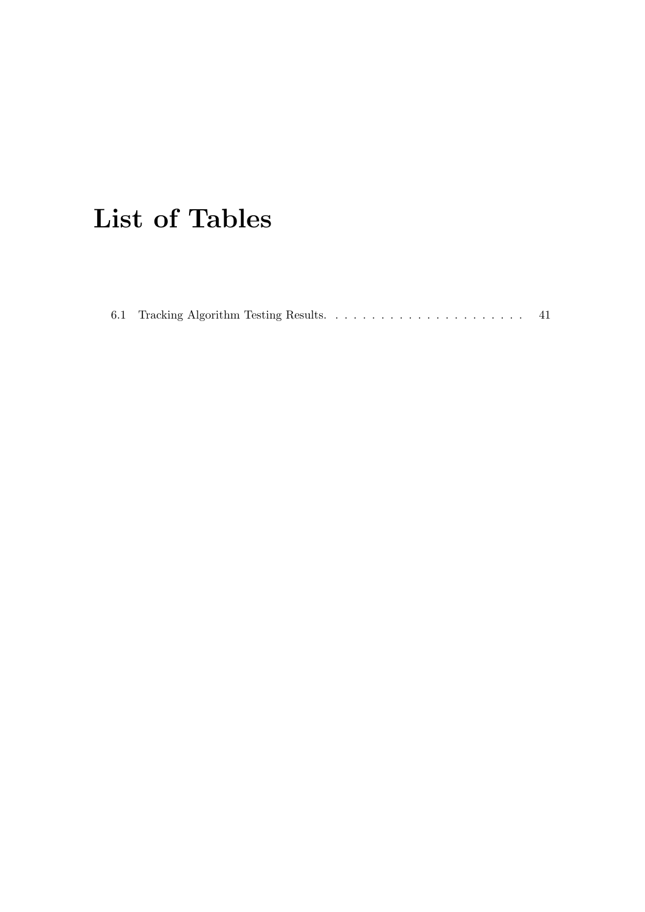# List of Tables

6.1 Tracking Algorithm Testing Results. . . . . . . . . . . . . . . . . . . . . . . 41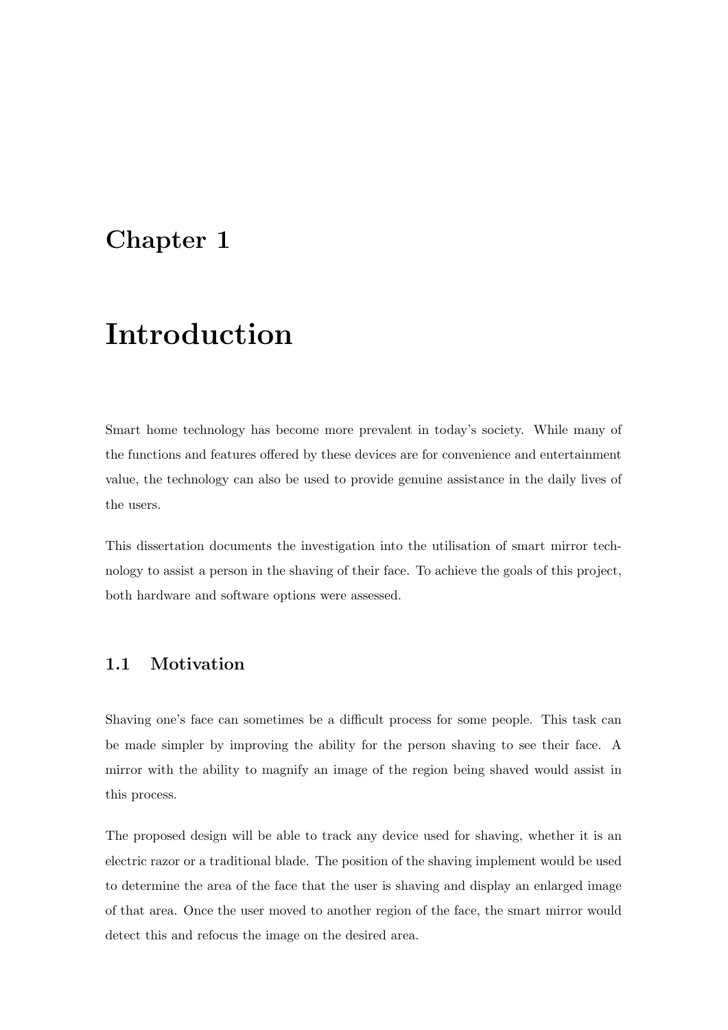# Chapter 1

# Introduction

Smart home technology has become more prevalent in today's society. While many of the functions and features offered by these devices are for convenience and entertainment value, the technology can also be used to provide genuine assistance in the daily lives of the users.

This dissertation documents the investigation into the utilisation of smart mirror technology to assist a person in the shaving of their face. To achieve the goals of this project, both hardware and software options were assessed.

## 1.1 Motivation

Shaving one's face can sometimes be a difficult process for some people. This task can be made simpler by improving the ability for the person shaving to see their face. A mirror with the ability to magnify an image of the region being shaved would assist in this process.

The proposed design will be able to track any device used for shaving, whether it is an electric razor or a traditional blade. The position of the shaving implement would be used to determine the area of the face that the user is shaving and display an enlarged image of that area. Once the user moved to another region of the face, the smart mirror would detect this and refocus the image on the desired area.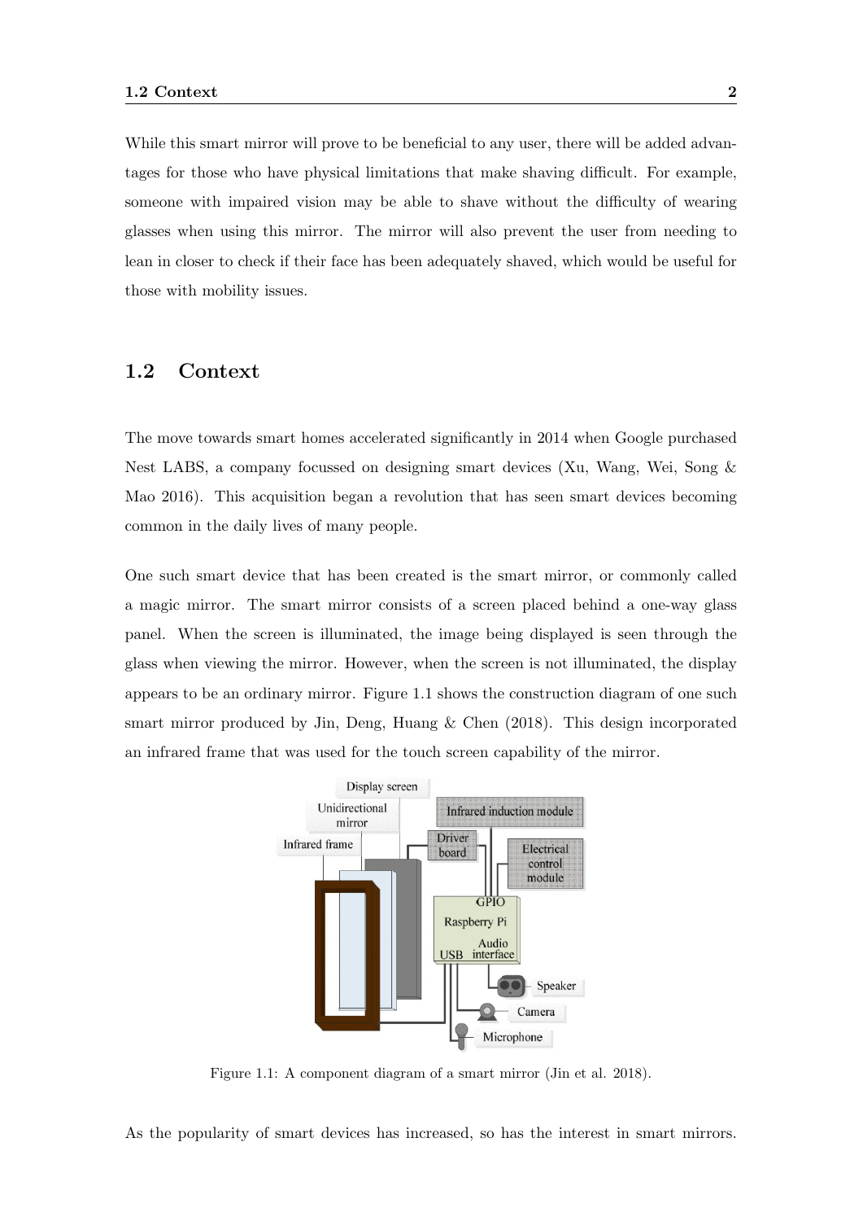While this smart mirror will prove to be beneficial to any user, there will be added advantages for those who have physical limitations that make shaving difficult. For example, someone with impaired vision may be able to shave without the difficulty of wearing glasses when using this mirror. The mirror will also prevent the user from needing to lean in closer to check if their face has been adequately shaved, which would be useful for those with mobility issues.

## 1.2 Context

The move towards smart homes accelerated significantly in 2014 when Google purchased Nest LABS, a company focussed on designing smart devices (Xu, Wang, Wei, Song & Mao 2016). This acquisition began a revolution that has seen smart devices becoming common in the daily lives of many people.

One such smart device that has been created is the smart mirror, or commonly called a magic mirror. The smart mirror consists of a screen placed behind a one-way glass panel. When the screen is illuminated, the image being displayed is seen through the glass when viewing the mirror. However, when the screen is not illuminated, the display appears to be an ordinary mirror. Figure 1.1 shows the construction diagram of one such smart mirror produced by Jin, Deng, Huang & Chen (2018). This design incorporated an infrared frame that was used for the touch screen capability of the mirror.

Figure 1.1: A component diagram of a smart mirror (Jin et al. 2018).

As the popularity of smart devices has increased, so has the interest in smart mirrors.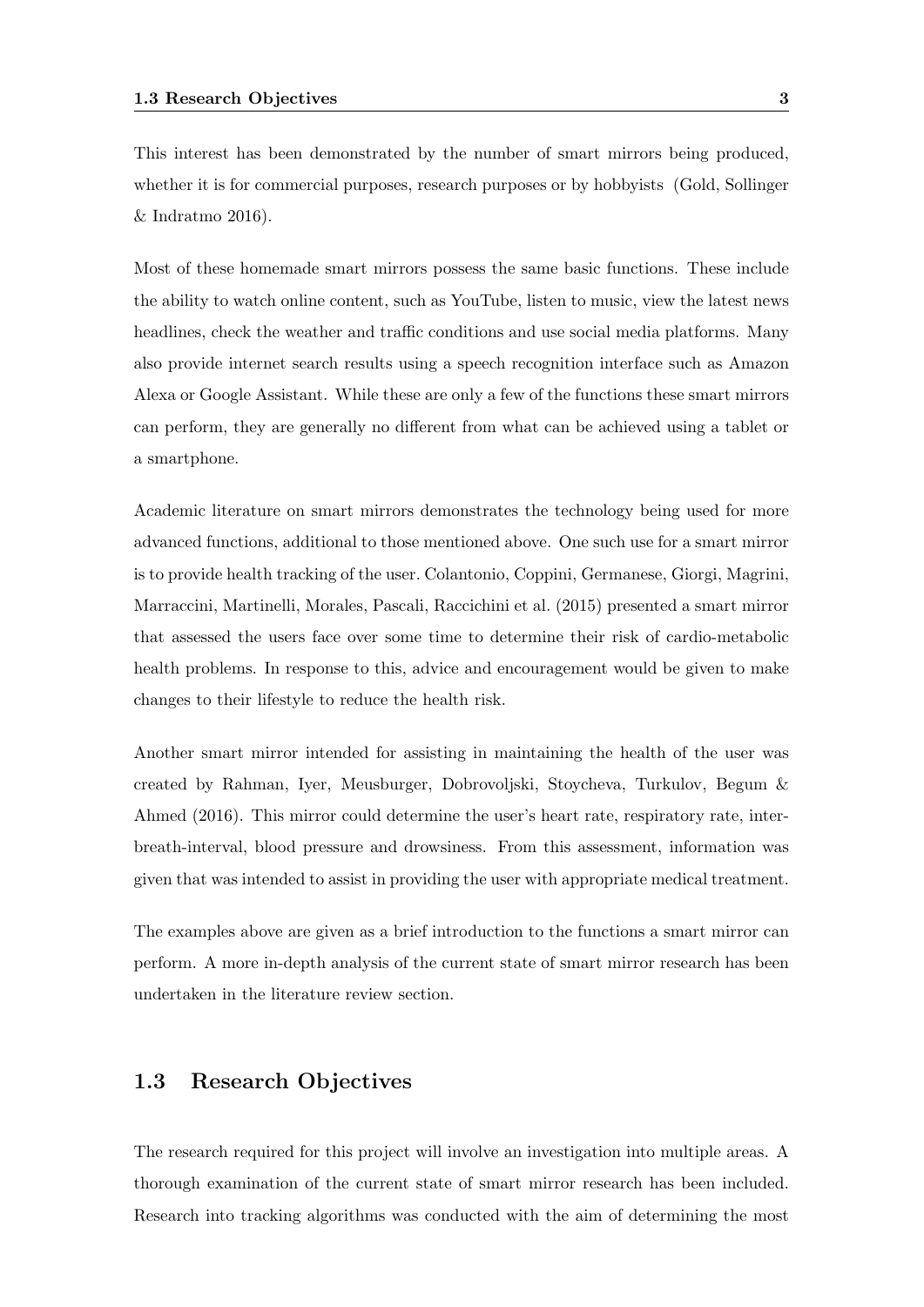This interest has been demonstrated by the number of smart mirrors being produced, whether it is for commercial purposes, research purposes or by hobbyists (Gold, Sollinger & Indratmo 2016).

Most of these homemade smart mirrors possess the same basic functions. These include the ability to watch online content, such as YouTube, listen to music, view the latest news headlines, check the weather and traffic conditions and use social media platforms. Many also provide internet search results using a speech recognition interface such as Amazon Alexa or Google Assistant. While these are only a few of the functions these smart mirrors can perform, they are generally no different from what can be achieved using a tablet or a smartphone.

Academic literature on smart mirrors demonstrates the technology being used for more advanced functions, additional to those mentioned above. One such use for a smart mirror is to provide health tracking of the user. Colantonio, Coppini, Germanese, Giorgi, Magrini, Marraccini, Martinelli, Morales, Pascali, Raccichini et al. (2015) presented a smart mirror that assessed the users face over some time to determine their risk of cardio-metabolic health problems. In response to this, advice and encouragement would be given to make changes to their lifestyle to reduce the health risk.

Another smart mirror intended for assisting in maintaining the health of the user was created by Rahman, Iyer, Meusburger, Dobrovoljski, Stoycheva, Turkulov, Begum & Ahmed (2016). This mirror could determine the user's heart rate, respiratory rate, inter-breath-interval, blood pressure and drowsiness. From this assessment, information was given that was intended to assist in providing the user with appropriate medical treatment.

The examples above are given as a brief introduction to the functions a smart mirror can perform. A more in-depth analysis of the current state of smart mirror research has been undertaken in the literature review section.

## 1.3 Research Objectives

The research required for this project will involve an investigation into multiple areas. A thorough examination of the current state of smart mirror research has been included. Research into tracking algorithms was conducted with the aim of determining the most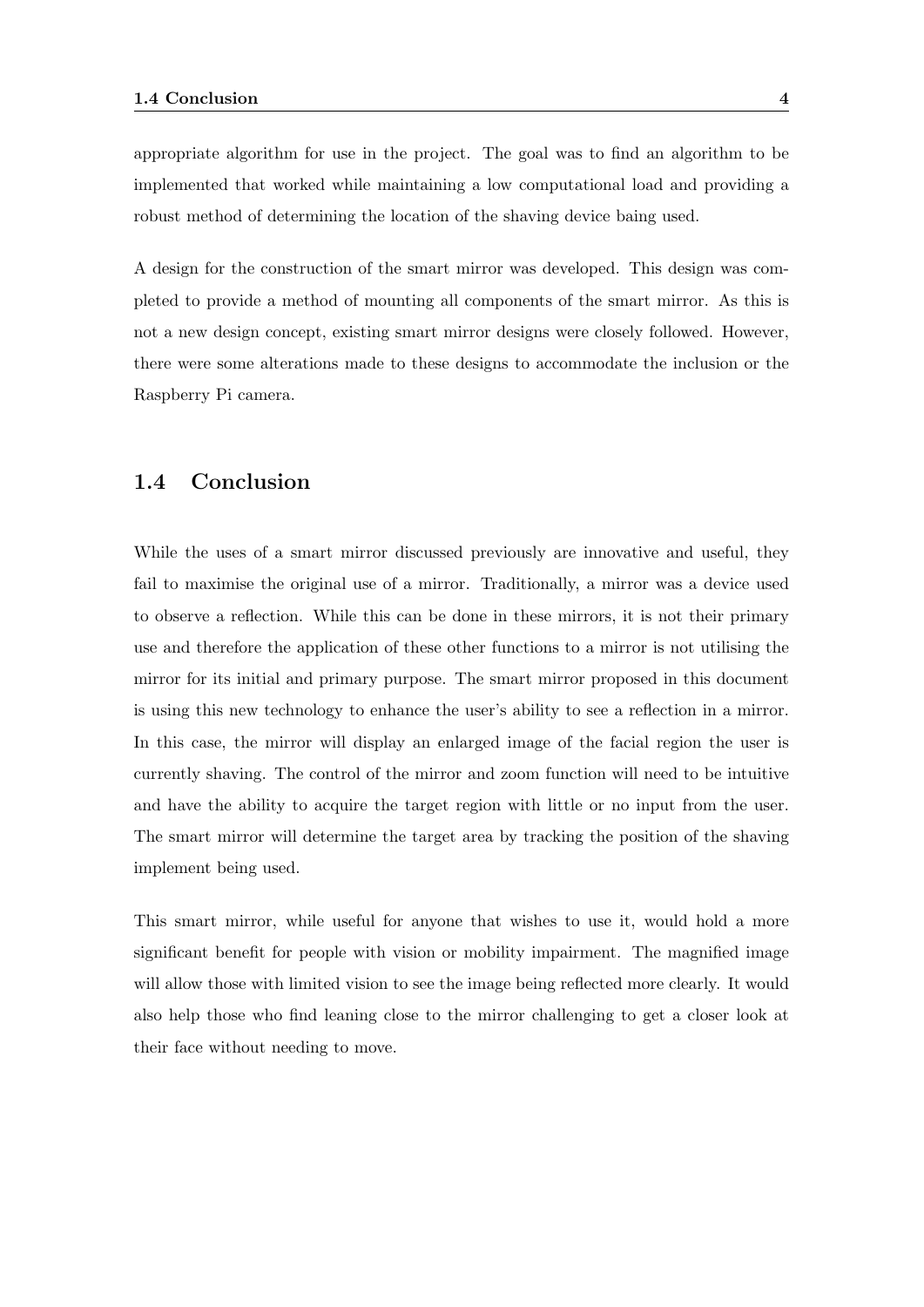appropriate algorithm for use in the project. The goal was to find an algorithm to be implemented that worked while maintaining a low computational load and providing a robust method of determining the location of the shaving device baing used.

A design for the construction of the smart mirror was developed. This design was completed to provide a method of mounting all components of the smart mirror. As this is not a new design concept, existing smart mirror designs were closely followed. However, there were some alterations made to these designs to accommodate the inclusion or the Raspberry Pi camera.

## 1.4 Conclusion

While the uses of a smart mirror discussed previously are innovative and useful, they fail to maximise the original use of a mirror. Traditionally, a mirror was a device used to observe a reflection. While this can be done in these mirrors, it is not their primary use and therefore the application of these other functions to a mirror is not utilising the mirror for its initial and primary purpose. The smart mirror proposed in this document is using this new technology to enhance the user's ability to see a reflection in a mirror. In this case, the mirror will display an enlarged image of the facial region the user is currently shaving. The control of the mirror and zoom function will need to be intuitive and have the ability to acquire the target region with little or no input from the user. The smart mirror will determine the target area by tracking the position of the shaving implement being used.

This smart mirror, while useful for anyone that wishes to use it, would hold a more significant benefit for people with vision or mobility impairment. The magnified image will allow those with limited vision to see the image being reflected more clearly. It would also help those who find leaning close to the mirror challenging to get a closer look at their face without needing to move.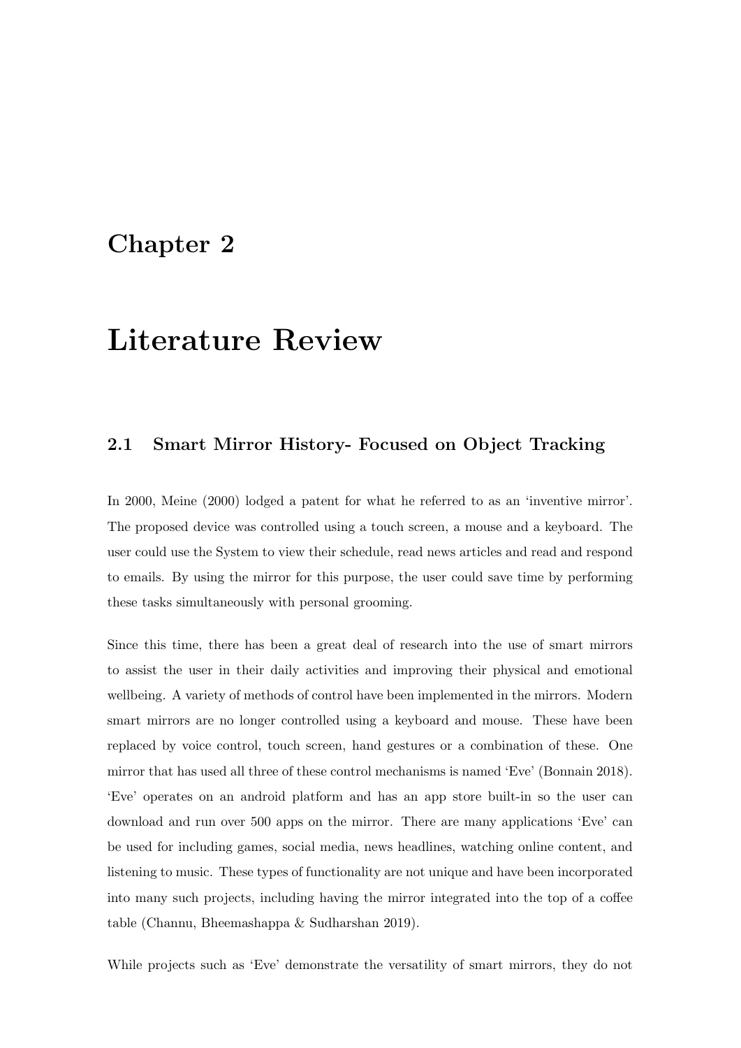# Chapter 2

# Literature Review

## 2.1 Smart Mirror History- Focused on Object Tracking

In 2000, Meine (2000) lodged a patent for what he referred to as an 'inventive mirror'. The proposed device was controlled using a touch screen, a mouse and a keyboard. The user could use the System to view their schedule, read news articles and read and respond to emails. By using the mirror for this purpose, the user could save time by performing these tasks simultaneously with personal grooming.

Since this time, there has been a great deal of research into the use of smart mirrors to assist the user in their daily activities and improving their physical and emotional wellbeing. A variety of methods of control have been implemented in the mirrors. Modern smart mirrors are no longer controlled using a keyboard and mouse. These have been replaced by voice control, touch screen, hand gestures or a combination of these. One mirror that has used all three of these control mechanisms is named 'Eve' (Bonnain 2018). 'Eve' operates on an android platform and has an app store built-in so the user can download and run over 500 apps on the mirror. There are many applications 'Eve' can be used for including games, social media, news headlines, watching online content, and listening to music. These types of functionality are not unique and have been incorporated into many such projects, including having the mirror integrated into the top of a coffee table (Channu, Bheemashappa & Sudharshan 2019).

While projects such as 'Eve' demonstrate the versatility of smart mirrors, they do not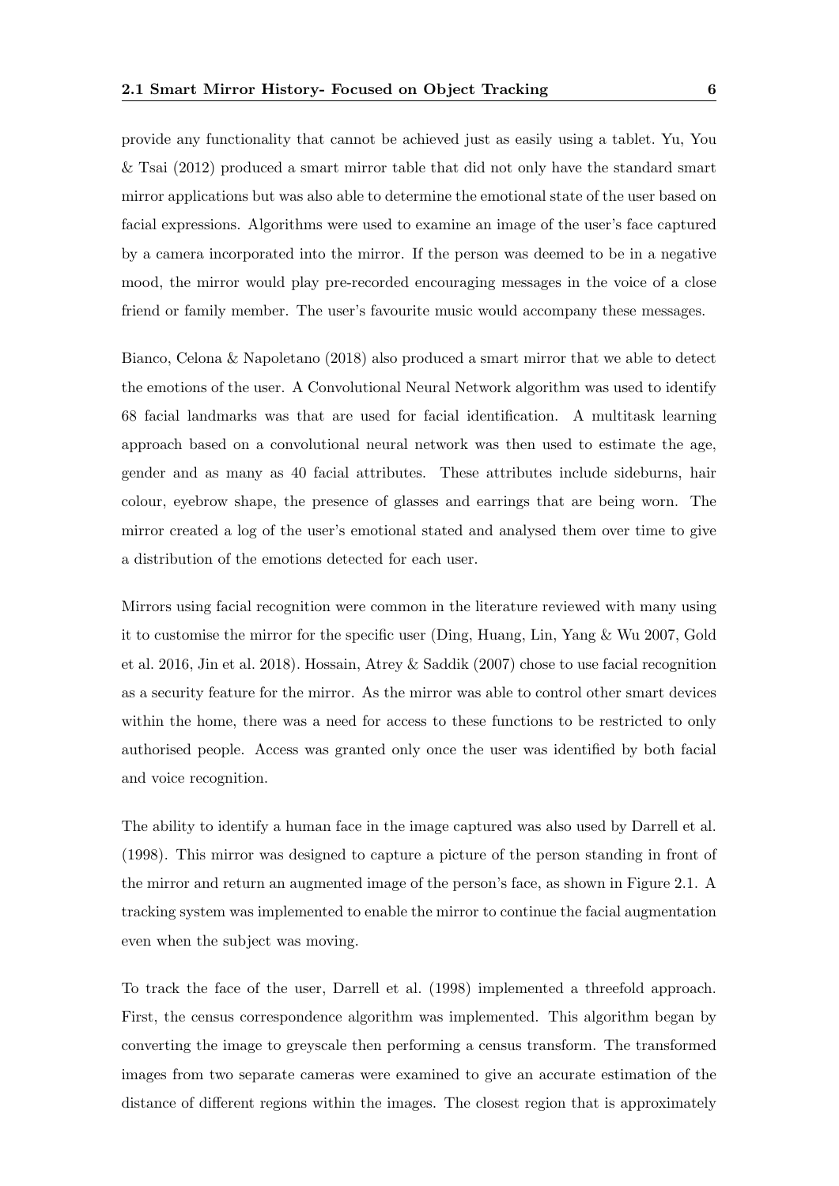provide any functionality that cannot be achieved just as easily using a tablet. Yu, You & Tsai (2012) produced a smart mirror table that did not only have the standard smart mirror applications but was also able to determine the emotional state of the user based on facial expressions. Algorithms were used to examine an image of the user's face captured by a camera incorporated into the mirror. If the person was deemed to be in a negative mood, the mirror would play pre-recorded encouraging messages in the voice of a close friend or family member. The user's favourite music would accompany these messages.

Bianco, Celona & Napoletano (2018) also produced a smart mirror that we able to detect the emotions of the user. A Convolutional Neural Network algorithm was used to identify 68 facial landmarks was that are used for facial identification. A multitask learning approach based on a convolutional neural network was then used to estimate the age, gender and as many as 40 facial attributes. These attributes include sideburns, hair colour, eyebrow shape, the presence of glasses and earrings that are being worn. The mirror created a log of the user's emotional stated and analysed them over time to give a distribution of the emotions detected for each user.

Mirrors using facial recognition were common in the literature reviewed with many using it to customise the mirror for the specific user (Ding, Huang, Lin, Yang & Wu 2007, Gold et al. 2016, Jin et al. 2018). Hossain, Atrey & Saddik (2007) chose to use facial recognition as a security feature for the mirror. As the mirror was able to control other smart devices within the home, there was a need for access to these functions to be restricted to only authorised people. Access was granted only once the user was identified by both facial and voice recognition.

The ability to identify a human face in the image captured was also used by Darrell et al. (1998). This mirror was designed to capture a picture of the person standing in front of the mirror and return an augmented image of the person's face, as shown in Figure 2.1. A tracking system was implemented to enable the mirror to continue the facial augmentation even when the subject was moving.

To track the face of the user, Darrell et al. (1998) implemented a threefold approach. First, the census correspondence algorithm was implemented. This algorithm began by converting the image to greyscale then performing a census transform. The transformed images from two separate cameras were examined to give an accurate estimation of the distance of different regions within the images. The closest region that is approximately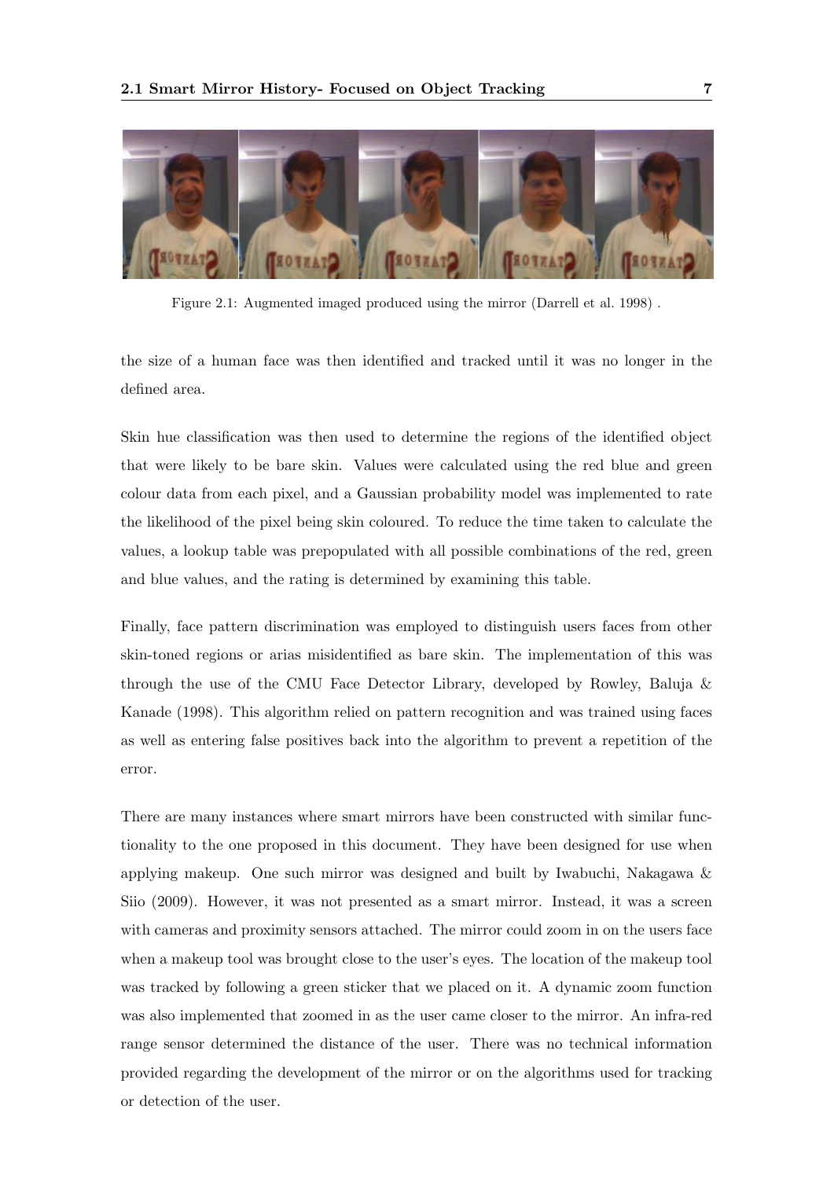Figure 2.1: Augmented imaged produced using the mirror (Darrell et al. 1998) .

the size of a human face was then identified and tracked until it was no longer in the defined area.

Skin hue classification was then used to determine the regions of the identified object that were likely to be bare skin. Values were calculated using the red blue and green colour data from each pixel, and a Gaussian probability model was implemented to rate the likelihood of the pixel being skin coloured. To reduce the time taken to calculate the values, a lookup table was prepopulated with all possible combinations of the red, green and blue values, and the rating is determined by examining this table.

Finally, face pattern discrimination was employed to distinguish users faces from other skin-toned regions or arias misidentified as bare skin. The implementation of this was through the use of the CMU Face Detector Library, developed by Rowley, Baluja & Kanade (1998). This algorithm relied on pattern recognition and was trained using faces as well as entering false positives back into the algorithm to prevent a repetition of the error.

There are many instances where smart mirrors have been constructed with similar functionality to the one proposed in this document. They have been designed for use when applying makeup. One such mirror was designed and built by Iwabuchi, Nakagawa & Siio (2009). However, it was not presented as a smart mirror. Instead, it was a screen with cameras and proximity sensors attached. The mirror could zoom in on the users face when a makeup tool was brought close to the user's eyes. The location of the makeup tool was tracked by following a green sticker that we placed on it. A dynamic zoom function was also implemented that zoomed in as the user came closer to the mirror. An infra-red range sensor determined the distance of the user. There was no technical information provided regarding the development of the mirror or on the algorithms used for tracking or detection of the user.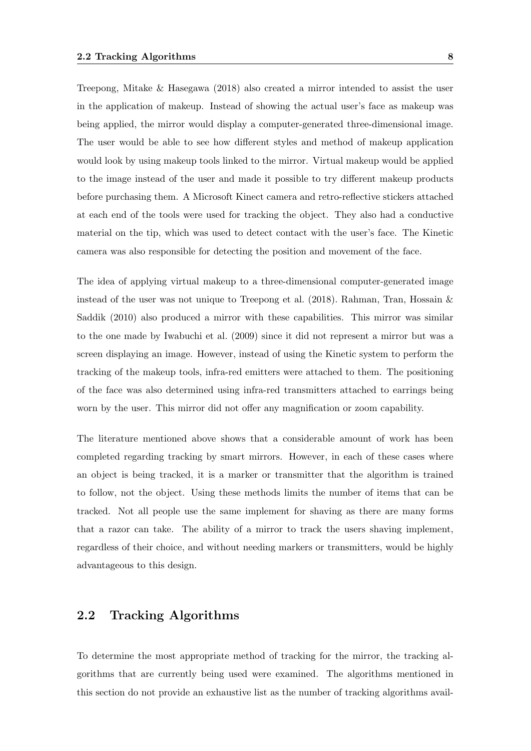Treepong, Mitake & Hasegawa (2018) also created a mirror intended to assist the user in the application of makeup. Instead of showing the actual user's face as makeup was being applied, the mirror would display a computer-generated three-dimensional image. The user would be able to see how different styles and method of makeup application would look by using makeup tools linked to the mirror. Virtual makeup would be applied to the image instead of the user and made it possible to try different makeup products before purchasing them. A Microsoft Kinect camera and retro-reflective stickers attached at each end of the tools were used for tracking the object. They also had a conductive material on the tip, which was used to detect contact with the user's face. The Kinetic camera was also responsible for detecting the position and movement of the face.

The idea of applying virtual makeup to a three-dimensional computer-generated image instead of the user was not unique to Treepong et al. (2018). Rahman, Tran, Hossain & Saddik (2010) also produced a mirror with these capabilities. This mirror was similar to the one made by Iwabuchi et al. (2009) since it did not represent a mirror but was a screen displaying an image. However, instead of using the Kinetic system to perform the tracking of the makeup tools, infra-red emitters were attached to them. The positioning of the face was also determined using infra-red transmitters attached to earrings being worn by the user. This mirror did not offer any magnification or zoom capability.

The literature mentioned above shows that a considerable amount of work has been completed regarding tracking by smart mirrors. However, in each of these cases where an object is being tracked, it is a marker or transmitter that the algorithm is trained to follow, not the object. Using these methods limits the number of items that can be tracked. Not all people use the same implement for shaving as there are many forms that a razor can take. The ability of a mirror to track the users shaving implement, regardless of their choice, and without needing markers or transmitters, would be highly advantageous to this design.

## 2.2 Tracking Algorithms

To determine the most appropriate method of tracking for the mirror, the tracking algorithms that are currently being used were examined. The algorithms mentioned in this section do not provide an exhaustive list as the number of tracking algorithms avail-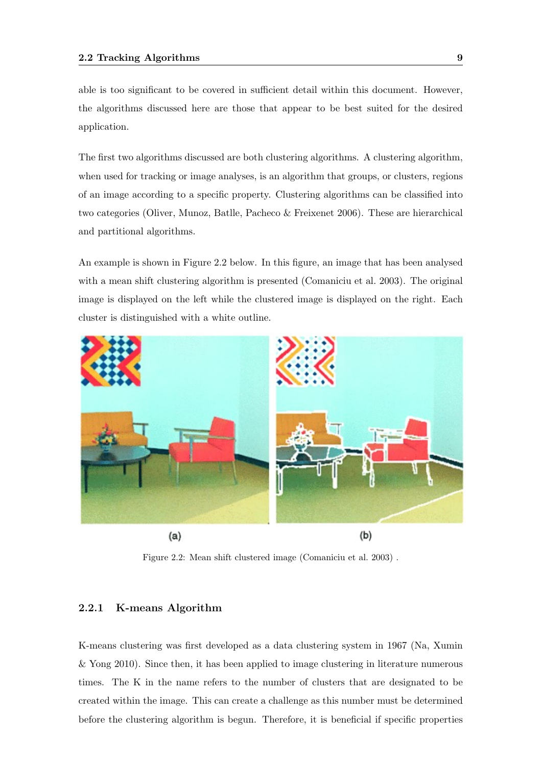able is too significant to be covered in sufficient detail within this document. However, the algorithms discussed here are those that appear to be best suited for the desired application.

The first two algorithms discussed are both clustering algorithms. A clustering algorithm, when used for tracking or image analyses, is an algorithm that groups, or clusters, regions of an image according to a specific property. Clustering algorithms can be classified into two categories (Oliver, Munoz, Batlle, Pacheco & Freixenet 2006). These are hierarchical and partitional algorithms.

An example is shown in Figure 2.2 below. In this figure, an image that has been analysed with a mean shift clustering algorithm is presented (Comaniciu et al. 2003). The original image is displayed on the left while the clustered image is displayed on the right. Each cluster is distinguished with a white outline.

(a) (b)

Figure 2.2: Mean shift clustered image (Comaniciu et al. 2003) .

### 2.2.1 K-means Algorithm

K-means clustering was first developed as a data clustering system in 1967 (Na, Xumin & Yong 2010). Since then, it has been applied to image clustering in literature numerous times. The K in the name refers to the number of clusters that are designated to be created within the image. This can create a challenge as this number must be determined before the clustering algorithm is begun. Therefore, it is beneficial if specific properties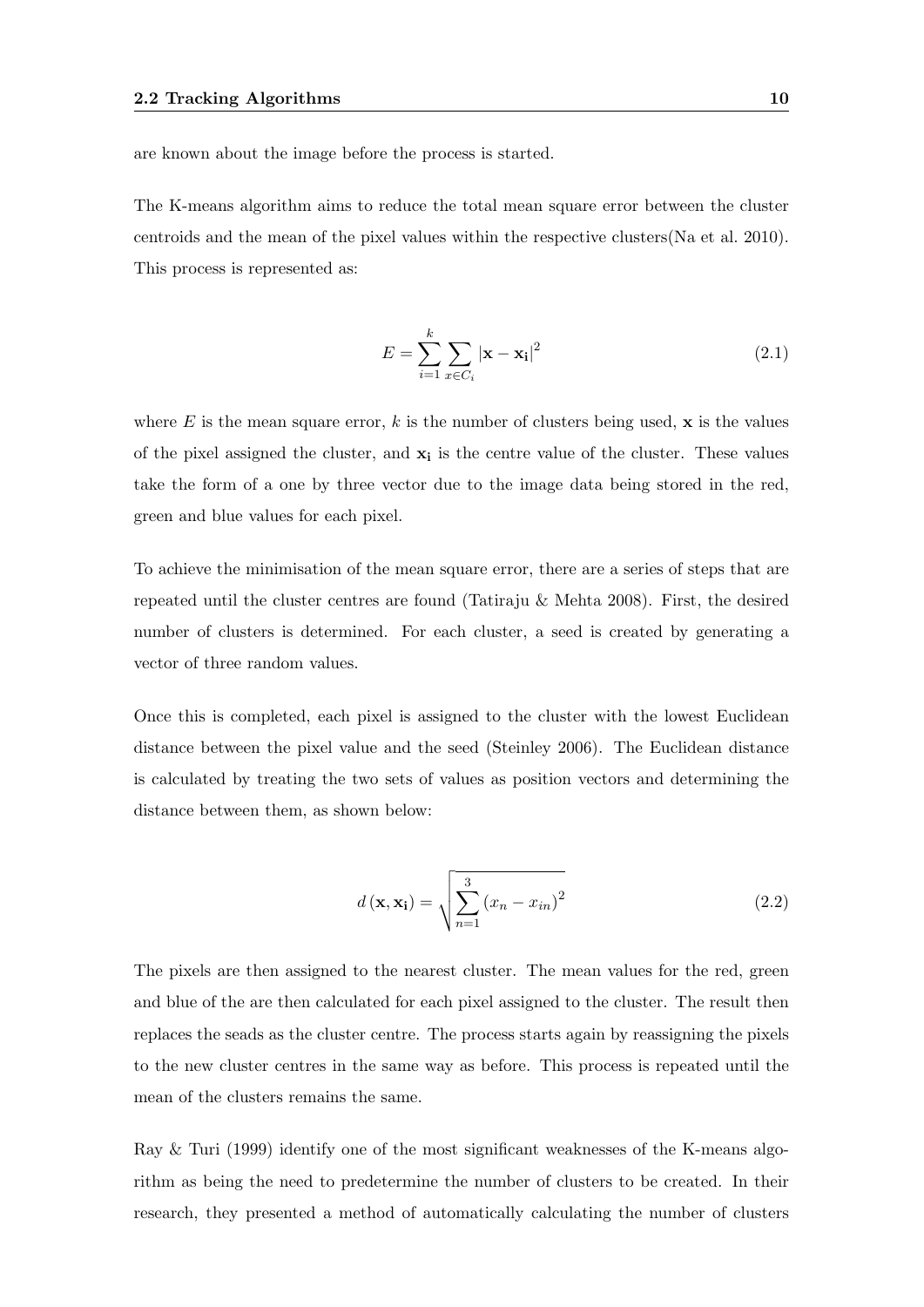are known about the image before the process is started.

The K-means algorithm aims to reduce the total mean square error between the cluster centroids and the mean of the pixel values within the respective clusters(Na et al. 2010). This process is represented as:

$$E = \sum_{i=1}^{k} \sum_{x \in C_i} |\mathbf{x} - \mathbf{x_i}|^2 \tag{2.1}$$

where $E$ is the mean square error, $k$ is the number of clusters being used, $\mathbf{x}$ is the values of the pixel assigned the cluster, and $\mathbf{x_i}$ is the centre value of the cluster. These values take the form of a one by three vector due to the image data being stored in the red, green and blue values for each pixel.

To achieve the minimisation of the mean square error, there are a series of steps that are repeated until the cluster centres are found (Tatiraju & Mehta 2008). First, the desired number of clusters is determined. For each cluster, a seed is created by generating a vector of three random values.

Once this is completed, each pixel is assigned to the cluster with the lowest Euclidean distance between the pixel value and the seed (Steinley 2006). The Euclidean distance is calculated by treating the two sets of values as position vectors and determining the distance between them, as shown below:

$$d(\mathbf{x}, \mathbf{x_i}) = \sqrt{\sum_{n=1}^{3} (x_n - x_{in})^2} \tag{2.2}$$

The pixels are then assigned to the nearest cluster. The mean values for the red, green and blue of the are then calculated for each pixel assigned to the cluster. The result then replaces the seads as the cluster centre. The process starts again by reassigning the pixels to the new cluster centres in the same way as before. This process is repeated until the mean of the clusters remains the same.

Ray & Turi (1999) identify one of the most significant weaknesses of the K-means algorithm as being the need to predetermine the number of clusters to be created. In their research, they presented a method of automatically calculating the number of clusters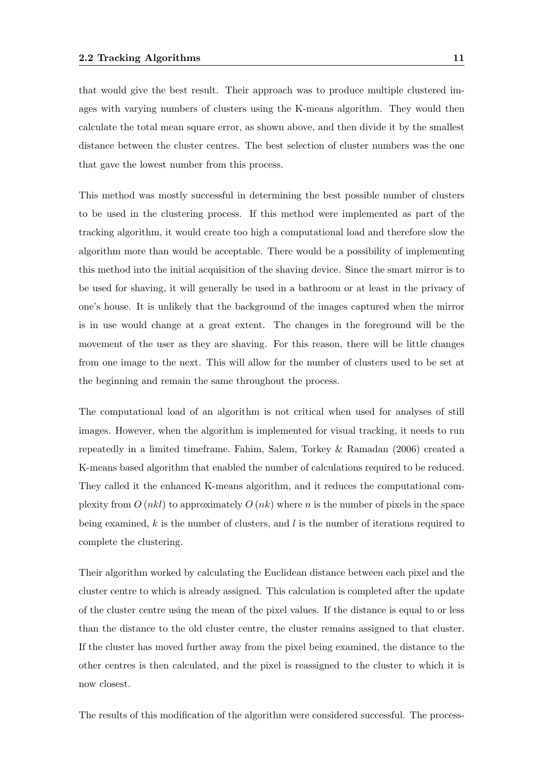that would give the best result. Their approach was to produce multiple clustered images with varying numbers of clusters using the K-means algorithm. They would then calculate the total mean square error, as shown above, and then divide it by the smallest distance between the cluster centres. The best selection of cluster numbers was the one that gave the lowest number from this process.

This method was mostly successful in determining the best possible number of clusters to be used in the clustering process. If this method were implemented as part of the tracking algorithm, it would create too high a computational load and therefore slow the algorithm more than would be acceptable. There would be a possibility of implementing this method into the initial acquisition of the shaving device. Since the smart mirror is to be used for shaving, it will generally be used in a bathroom or at least in the privacy of one's house. It is unlikely that the background of the images captured when the mirror is in use would change at a great extent. The changes in the foreground will be the movement of the user as they are shaving. For this reason, there will be little changes from one image to the next. This will allow for the number of clusters used to be set at the beginning and remain the same throughout the process.

The computational load of an algorithm is not critical when used for analyses of still images. However, when the algorithm is implemented for visual tracking, it needs to run repeatedly in a limited timeframe. Fahim, Salem, Torkey & Ramadan (2006) created a K-means based algorithm that enabled the number of calculations required to be reduced. They called it the enhanced K-means algorithm, and it reduces the computational complexity from $O(nkl)$ to approximately $O(nk)$ where $n$ is the number of pixels in the space being examined, $k$ is the number of clusters, and $l$ is the number of iterations required to complete the clustering.

Their algorithm worked by calculating the Euclidean distance between each pixel and the cluster centre to which is already assigned. This calculation is completed after the update of the cluster centre using the mean of the pixel values. If the distance is equal to or less than the distance to the old cluster centre, the cluster remains assigned to that cluster. If the cluster has moved further away from the pixel being examined, the distance to the other centres is then calculated, and the pixel is reassigned to the cluster to which it is now closest.

The results of this modification of the algorithm were considered successful. The process-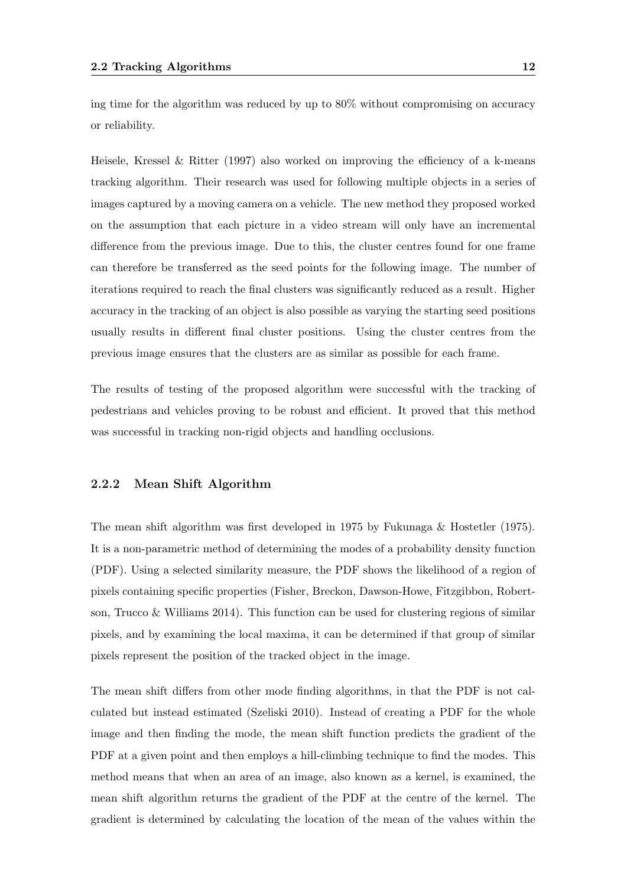ing time for the algorithm was reduced by up to 80% without compromising on accuracy or reliability.

Heisele, Kressel & Ritter (1997) also worked on improving the efficiency of a k-means tracking algorithm. Their research was used for following multiple objects in a series of images captured by a moving camera on a vehicle. The new method they proposed worked on the assumption that each picture in a video stream will only have an incremental difference from the previous image. Due to this, the cluster centres found for one frame can therefore be transferred as the seed points for the following image. The number of iterations required to reach the final clusters was significantly reduced as a result. Higher accuracy in the tracking of an object is also possible as varying the starting seed positions usually results in different final cluster positions. Using the cluster centres from the previous image ensures that the clusters are as similar as possible for each frame.

The results of testing of the proposed algorithm were successful with the tracking of pedestrians and vehicles proving to be robust and efficient. It proved that this method was successful in tracking non-rigid objects and handling occlusions.

### 2.2.2 Mean Shift Algorithm

The mean shift algorithm was first developed in 1975 by Fukunaga & Hostetler (1975). It is a non-parametric method of determining the modes of a probability density function (PDF). Using a selected similarity measure, the PDF shows the likelihood of a region of pixels containing specific properties (Fisher, Breckon, Dawson-Howe, Fitzgibbon, Robertson, Trucco & Williams 2014). This function can be used for clustering regions of similar pixels, and by examining the local maxima, it can be determined if that group of similar pixels represent the position of the tracked object in the image.

The mean shift differs from other mode finding algorithms, in that the PDF is not calculated but instead estimated (Szeliski 2010). Instead of creating a PDF for the whole image and then finding the mode, the mean shift function predicts the gradient of the PDF at a given point and then employs a hill-climbing technique to find the modes. This method means that when an area of an image, also known as a kernel, is examined, the mean shift algorithm returns the gradient of the PDF at the centre of the kernel. The gradient is determined by calculating the location of the mean of the values within the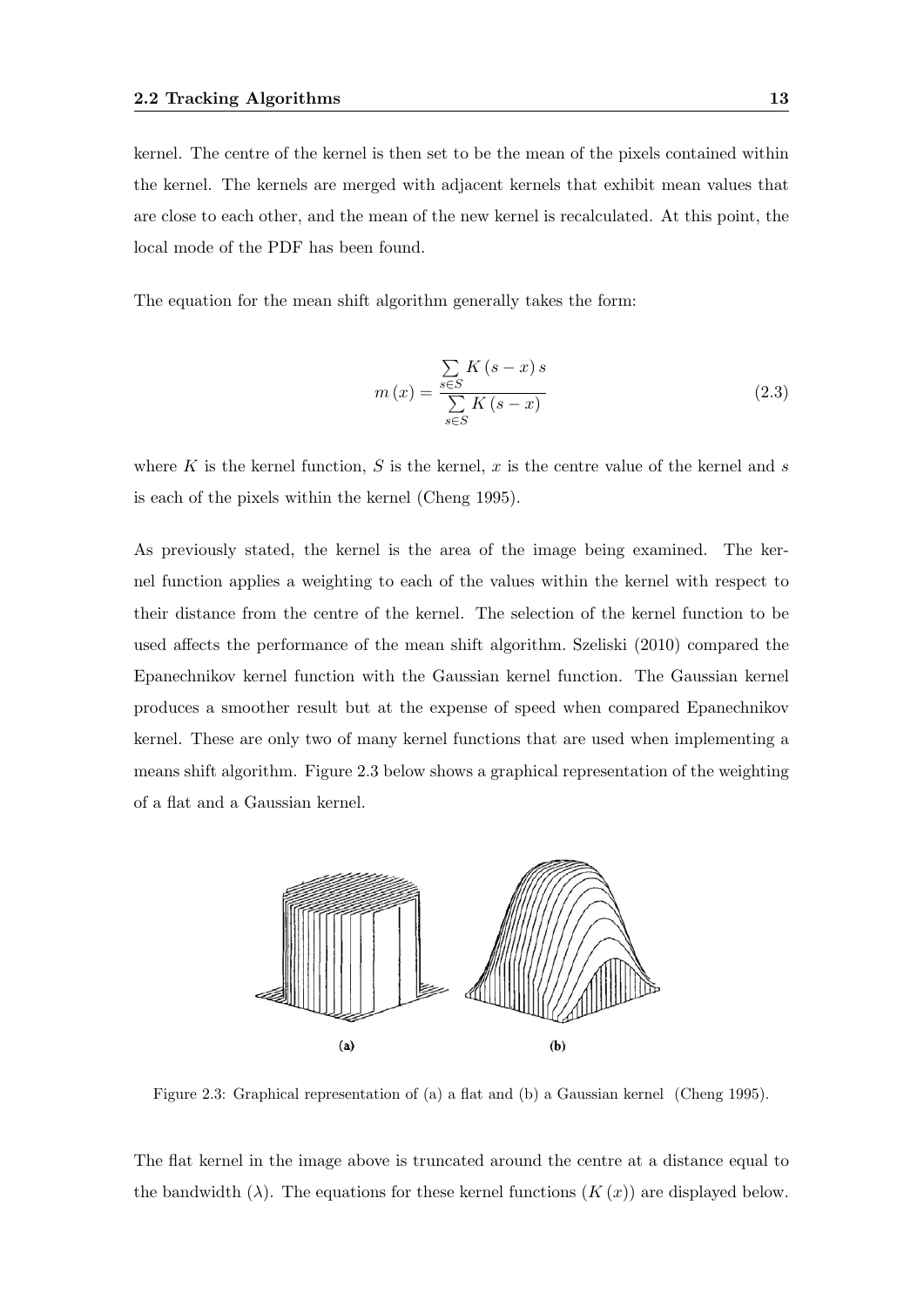kernel. The centre of the kernel is then set to be the mean of the pixels contained within the kernel. The kernels are merged with adjacent kernels that exhibit mean values that are close to each other, and the mean of the new kernel is recalculated. At this point, the local mode of the PDF has been found.

The equation for the mean shift algorithm generally takes the form:

$$m(x) = \frac{\sum_{s \in S} K(s-x)\,s}{\sum_{s \in S} K(s-x)} \tag{2.3}$$

where $K$ is the kernel function, $S$ is the kernel, $x$ is the centre value of the kernel and $s$ is each of the pixels within the kernel (Cheng 1995).

As previously stated, the kernel is the area of the image being examined. The kernel function applies a weighting to each of the values within the kernel with respect to their distance from the centre of the kernel. The selection of the kernel function to be used affects the performance of the mean shift algorithm. Szeliski (2010) compared the Epanechnikov kernel function with the Gaussian kernel function. The Gaussian kernel produces a smoother result but at the expense of speed when compared Epanechnikov kernel. These are only two of many kernel functions that are used when implementing a means shift algorithm. Figure 2.3 below shows a graphical representation of the weighting of a flat and a Gaussian kernel.

Figure 2.3: Graphical representation of (a) a flat and (b) a Gaussian kernel (Cheng 1995).

The flat kernel in the image above is truncated around the centre at a distance equal to the bandwidth ($\lambda$). The equations for these kernel functions ($K(x)$) are displayed below.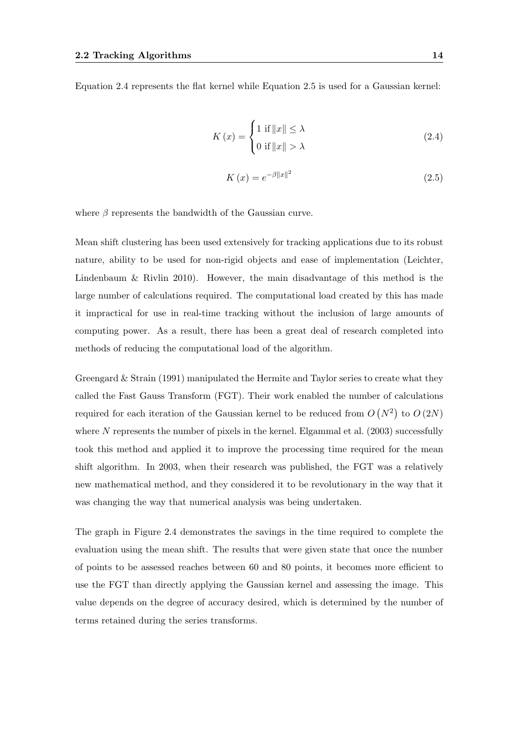Equation 2.4 represents the flat kernel while Equation 2.5 is used for a Gaussian kernel:

$$K(x) = \begin{cases} 1 \text{ if } \|x\| \leq \lambda \\ 0 \text{ if } \|x\| > \lambda \end{cases} \tag{2.4}$$

$$K(x) = e^{-\beta \|x\|^2} \tag{2.5}$$

where $\beta$ represents the bandwidth of the Gaussian curve.

Mean shift clustering has been used extensively for tracking applications due to its robust nature, ability to be used for non-rigid objects and ease of implementation (Leichter, Lindenbaum & Rivlin 2010). However, the main disadvantage of this method is the large number of calculations required. The computational load created by this has made it impractical for use in real-time tracking without the inclusion of large amounts of computing power. As a result, there has been a great deal of research completed into methods of reducing the computational load of the algorithm.

Greengard & Strain (1991) manipulated the Hermite and Taylor series to create what they called the Fast Gauss Transform (FGT). Their work enabled the number of calculations required for each iteration of the Gaussian kernel to be reduced from $O(N^2)$ to $O(2N)$ where $N$ represents the number of pixels in the kernel. Elgammal et al. (2003) successfully took this method and applied it to improve the processing time required for the mean shift algorithm. In 2003, when their research was published, the FGT was a relatively new mathematical method, and they considered it to be revolutionary in the way that it was changing the way that numerical analysis was being undertaken.

The graph in Figure 2.4 demonstrates the savings in the time required to complete the evaluation using the mean shift. The results that were given state that once the number of points to be assessed reaches between 60 and 80 points, it becomes more efficient to use the FGT than directly applying the Gaussian kernel and assessing the image. This value depends on the degree of accuracy desired, which is determined by the number of terms retained during the series transforms.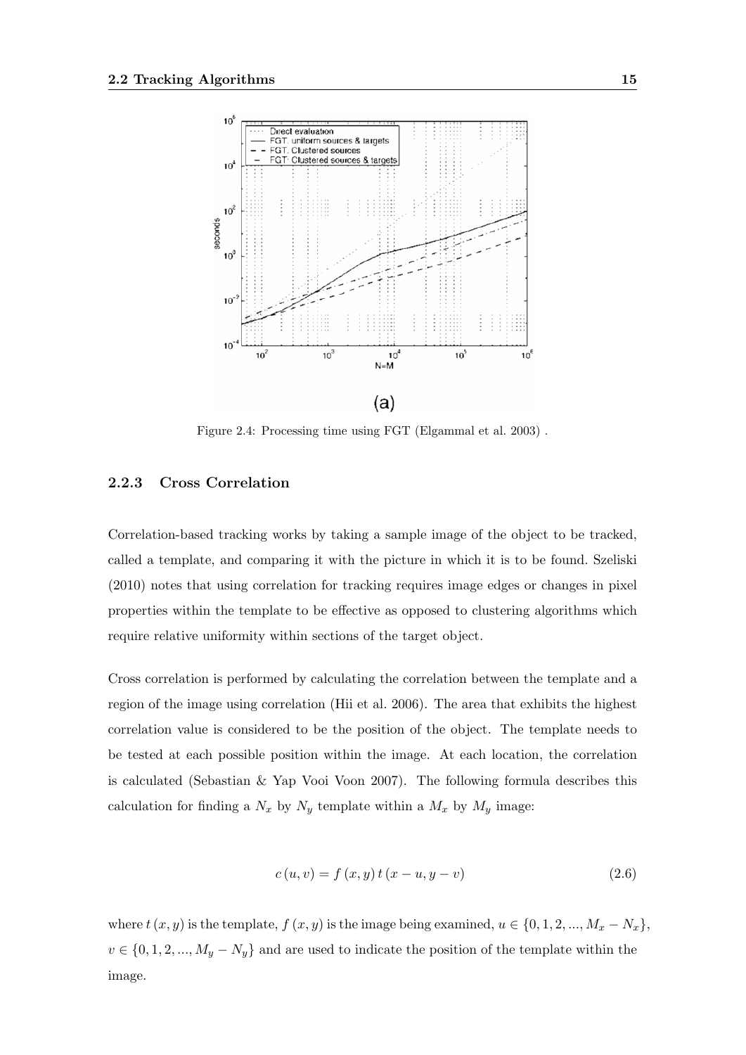Figure 2.4: Processing time using FGT (Elgammal et al. 2003) .

### 2.2.3 Cross Correlation

Correlation-based tracking works by taking a sample image of the object to be tracked, called a template, and comparing it with the picture in which it is to be found. Szeliski (2010) notes that using correlation for tracking requires image edges or changes in pixel properties within the template to be effective as opposed to clustering algorithms which require relative uniformity within sections of the target object.

Cross correlation is performed by calculating the correlation between the template and a region of the image using correlation (Hii et al. 2006). The area that exhibits the highest correlation value is considered to be the position of the object. The template needs to be tested at each possible position within the image. At each location, the correlation is calculated (Sebastian & Yap Vooi Voon 2007). The following formula describes this calculation for finding a $N_x$ by $N_y$ template within a $M_x$ by $M_y$ image:

$$c(u, v) = f(x, y)\, t(x - u, y - v) \tag{2.6}$$

where $t(x, y)$ is the template, $f(x, y)$ is the image being examined, $u \in \{0, 1, 2, ..., M_x - N_x\}$, $v \in \{0, 1, 2, ..., M_y - N_y\}$ and are used to indicate the position of the template within the image.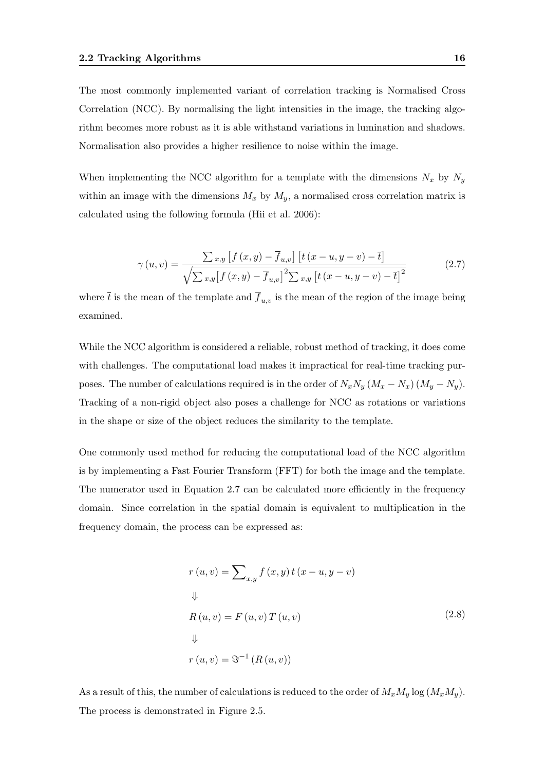The most commonly implemented variant of correlation tracking is Normalised Cross Correlation (NCC). By normalising the light intensities in the image, the tracking algorithm becomes more robust as it is able withstand variations in lumination and shadows. Normalisation also provides a higher resilience to noise within the image.

When implementing the NCC algorithm for a template with the dimensions $N_x$ by $N_y$ within an image with the dimensions $M_x$ by $M_y$, a normalised cross correlation matrix is calculated using the following formula (Hii et al. 2006):

$$\gamma(u,v) = \frac{\sum_{x,y}\left[f(x,y) - \overline{f}_{u,v}\right]\left[t(x-u,y-v) - \overline{t}\right]}{\sqrt{\sum_{x,y}\left[f(x,y) - \overline{f}_{u,v}\right]^2 \sum_{x,y}\left[t(x-u,y-v) - \overline{t}\right]^2}} \tag{2.7}$$

where $\overline{t}$ is the mean of the template and $\overline{f}_{u,v}$ is the mean of the region of the image being examined.

While the NCC algorithm is considered a reliable, robust method of tracking, it does come with challenges. The computational load makes it impractical for real-time tracking purposes. The number of calculations required is in the order of $N_x N_y (M_x - N_x)(M_y - N_y)$. Tracking of a non-rigid object also poses a challenge for NCC as rotations or variations in the shape or size of the object reduces the similarity to the template.

One commonly used method for reducing the computational load of the NCC algorithm is by implementing a Fast Fourier Transform (FFT) for both the image and the template. The numerator used in Equation 2.7 can be calculated more efficiently in the frequency domain. Since correlation in the spatial domain is equivalent to multiplication in the frequency domain, the process can be expressed as:

$$\begin{aligned}
& r(u,v) = \sum\nolimits_{x,y} f(x,y)\, t(x-u,y-v) \\
& \Downarrow \\
& R(u,v) = F(u,v)\, T(u,v) \\
& \Downarrow \\
& r(u,v) = \Im^{-1}(R(u,v))
\end{aligned} \tag{2.8}$$

As a result of this, the number of calculations is reduced to the order of $M_x M_y \log(M_x M_y)$. The process is demonstrated in Figure 2.5.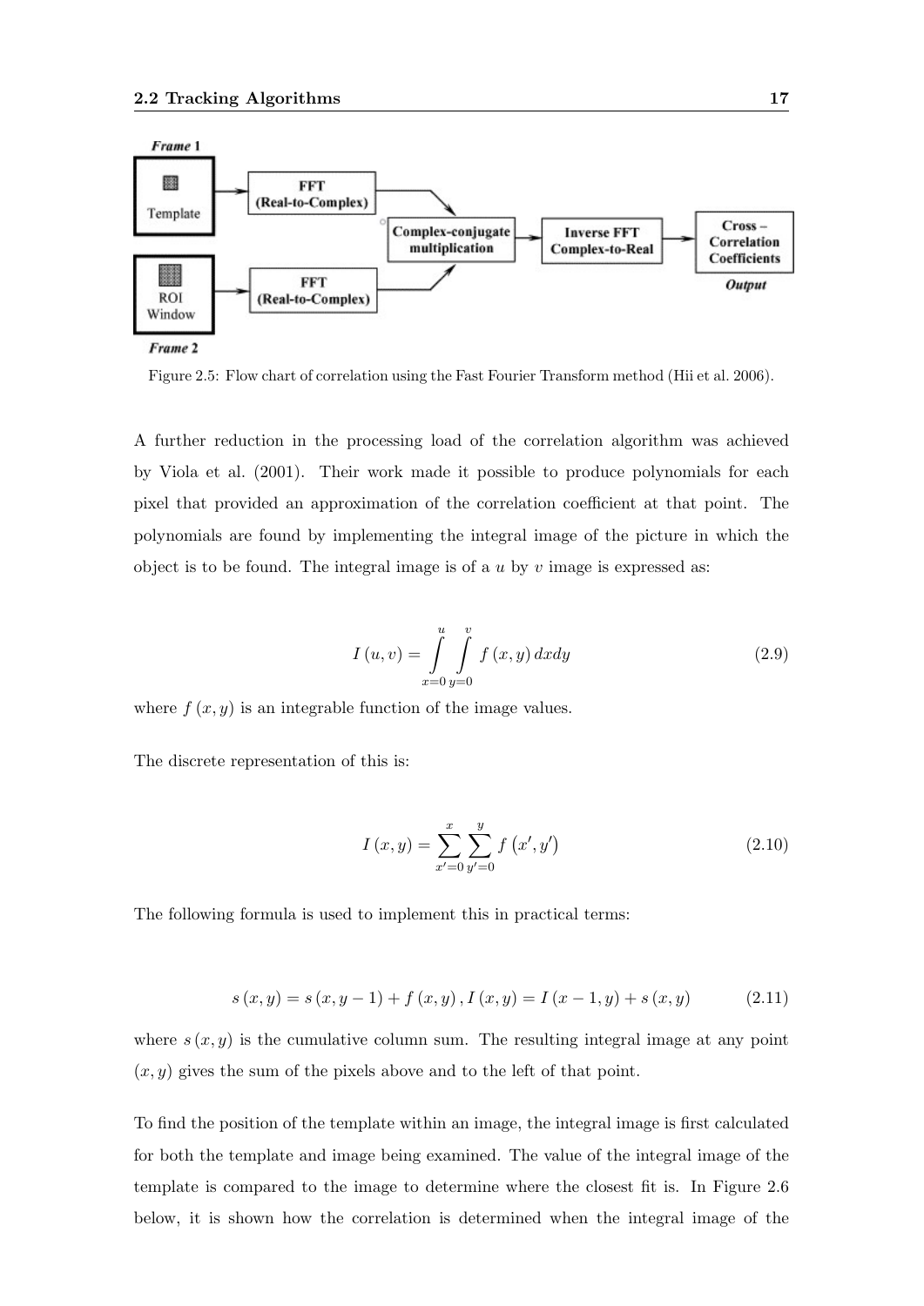Figure 2.5: Flow chart of correlation using the Fast Fourier Transform method (Hii et al. 2006).

A further reduction in the processing load of the correlation algorithm was achieved by Viola et al. (2001). Their work made it possible to produce polynomials for each pixel that provided an approximation of the correlation coefficient at that point. The polynomials are found by implementing the integral image of the picture in which the object is to be found. The integral image is of a $u$ by $v$ image is expressed as:

$$I(u,v) = \int_{x=0}^{u} \int_{y=0}^{v} f(x,y)\, dxdy \tag{2.9}$$

where $f(x,y)$ is an integrable function of the image values.

The discrete representation of this is:

$$I(x,y) = \sum_{x'=0}^{x} \sum_{y'=0}^{y} f(x',y') \tag{2.10}$$

The following formula is used to implement this in practical terms:

$$s(x,y) = s(x,y-1) + f(x,y),\, I(x,y) = I(x-1,y) + s(x,y) \tag{2.11}$$

where $s(x,y)$ is the cumulative column sum. The resulting integral image at any point $(x,y)$ gives the sum of the pixels above and to the left of that point.

To find the position of the template within an image, the integral image is first calculated for both the template and image being examined. The value of the integral image of the template is compared to the image to determine where the closest fit is. In Figure 2.6 below, it is shown how the correlation is determined when the integral image of the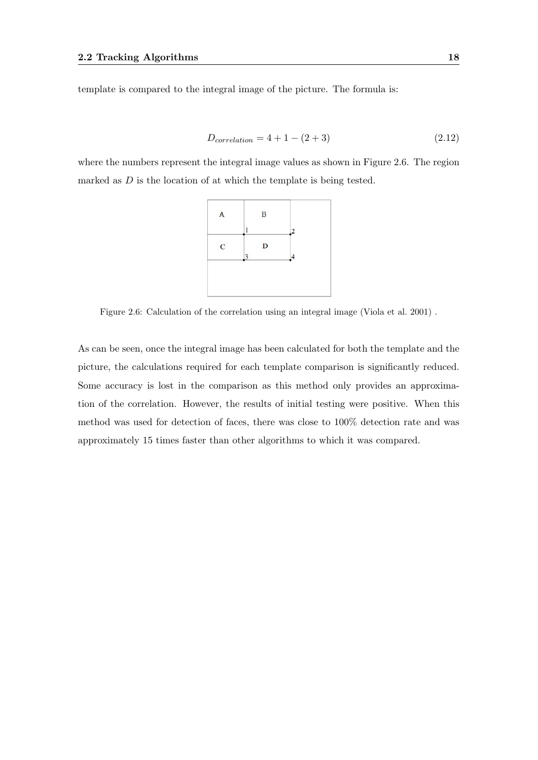template is compared to the integral image of the picture. The formula is:

$$D_{correlation} = 4 + 1 - (2 + 3) \tag{2.12}$$

where the numbers represent the integral image values as shown in Figure 2.6. The region marked as $D$ is the location of at which the template is being tested.

Figure 2.6: Calculation of the correlation using an integral image (Viola et al. 2001) .

As can be seen, once the integral image has been calculated for both the template and the picture, the calculations required for each template comparison is significantly reduced. Some accuracy is lost in the comparison as this method only provides an approximation of the correlation. However, the results of initial testing were positive. When this method was used for detection of faces, there was close to 100% detection rate and was approximately 15 times faster than other algorithms to which it was compared.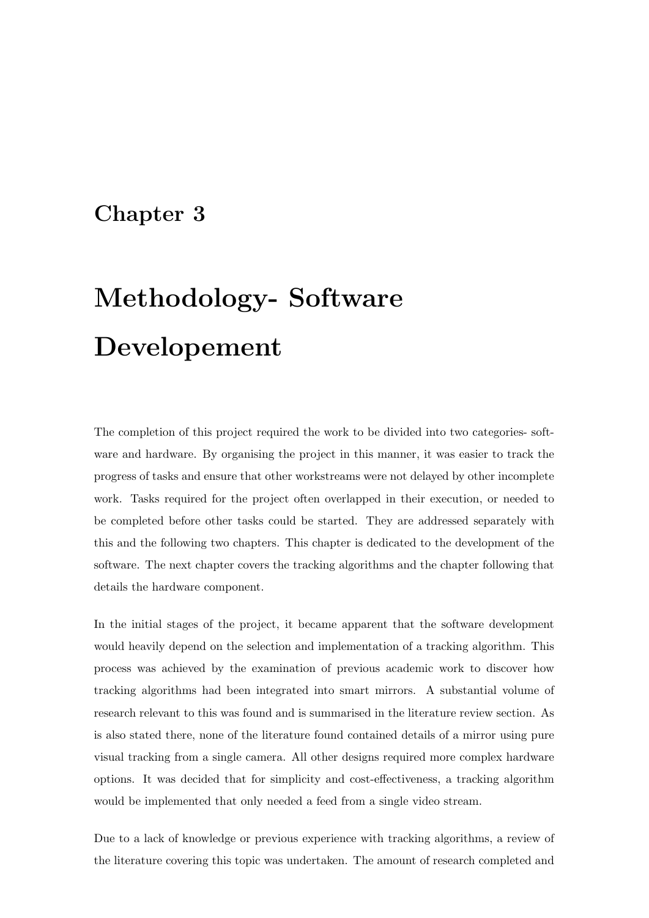# Chapter 3

# Methodology- Software Developement

The completion of this project required the work to be divided into two categories- software and hardware. By organising the project in this manner, it was easier to track the progress of tasks and ensure that other workstreams were not delayed by other incomplete work. Tasks required for the project often overlapped in their execution, or needed to be completed before other tasks could be started. They are addressed separately with this and the following two chapters. This chapter is dedicated to the development of the software. The next chapter covers the tracking algorithms and the chapter following that details the hardware component.

In the initial stages of the project, it became apparent that the software development would heavily depend on the selection and implementation of a tracking algorithm. This process was achieved by the examination of previous academic work to discover how tracking algorithms had been integrated into smart mirrors. A substantial volume of research relevant to this was found and is summarised in the literature review section. As is also stated there, none of the literature found contained details of a mirror using pure visual tracking from a single camera. All other designs required more complex hardware options. It was decided that for simplicity and cost-effectiveness, a tracking algorithm would be implemented that only needed a feed from a single video stream.

Due to a lack of knowledge or previous experience with tracking algorithms, a review of the literature covering this topic was undertaken. The amount of research completed and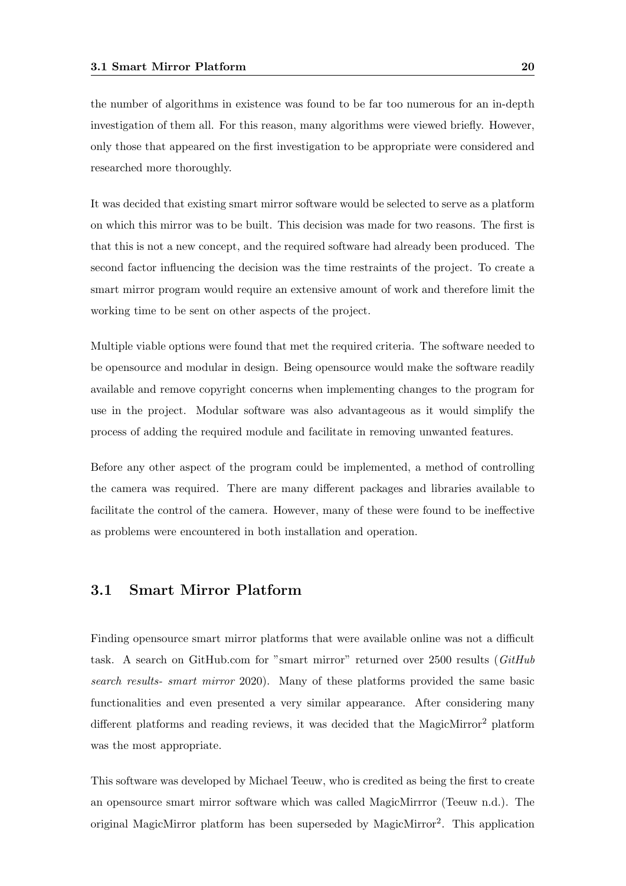the number of algorithms in existence was found to be far too numerous for an in-depth investigation of them all. For this reason, many algorithms were viewed briefly. However, only those that appeared on the first investigation to be appropriate were considered and researched more thoroughly.

It was decided that existing smart mirror software would be selected to serve as a platform on which this mirror was to be built. This decision was made for two reasons. The first is that this is not a new concept, and the required software had already been produced. The second factor influencing the decision was the time restraints of the project. To create a smart mirror program would require an extensive amount of work and therefore limit the working time to be sent on other aspects of the project.

Multiple viable options were found that met the required criteria. The software needed to be opensource and modular in design. Being opensource would make the software readily available and remove copyright concerns when implementing changes to the program for use in the project. Modular software was also advantageous as it would simplify the process of adding the required module and facilitate in removing unwanted features.

Before any other aspect of the program could be implemented, a method of controlling the camera was required. There are many different packages and libraries available to facilitate the control of the camera. However, many of these were found to be ineffective as problems were encountered in both installation and operation.

## 3.1 Smart Mirror Platform

Finding opensource smart mirror platforms that were available online was not a difficult task. A search on GitHub.com for "smart mirror" returned over 2500 results (*GitHub search results- smart mirror* 2020). Many of these platforms provided the same basic functionalities and even presented a very similar appearance. After considering many different platforms and reading reviews, it was decided that the MagicMirror$^2$ platform was the most appropriate.

This software was developed by Michael Teeuw, who is credited as being the first to create an opensource smart mirror software which was called MagicMirrror (Teeuw n.d.). The original MagicMirror platform has been superseded by MagicMirror$^2$. This application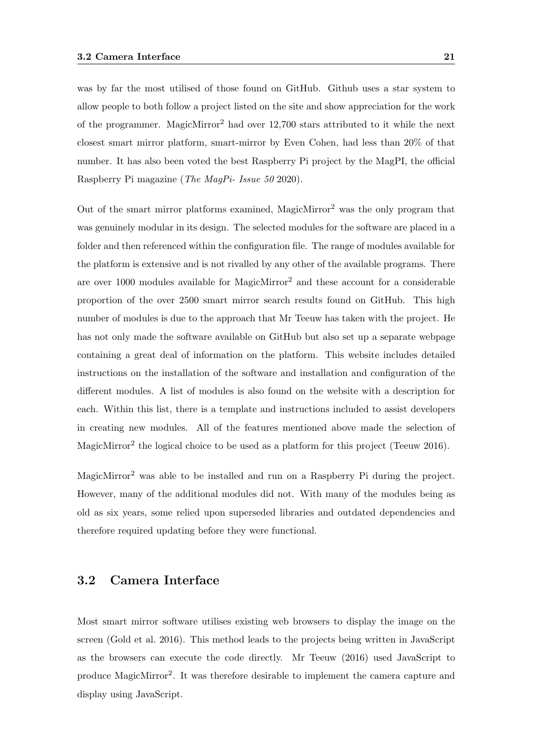was by far the most utilised of those found on GitHub. Github uses a star system to allow people to both follow a project listed on the site and show appreciation for the work of the programmer. MagicMirror$^2$ had over 12,700 stars attributed to it while the next closest smart mirror platform, smart-mirror by Even Cohen, had less than 20% of that number. It has also been voted the best Raspberry Pi project by the MagPI, the official Raspberry Pi magazine (*The MagPi- Issue 50* 2020).

Out of the smart mirror platforms examined, MagicMirror$^2$ was the only program that was genuinely modular in its design. The selected modules for the software are placed in a folder and then referenced within the configuration file. The range of modules available for the platform is extensive and is not rivalled by any other of the available programs. There are over 1000 modules available for MagicMirror$^2$ and these account for a considerable proportion of the over 2500 smart mirror search results found on GitHub. This high number of modules is due to the approach that Mr Teeuw has taken with the project. He has not only made the software available on GitHub but also set up a separate webpage containing a great deal of information on the platform. This website includes detailed instructions on the installation of the software and installation and configuration of the different modules. A list of modules is also found on the website with a description for each. Within this list, there is a template and instructions included to assist developers in creating new modules. All of the features mentioned above made the selection of MagicMirror$^2$ the logical choice to be used as a platform for this project (Teeuw 2016).

MagicMirror$^2$ was able to be installed and run on a Raspberry Pi during the project. However, many of the additional modules did not. With many of the modules being as old as six years, some relied upon superseded libraries and outdated dependencies and therefore required updating before they were functional.

## 3.2 Camera Interface

Most smart mirror software utilises existing web browsers to display the image on the screen (Gold et al. 2016). This method leads to the projects being written in JavaScript as the browsers can execute the code directly. Mr Teeuw (2016) used JavaScript to produce MagicMirror$^2$. It was therefore desirable to implement the camera capture and display using JavaScript.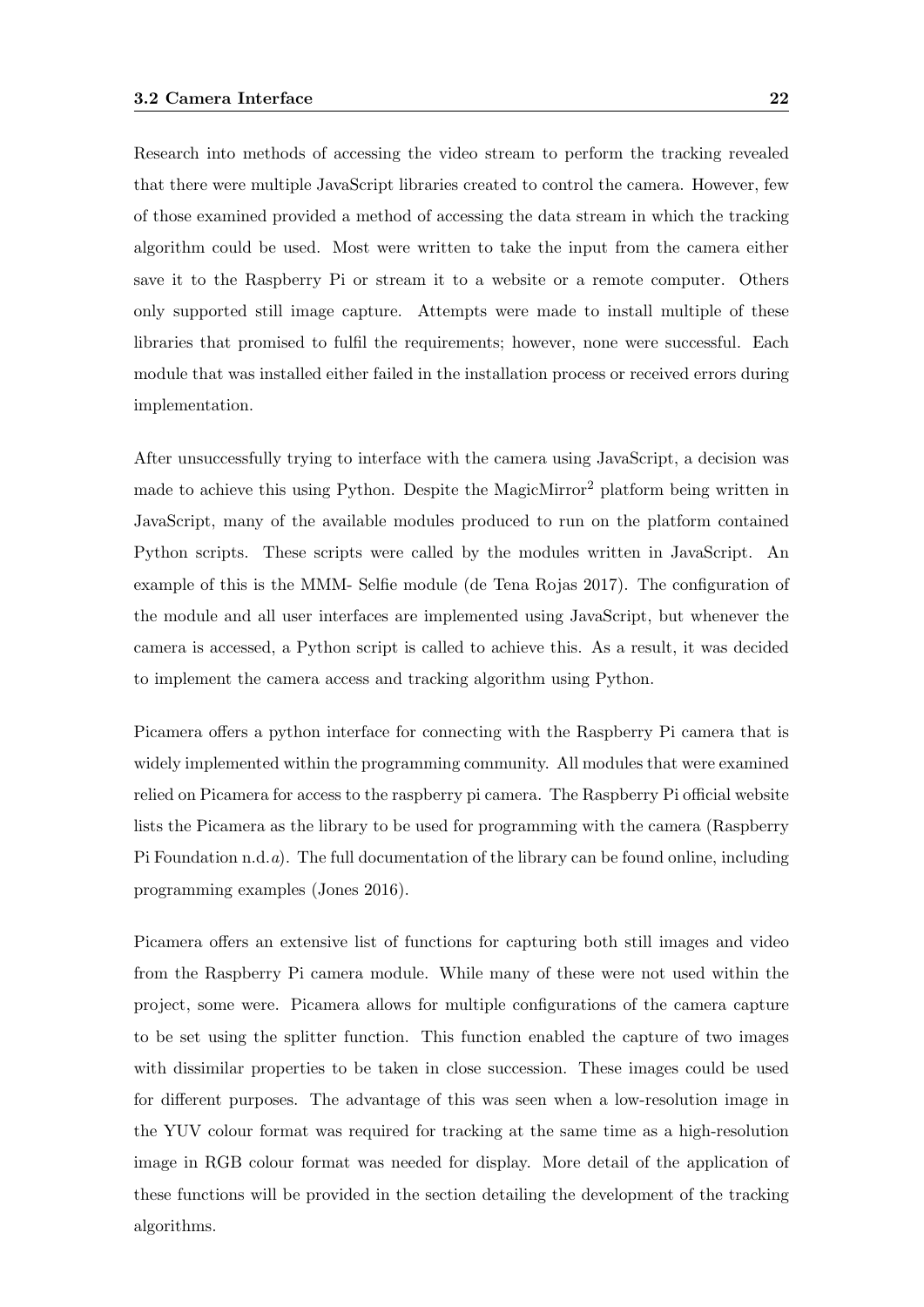Research into methods of accessing the video stream to perform the tracking revealed that there were multiple JavaScript libraries created to control the camera. However, few of those examined provided a method of accessing the data stream in which the tracking algorithm could be used. Most were written to take the input from the camera either save it to the Raspberry Pi or stream it to a website or a remote computer. Others only supported still image capture. Attempts were made to install multiple of these libraries that promised to fulfil the requirements; however, none were successful. Each module that was installed either failed in the installation process or received errors during implementation.

After unsuccessfully trying to interface with the camera using JavaScript, a decision was made to achieve this using Python. Despite the MagicMirror$^2$ platform being written in JavaScript, many of the available modules produced to run on the platform contained Python scripts. These scripts were called by the modules written in JavaScript. An example of this is the MMM- Selfie module (de Tena Rojas 2017). The configuration of the module and all user interfaces are implemented using JavaScript, but whenever the camera is accessed, a Python script is called to achieve this. As a result, it was decided to implement the camera access and tracking algorithm using Python.

Picamera offers a python interface for connecting with the Raspberry Pi camera that is widely implemented within the programming community. All modules that were examined relied on Picamera for access to the raspberry pi camera. The Raspberry Pi official website lists the Picamera as the library to be used for programming with the camera (Raspberry Pi Foundation n.d.*a*). The full documentation of the library can be found online, including programming examples (Jones 2016).

Picamera offers an extensive list of functions for capturing both still images and video from the Raspberry Pi camera module. While many of these were not used within the project, some were. Picamera allows for multiple configurations of the camera capture to be set using the splitter function. This function enabled the capture of two images with dissimilar properties to be taken in close succession. These images could be used for different purposes. The advantage of this was seen when a low-resolution image in the YUV colour format was required for tracking at the same time as a high-resolution image in RGB colour format was needed for display. More detail of the application of these functions will be provided in the section detailing the development of the tracking algorithms.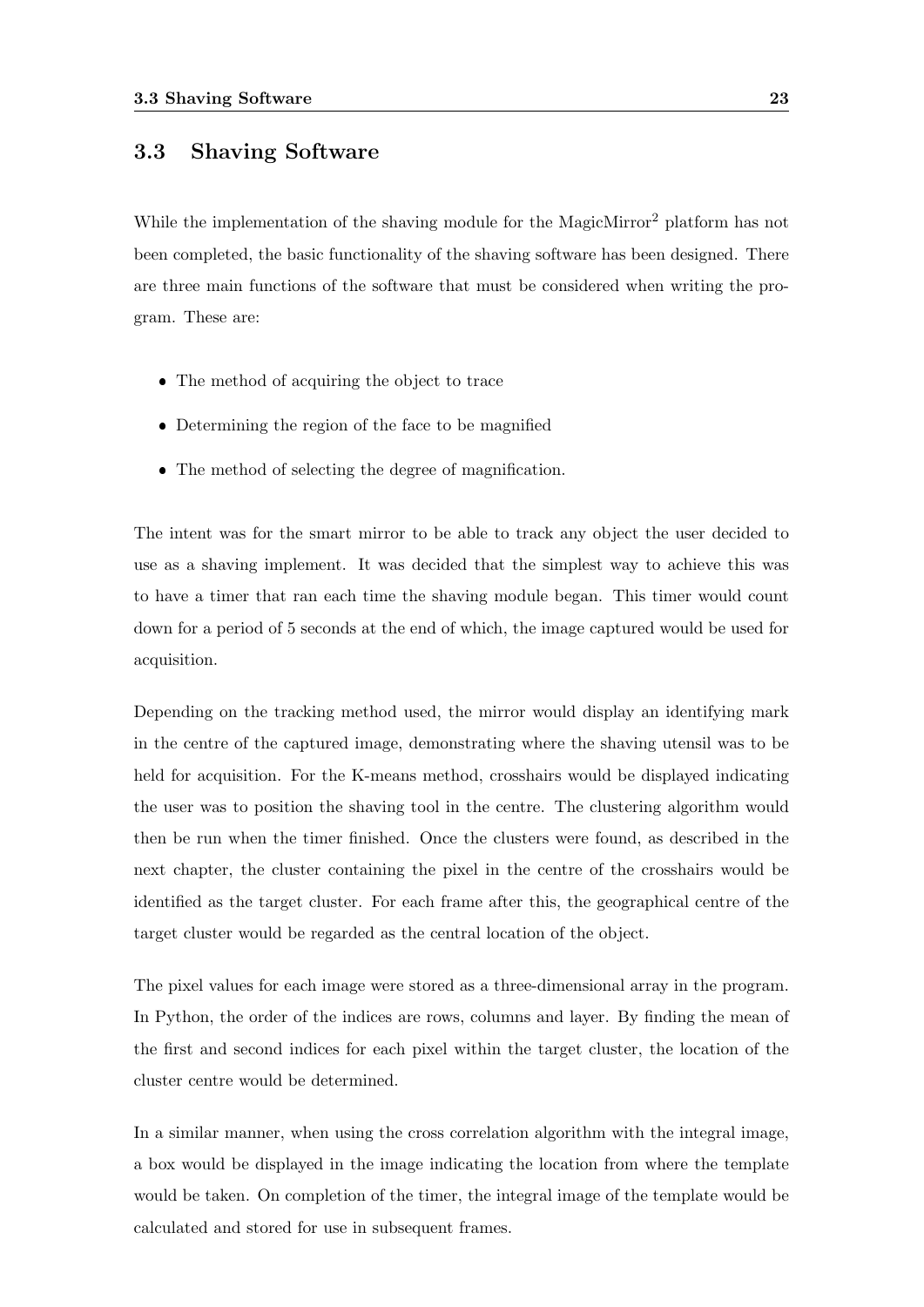## 3.3 Shaving Software

While the implementation of the shaving module for the MagicMirror$^2$ platform has not been completed, the basic functionality of the shaving software has been designed. There are three main functions of the software that must be considered when writing the program. These are:

- The method of acquiring the object to trace
- Determining the region of the face to be magnified
- The method of selecting the degree of magnification.

The intent was for the smart mirror to be able to track any object the user decided to use as a shaving implement. It was decided that the simplest way to achieve this was to have a timer that ran each time the shaving module began. This timer would count down for a period of 5 seconds at the end of which, the image captured would be used for acquisition.

Depending on the tracking method used, the mirror would display an identifying mark in the centre of the captured image, demonstrating where the shaving utensil was to be held for acquisition. For the K-means method, crosshairs would be displayed indicating the user was to position the shaving tool in the centre. The clustering algorithm would then be run when the timer finished. Once the clusters were found, as described in the next chapter, the cluster containing the pixel in the centre of the crosshairs would be identified as the target cluster. For each frame after this, the geographical centre of the target cluster would be regarded as the central location of the object.

The pixel values for each image were stored as a three-dimensional array in the program. In Python, the order of the indices are rows, columns and layer. By finding the mean of the first and second indices for each pixel within the target cluster, the location of the cluster centre would be determined.

In a similar manner, when using the cross correlation algorithm with the integral image, a box would be displayed in the image indicating the location from where the template would be taken. On completion of the timer, the integral image of the template would be calculated and stored for use in subsequent frames.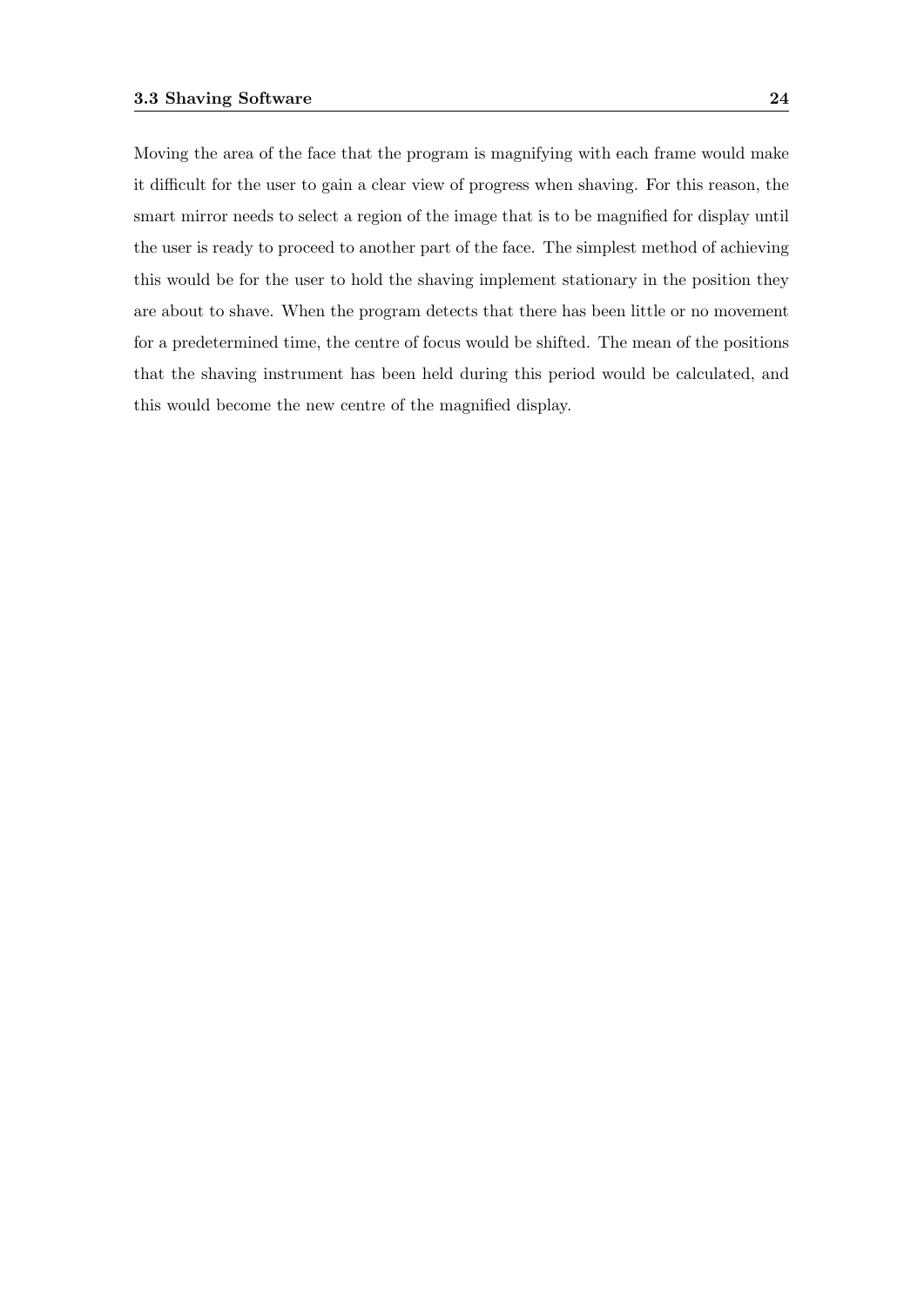Moving the area of the face that the program is magnifying with each frame would make it difficult for the user to gain a clear view of progress when shaving. For this reason, the smart mirror needs to select a region of the image that is to be magnified for display until the user is ready to proceed to another part of the face. The simplest method of achieving this would be for the user to hold the shaving implement stationary in the position they are about to shave. When the program detects that there has been little or no movement for a predetermined time, the centre of focus would be shifted. The mean of the positions that the shaving instrument has been held during this period would be calculated, and this would become the new centre of the magnified display.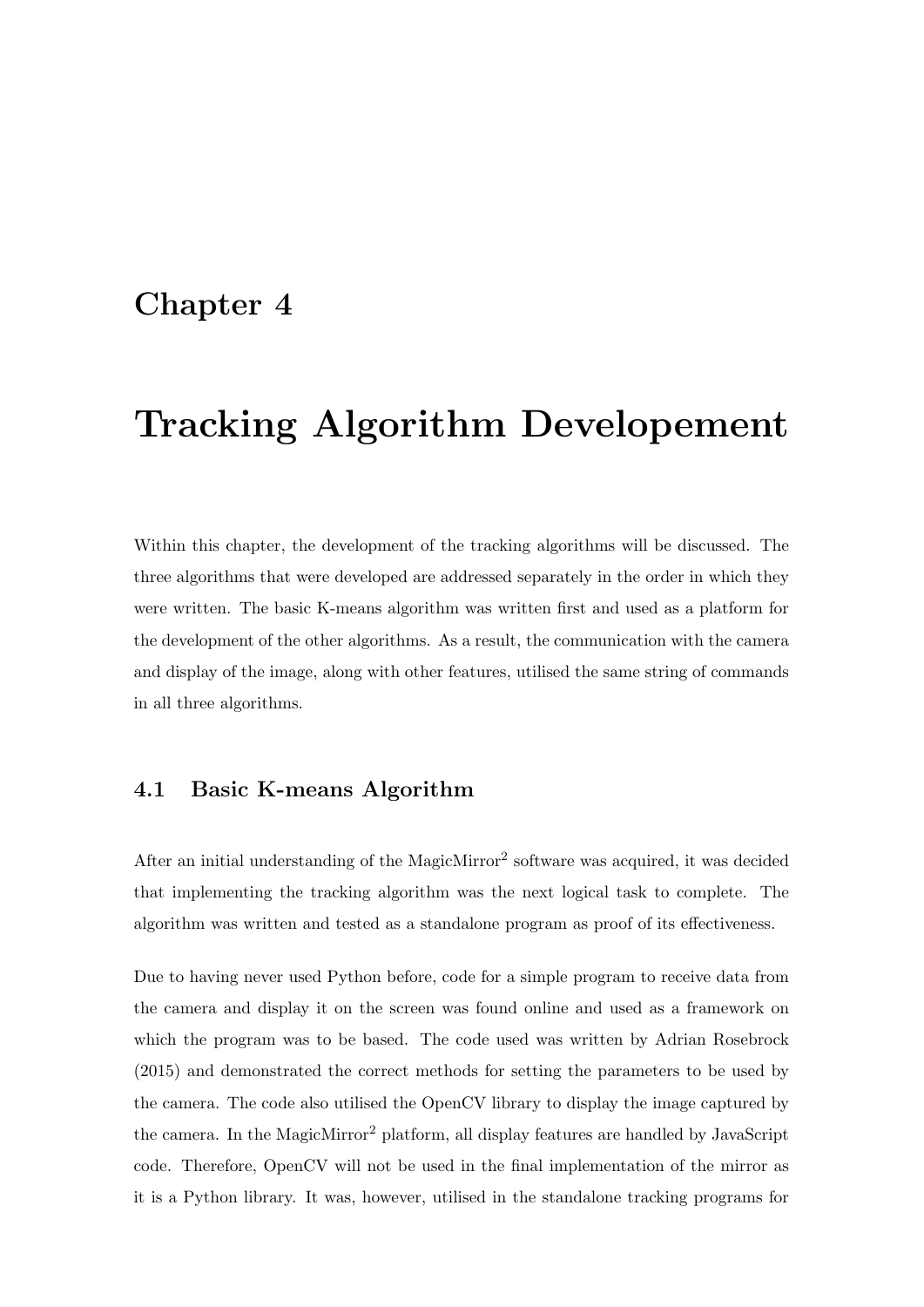# Chapter 4

# Tracking Algorithm Developement

Within this chapter, the development of the tracking algorithms will be discussed. The three algorithms that were developed are addressed separately in the order in which they were written. The basic K-means algorithm was written first and used as a platform for the development of the other algorithms. As a result, the communication with the camera and display of the image, along with other features, utilised the same string of commands in all three algorithms.

## 4.1 Basic K-means Algorithm

After an initial understanding of the MagicMirror$^2$ software was acquired, it was decided that implementing the tracking algorithm was the next logical task to complete. The algorithm was written and tested as a standalone program as proof of its effectiveness.

Due to having never used Python before, code for a simple program to receive data from the camera and display it on the screen was found online and used as a framework on which the program was to be based. The code used was written by Adrian Rosebrock (2015) and demonstrated the correct methods for setting the parameters to be used by the camera. The code also utilised the OpenCV library to display the image captured by the camera. In the MagicMirror$^2$ platform, all display features are handled by JavaScript code. Therefore, OpenCV will not be used in the final implementation of the mirror as it is a Python library. It was, however, utilised in the standalone tracking programs for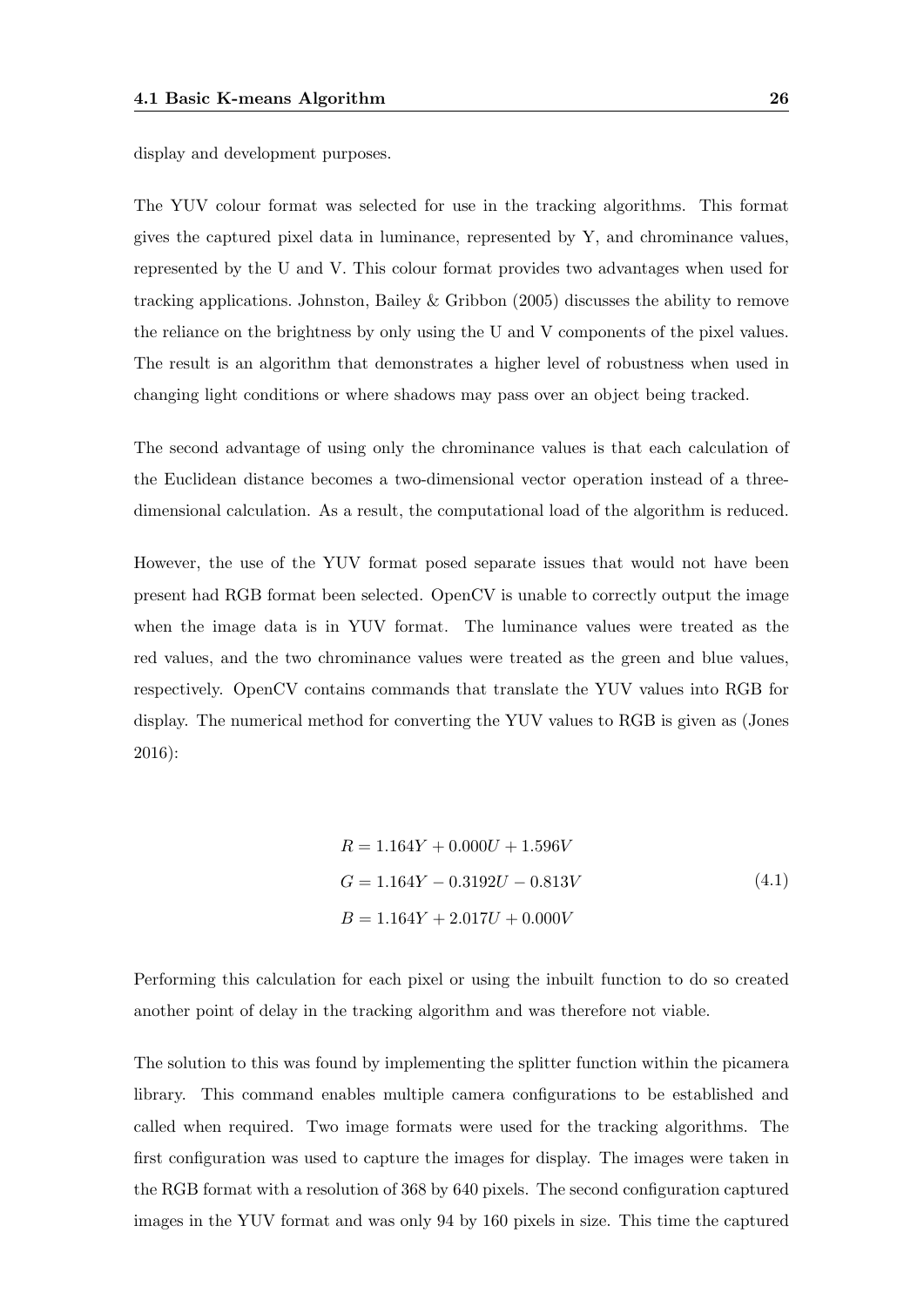display and development purposes.

The YUV colour format was selected for use in the tracking algorithms. This format gives the captured pixel data in luminance, represented by Y, and chrominance values, represented by the U and V. This colour format provides two advantages when used for tracking applications. Johnston, Bailey & Gribbon (2005) discusses the ability to remove the reliance on the brightness by only using the U and V components of the pixel values. The result is an algorithm that demonstrates a higher level of robustness when used in changing light conditions or where shadows may pass over an object being tracked.

The second advantage of using only the chrominance values is that each calculation of the Euclidean distance becomes a two-dimensional vector operation instead of a three-dimensional calculation. As a result, the computational load of the algorithm is reduced.

However, the use of the YUV format posed separate issues that would not have been present had RGB format been selected. OpenCV is unable to correctly output the image when the image data is in YUV format. The luminance values were treated as the red values, and the two chrominance values were treated as the green and blue values, respectively. OpenCV contains commands that translate the YUV values into RGB for display. The numerical method for converting the YUV values to RGB is given as (Jones 2016):

$$
\begin{aligned}
R &= 1.164Y + 0.000U + 1.596V \\
G &= 1.164Y - 0.3192U - 0.813V \\
B &= 1.164Y + 2.017U + 0.000V
\end{aligned}
\tag{4.1}
$$

Performing this calculation for each pixel or using the inbuilt function to do so created another point of delay in the tracking algorithm and was therefore not viable.

The solution to this was found by implementing the splitter function within the picamera library. This command enables multiple camera configurations to be established and called when required. Two image formats were used for the tracking algorithms. The first configuration was used to capture the images for display. The images were taken in the RGB format with a resolution of 368 by 640 pixels. The second configuration captured images in the YUV format and was only 94 by 160 pixels in size. This time the captured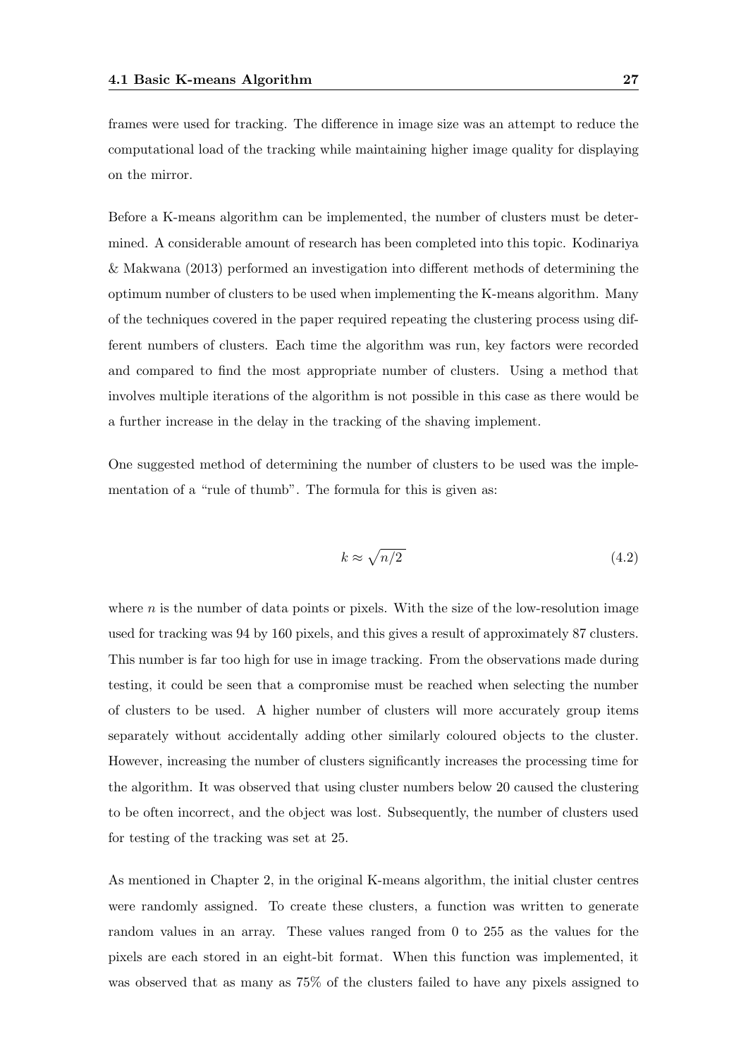frames were used for tracking. The difference in image size was an attempt to reduce the computational load of the tracking while maintaining higher image quality for displaying on the mirror.

Before a K-means algorithm can be implemented, the number of clusters must be determined. A considerable amount of research has been completed into this topic. Kodinariya & Makwana (2013) performed an investigation into different methods of determining the optimum number of clusters to be used when implementing the K-means algorithm. Many of the techniques covered in the paper required repeating the clustering process using different numbers of clusters. Each time the algorithm was run, key factors were recorded and compared to find the most appropriate number of clusters. Using a method that involves multiple iterations of the algorithm is not possible in this case as there would be a further increase in the delay in the tracking of the shaving implement.

One suggested method of determining the number of clusters to be used was the implementation of a "rule of thumb". The formula for this is given as:

$$k \approx \sqrt{n/2} \tag{4.2}$$

where $n$ is the number of data points or pixels. With the size of the low-resolution image used for tracking was 94 by 160 pixels, and this gives a result of approximately 87 clusters. This number is far too high for use in image tracking. From the observations made during testing, it could be seen that a compromise must be reached when selecting the number of clusters to be used. A higher number of clusters will more accurately group items separately without accidentally adding other similarly coloured objects to the cluster. However, increasing the number of clusters significantly increases the processing time for the algorithm. It was observed that using cluster numbers below 20 caused the clustering to be often incorrect, and the object was lost. Subsequently, the number of clusters used for testing of the tracking was set at 25.

As mentioned in Chapter 2, in the original K-means algorithm, the initial cluster centres were randomly assigned. To create these clusters, a function was written to generate random values in an array. These values ranged from 0 to 255 as the values for the pixels are each stored in an eight-bit format. When this function was implemented, it was observed that as many as 75% of the clusters failed to have any pixels assigned to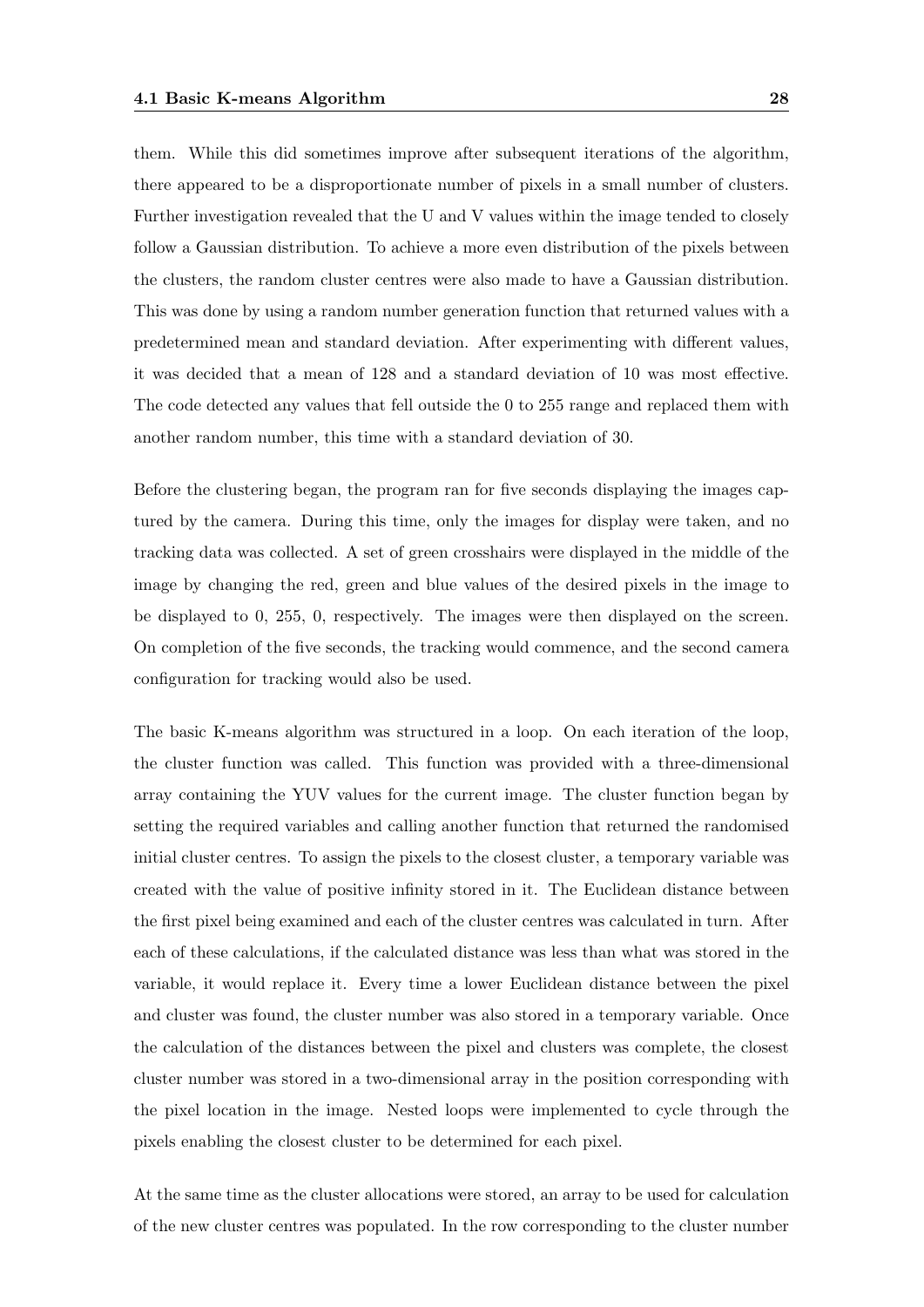them. While this did sometimes improve after subsequent iterations of the algorithm, there appeared to be a disproportionate number of pixels in a small number of clusters. Further investigation revealed that the U and V values within the image tended to closely follow a Gaussian distribution. To achieve a more even distribution of the pixels between the clusters, the random cluster centres were also made to have a Gaussian distribution. This was done by using a random number generation function that returned values with a predetermined mean and standard deviation. After experimenting with different values, it was decided that a mean of 128 and a standard deviation of 10 was most effective. The code detected any values that fell outside the 0 to 255 range and replaced them with another random number, this time with a standard deviation of 30.

Before the clustering began, the program ran for five seconds displaying the images captured by the camera. During this time, only the images for display were taken, and no tracking data was collected. A set of green crosshairs were displayed in the middle of the image by changing the red, green and blue values of the desired pixels in the image to be displayed to 0, 255, 0, respectively. The images were then displayed on the screen. On completion of the five seconds, the tracking would commence, and the second camera configuration for tracking would also be used.

The basic K-means algorithm was structured in a loop. On each iteration of the loop, the cluster function was called. This function was provided with a three-dimensional array containing the YUV values for the current image. The cluster function began by setting the required variables and calling another function that returned the randomised initial cluster centres. To assign the pixels to the closest cluster, a temporary variable was created with the value of positive infinity stored in it. The Euclidean distance between the first pixel being examined and each of the cluster centres was calculated in turn. After each of these calculations, if the calculated distance was less than what was stored in the variable, it would replace it. Every time a lower Euclidean distance between the pixel and cluster was found, the cluster number was also stored in a temporary variable. Once the calculation of the distances between the pixel and clusters was complete, the closest cluster number was stored in a two-dimensional array in the position corresponding with the pixel location in the image. Nested loops were implemented to cycle through the pixels enabling the closest cluster to be determined for each pixel.

At the same time as the cluster allocations were stored, an array to be used for calculation of the new cluster centres was populated. In the row corresponding to the cluster number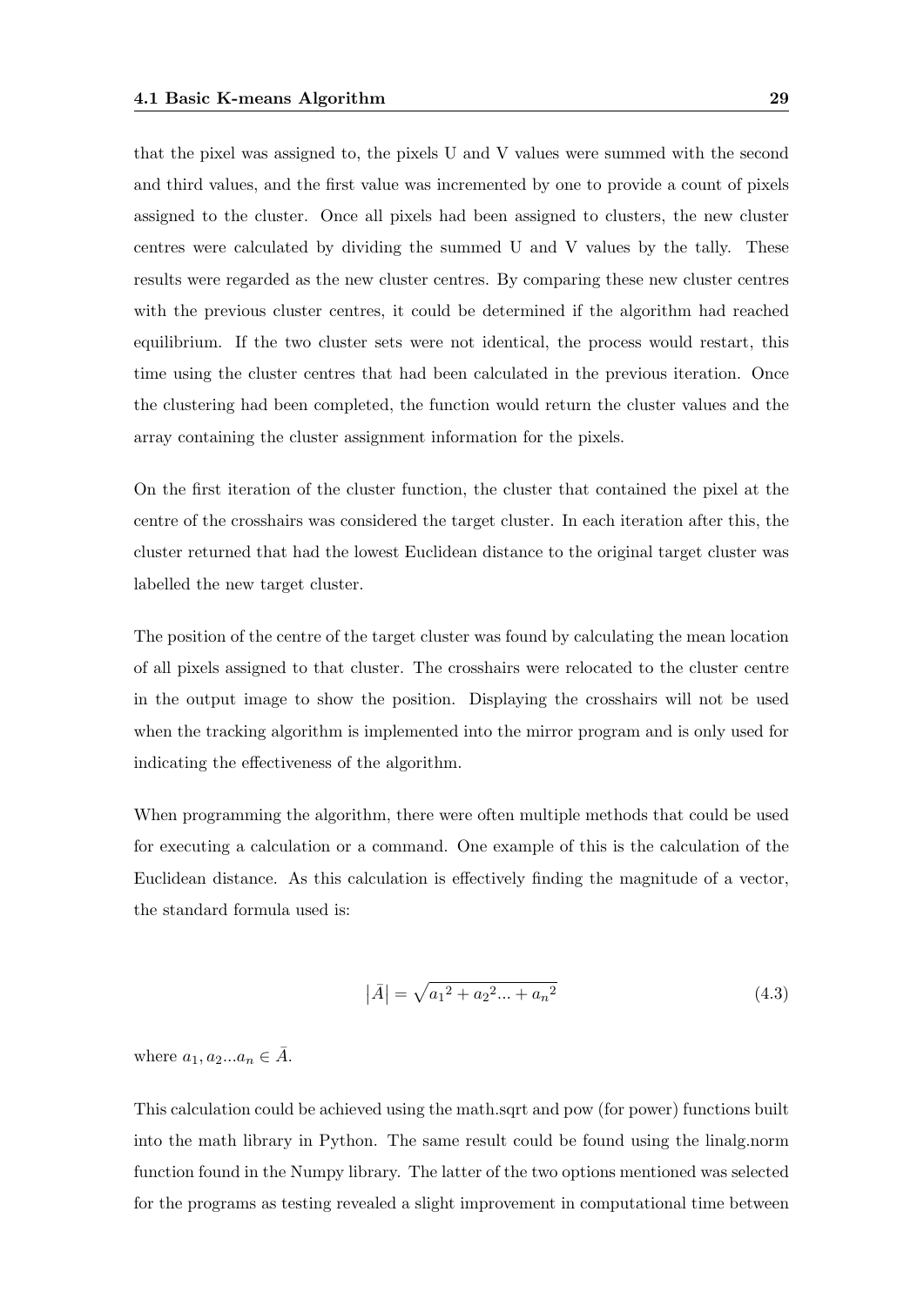that the pixel was assigned to, the pixels U and V values were summed with the second and third values, and the first value was incremented by one to provide a count of pixels assigned to the cluster. Once all pixels had been assigned to clusters, the new cluster centres were calculated by dividing the summed U and V values by the tally. These results were regarded as the new cluster centres. By comparing these new cluster centres with the previous cluster centres, it could be determined if the algorithm had reached equilibrium. If the two cluster sets were not identical, the process would restart, this time using the cluster centres that had been calculated in the previous iteration. Once the clustering had been completed, the function would return the cluster values and the array containing the cluster assignment information for the pixels.

On the first iteration of the cluster function, the cluster that contained the pixel at the centre of the crosshairs was considered the target cluster. In each iteration after this, the cluster returned that had the lowest Euclidean distance to the original target cluster was labelled the new target cluster.

The position of the centre of the target cluster was found by calculating the mean location of all pixels assigned to that cluster. The crosshairs were relocated to the cluster centre in the output image to show the position. Displaying the crosshairs will not be used when the tracking algorithm is implemented into the mirror program and is only used for indicating the effectiveness of the algorithm.

When programming the algorithm, there were often multiple methods that could be used for executing a calculation or a command. One example of this is the calculation of the Euclidean distance. As this calculation is effectively finding the magnitude of a vector, the standard formula used is:

$$\left|\bar{A}\right| = \sqrt{a_1{}^2 + a_2{}^2 ... + a_n{}^2} \tag{4.3}$$

where $a_1, a_2 ... a_n \in \bar{A}$.

This calculation could be achieved using the math.sqrt and pow (for power) functions built into the math library in Python. The same result could be found using the linalg.norm function found in the Numpy library. The latter of the two options mentioned was selected for the programs as testing revealed a slight improvement in computational time between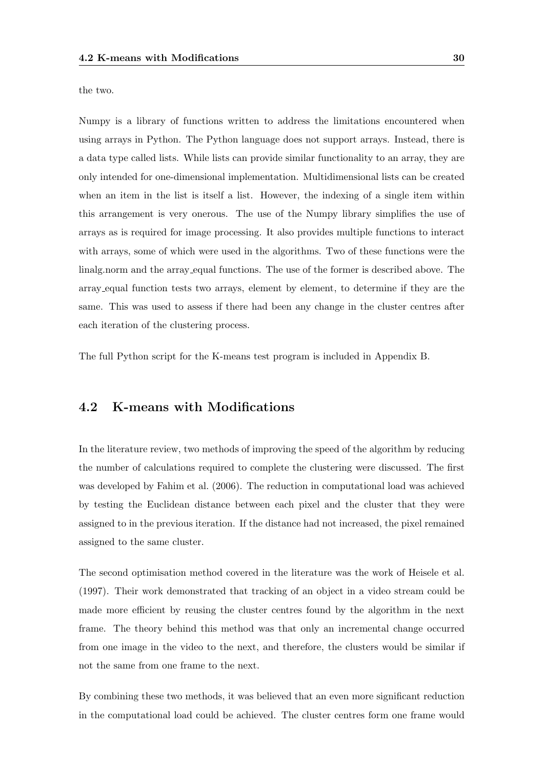the two.

Numpy is a library of functions written to address the limitations encountered when using arrays in Python. The Python language does not support arrays. Instead, there is a data type called lists. While lists can provide similar functionality to an array, they are only intended for one-dimensional implementation. Multidimensional lists can be created when an item in the list is itself a list. However, the indexing of a single item within this arrangement is very onerous. The use of the Numpy library simplifies the use of arrays as is required for image processing. It also provides multiple functions to interact with arrays, some of which were used in the algorithms. Two of these functions were the linalg.norm and the array_equal functions. The use of the former is described above. The array_equal function tests two arrays, element by element, to determine if they are the same. This was used to assess if there had been any change in the cluster centres after each iteration of the clustering process.

The full Python script for the K-means test program is included in Appendix B.

## 4.2 K-means with Modifications

In the literature review, two methods of improving the speed of the algorithm by reducing the number of calculations required to complete the clustering were discussed. The first was developed by Fahim et al. (2006). The reduction in computational load was achieved by testing the Euclidean distance between each pixel and the cluster that they were assigned to in the previous iteration. If the distance had not increased, the pixel remained assigned to the same cluster.

The second optimisation method covered in the literature was the work of Heisele et al. (1997). Their work demonstrated that tracking of an object in a video stream could be made more efficient by reusing the cluster centres found by the algorithm in the next frame. The theory behind this method was that only an incremental change occurred from one image in the video to the next, and therefore, the clusters would be similar if not the same from one frame to the next.

By combining these two methods, it was believed that an even more significant reduction in the computational load could be achieved. The cluster centres form one frame would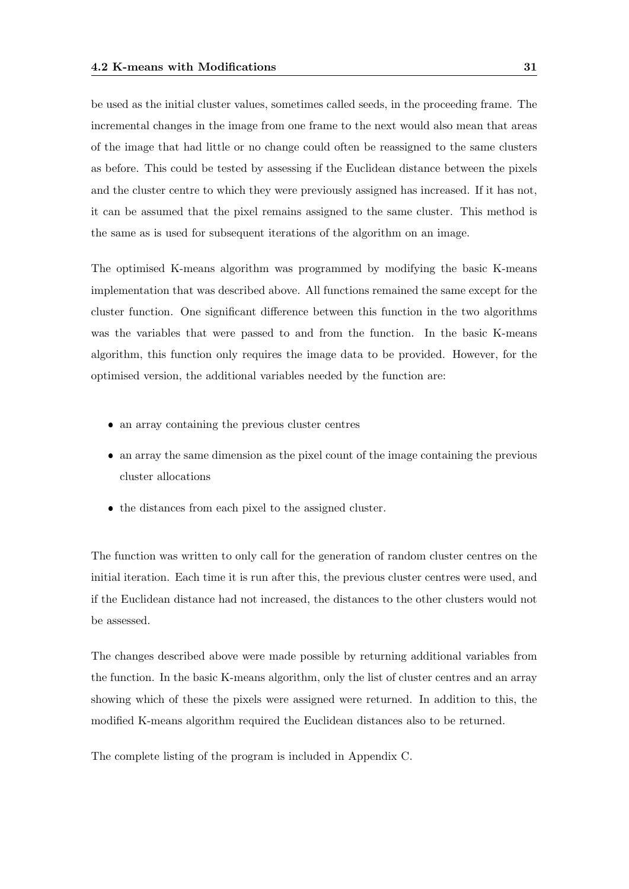be used as the initial cluster values, sometimes called seeds, in the proceeding frame. The incremental changes in the image from one frame to the next would also mean that areas of the image that had little or no change could often be reassigned to the same clusters as before. This could be tested by assessing if the Euclidean distance between the pixels and the cluster centre to which they were previously assigned has increased. If it has not, it can be assumed that the pixel remains assigned to the same cluster. This method is the same as is used for subsequent iterations of the algorithm on an image.

The optimised K-means algorithm was programmed by modifying the basic K-means implementation that was described above. All functions remained the same except for the cluster function. One significant difference between this function in the two algorithms was the variables that were passed to and from the function. In the basic K-means algorithm, this function only requires the image data to be provided. However, for the optimised version, the additional variables needed by the function are:

- an array containing the previous cluster centres
- an array the same dimension as the pixel count of the image containing the previous cluster allocations
- the distances from each pixel to the assigned cluster.

The function was written to only call for the generation of random cluster centres on the initial iteration. Each time it is run after this, the previous cluster centres were used, and if the Euclidean distance had not increased, the distances to the other clusters would not be assessed.

The changes described above were made possible by returning additional variables from the function. In the basic K-means algorithm, only the list of cluster centres and an array showing which of these the pixels were assigned were returned. In addition to this, the modified K-means algorithm required the Euclidean distances also to be returned.

The complete listing of the program is included in Appendix C.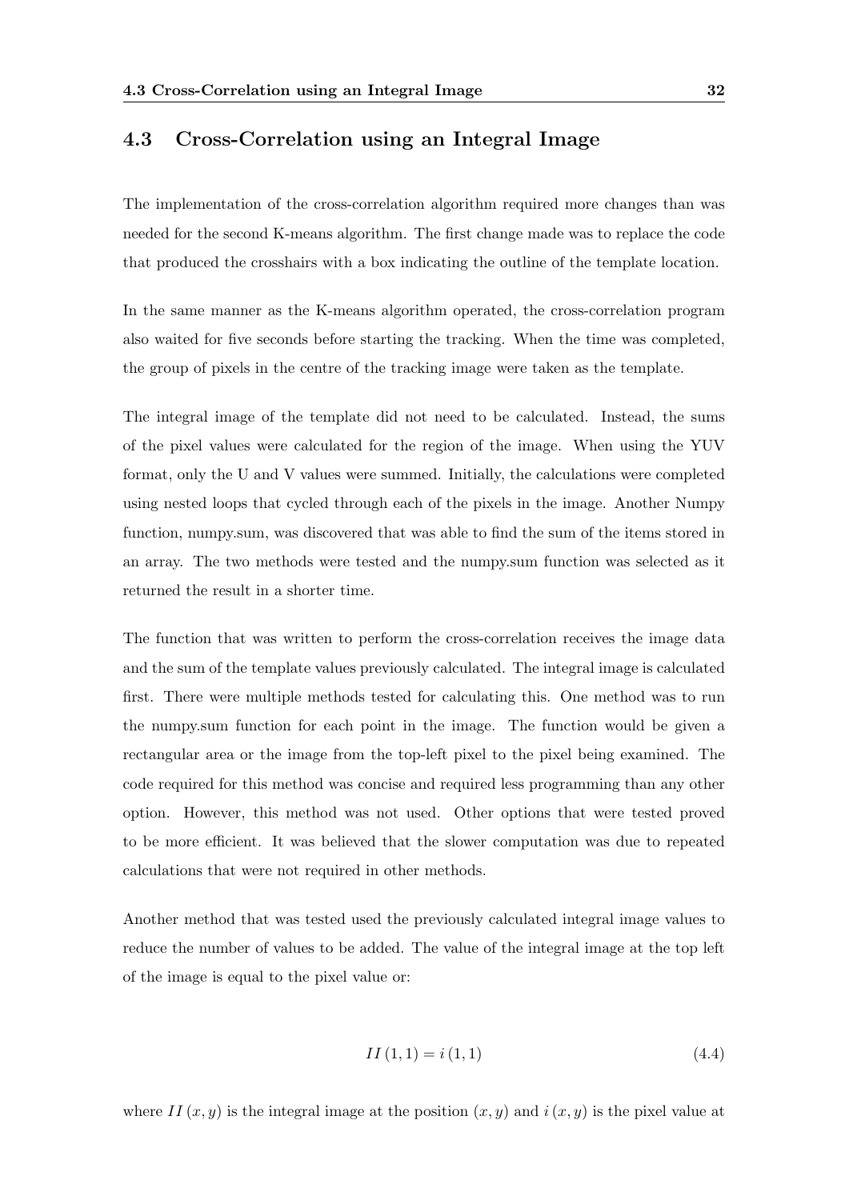## 4.3 Cross-Correlation using an Integral Image

The implementation of the cross-correlation algorithm required more changes than was needed for the second K-means algorithm. The first change made was to replace the code that produced the crosshairs with a box indicating the outline of the template location.

In the same manner as the K-means algorithm operated, the cross-correlation program also waited for five seconds before starting the tracking. When the time was completed, the group of pixels in the centre of the tracking image were taken as the template.

The integral image of the template did not need to be calculated. Instead, the sums of the pixel values were calculated for the region of the image. When using the YUV format, only the U and V values were summed. Initially, the calculations were completed using nested loops that cycled through each of the pixels in the image. Another Numpy function, numpy.sum, was discovered that was able to find the sum of the items stored in an array. The two methods were tested and the numpy.sum function was selected as it returned the result in a shorter time.

The function that was written to perform the cross-correlation receives the image data and the sum of the template values previously calculated. The integral image is calculated first. There were multiple methods tested for calculating this. One method was to run the numpy.sum function for each point in the image. The function would be given a rectangular area or the image from the top-left pixel to the pixel being examined. The code required for this method was concise and required less programming than any other option. However, this method was not used. Other options that were tested proved to be more efficient. It was believed that the slower computation was due to repeated calculations that were not required in other methods.

Another method that was tested used the previously calculated integral image values to reduce the number of values to be added. The value of the integral image at the top left of the image is equal to the pixel value or:

$$II\,(1,1) = i\,(1,1) \tag{4.4}$$

where $II\,(x,y)$ is the integral image at the position $(x,y)$ and $i\,(x,y)$ is the pixel value at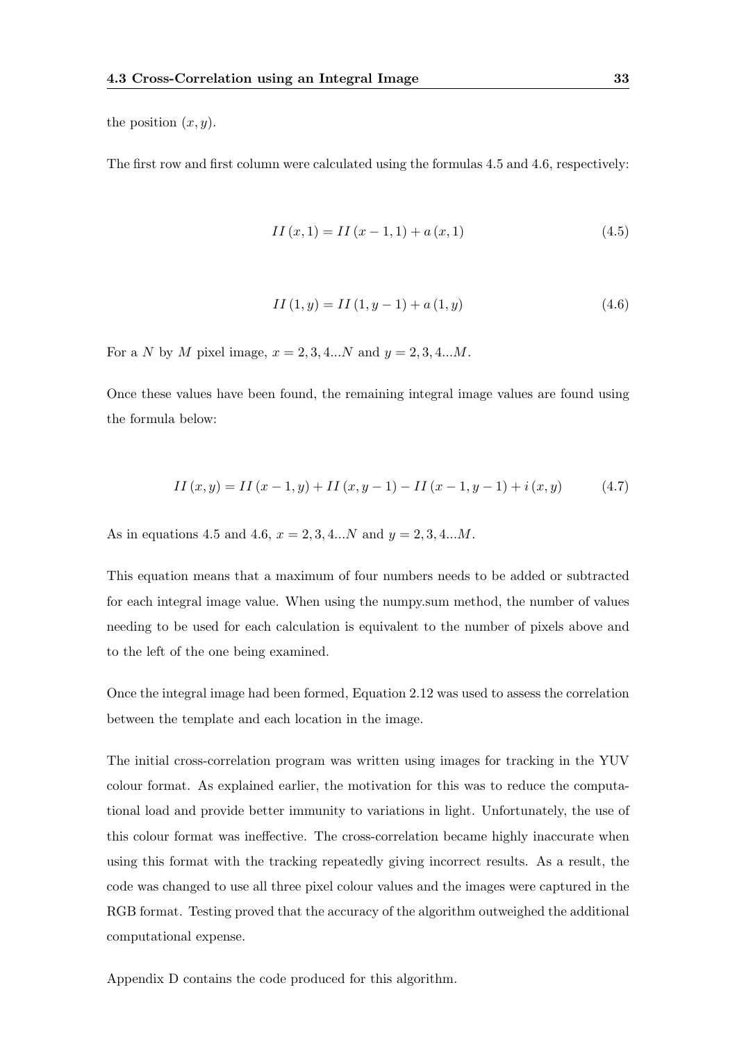the position $(x, y)$.

The first row and first column were calculated using the formulas 4.5 and 4.6, respectively:

$$II\left(x,1\right) = II\left(x-1,1\right) + a\left(x,1\right) \tag{4.5}$$

$$II\left(1,y\right) = II\left(1,y-1\right) + a\left(1,y\right) \tag{4.6}$$

For a $N$ by $M$ pixel image, $x = 2, 3, 4...N$ and $y = 2, 3, 4...M$.

Once these values have been found, the remaining integral image values are found using the formula below:

$$II\left(x,y\right) = II\left(x-1,y\right) + II\left(x,y-1\right) - II\left(x-1,y-1\right) + i\left(x,y\right) \tag{4.7}$$

As in equations 4.5 and 4.6, $x = 2, 3, 4...N$ and $y = 2, 3, 4...M$.

This equation means that a maximum of four numbers needs to be added or subtracted for each integral image value. When using the numpy.sum method, the number of values needing to be used for each calculation is equivalent to the number of pixels above and to the left of the one being examined.

Once the integral image had been formed, Equation 2.12 was used to assess the correlation between the template and each location in the image.

The initial cross-correlation program was written using images for tracking in the YUV colour format. As explained earlier, the motivation for this was to reduce the computational load and provide better immunity to variations in light. Unfortunately, the use of this colour format was ineffective. The cross-correlation became highly inaccurate when using this format with the tracking repeatedly giving incorrect results. As a result, the code was changed to use all three pixel colour values and the images were captured in the RGB format. Testing proved that the accuracy of the algorithm outweighed the additional computational expense.

Appendix D contains the code produced for this algorithm.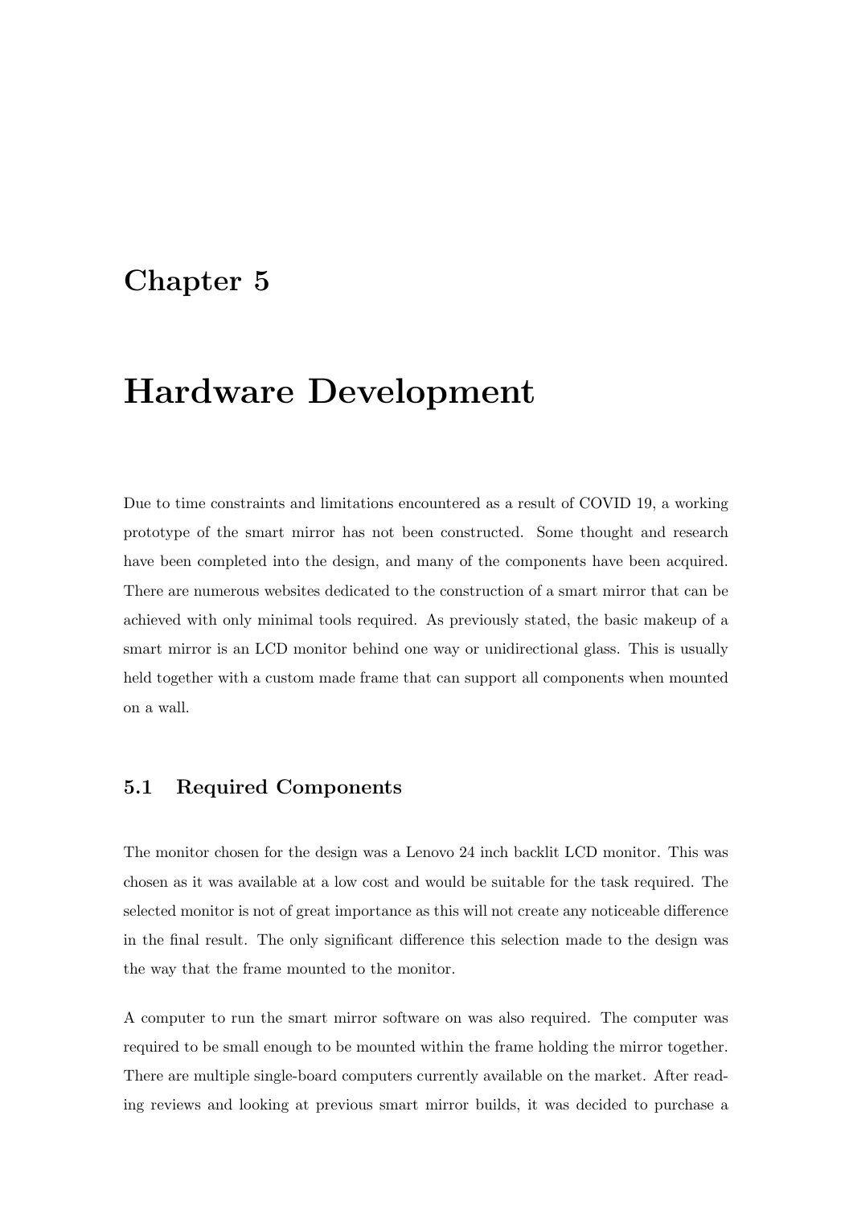# Chapter 5

# Hardware Development

Due to time constraints and limitations encountered as a result of COVID 19, a working prototype of the smart mirror has not been constructed. Some thought and research have been completed into the design, and many of the components have been acquired. There are numerous websites dedicated to the construction of a smart mirror that can be achieved with only minimal tools required. As previously stated, the basic makeup of a smart mirror is an LCD monitor behind one way or unidirectional glass. This is usually held together with a custom made frame that can support all components when mounted on a wall.

## 5.1 Required Components

The monitor chosen for the design was a Lenovo 24 inch backlit LCD monitor. This was chosen as it was available at a low cost and would be suitable for the task required. The selected monitor is not of great importance as this will not create any noticeable difference in the final result. The only significant difference this selection made to the design was the way that the frame mounted to the monitor.

A computer to run the smart mirror software on was also required. The computer was required to be small enough to be mounted within the frame holding the mirror together. There are multiple single-board computers currently available on the market. After reading reviews and looking at previous smart mirror builds, it was decided to purchase a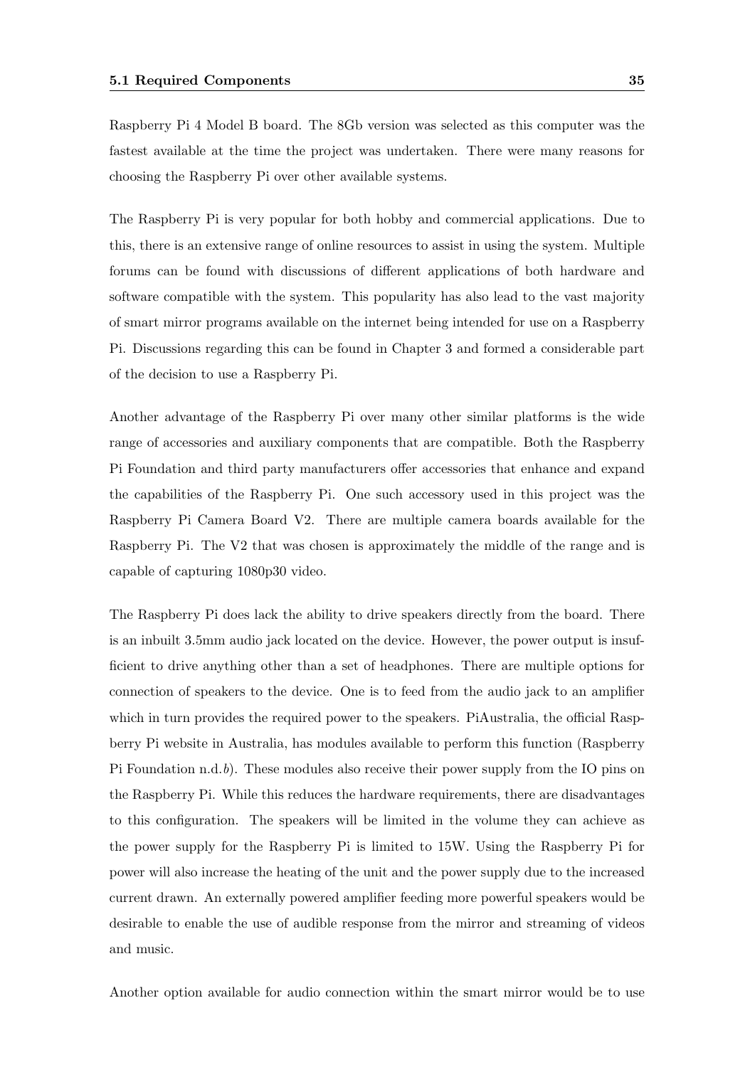Raspberry Pi 4 Model B board. The 8Gb version was selected as this computer was the fastest available at the time the project was undertaken. There were many reasons for choosing the Raspberry Pi over other available systems.

The Raspberry Pi is very popular for both hobby and commercial applications. Due to this, there is an extensive range of online resources to assist in using the system. Multiple forums can be found with discussions of different applications of both hardware and software compatible with the system. This popularity has also lead to the vast majority of smart mirror programs available on the internet being intended for use on a Raspberry Pi. Discussions regarding this can be found in Chapter 3 and formed a considerable part of the decision to use a Raspberry Pi.

Another advantage of the Raspberry Pi over many other similar platforms is the wide range of accessories and auxiliary components that are compatible. Both the Raspberry Pi Foundation and third party manufacturers offer accessories that enhance and expand the capabilities of the Raspberry Pi. One such accessory used in this project was the Raspberry Pi Camera Board V2. There are multiple camera boards available for the Raspberry Pi. The V2 that was chosen is approximately the middle of the range and is capable of capturing 1080p30 video.

The Raspberry Pi does lack the ability to drive speakers directly from the board. There is an inbuilt 3.5mm audio jack located on the device. However, the power output is insufficient to drive anything other than a set of headphones. There are multiple options for connection of speakers to the device. One is to feed from the audio jack to an amplifier which in turn provides the required power to the speakers. PiAustralia, the official Raspberry Pi website in Australia, has modules available to perform this function (Raspberry Pi Foundation n.d.*b*). These modules also receive their power supply from the IO pins on the Raspberry Pi. While this reduces the hardware requirements, there are disadvantages to this configuration. The speakers will be limited in the volume they can achieve as the power supply for the Raspberry Pi is limited to 15W. Using the Raspberry Pi for power will also increase the heating of the unit and the power supply due to the increased current drawn. An externally powered amplifier feeding more powerful speakers would be desirable to enable the use of audible response from the mirror and streaming of videos and music.

Another option available for audio connection within the smart mirror would be to use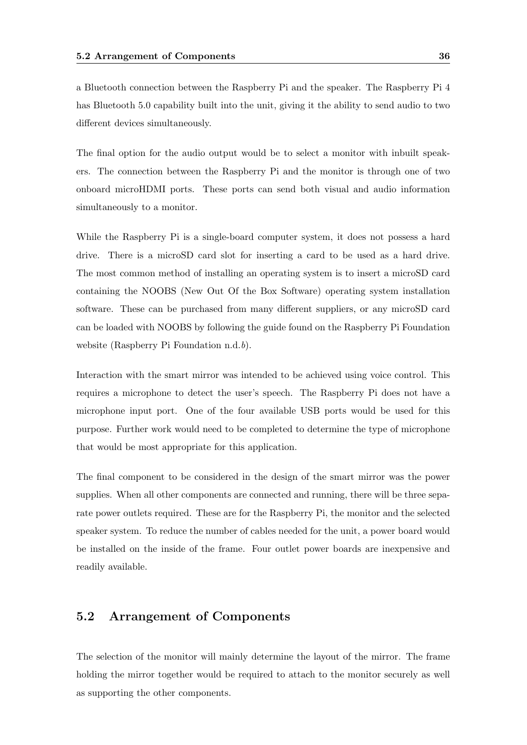a Bluetooth connection between the Raspberry Pi and the speaker. The Raspberry Pi 4 has Bluetooth 5.0 capability built into the unit, giving it the ability to send audio to two different devices simultaneously.

The final option for the audio output would be to select a monitor with inbuilt speakers. The connection between the Raspberry Pi and the monitor is through one of two onboard microHDMI ports. These ports can send both visual and audio information simultaneously to a monitor.

While the Raspberry Pi is a single-board computer system, it does not possess a hard drive. There is a microSD card slot for inserting a card to be used as a hard drive. The most common method of installing an operating system is to insert a microSD card containing the NOOBS (New Out Of the Box Software) operating system installation software. These can be purchased from many different suppliers, or any microSD card can be loaded with NOOBS by following the guide found on the Raspberry Pi Foundation website (Raspberry Pi Foundation n.d.*b*).

Interaction with the smart mirror was intended to be achieved using voice control. This requires a microphone to detect the user's speech. The Raspberry Pi does not have a microphone input port. One of the four available USB ports would be used for this purpose. Further work would need to be completed to determine the type of microphone that would be most appropriate for this application.

The final component to be considered in the design of the smart mirror was the power supplies. When all other components are connected and running, there will be three separate power outlets required. These are for the Raspberry Pi, the monitor and the selected speaker system. To reduce the number of cables needed for the unit, a power board would be installed on the inside of the frame. Four outlet power boards are inexpensive and readily available.

## 5.2 Arrangement of Components

The selection of the monitor will mainly determine the layout of the mirror. The frame holding the mirror together would be required to attach to the monitor securely as well as supporting the other components.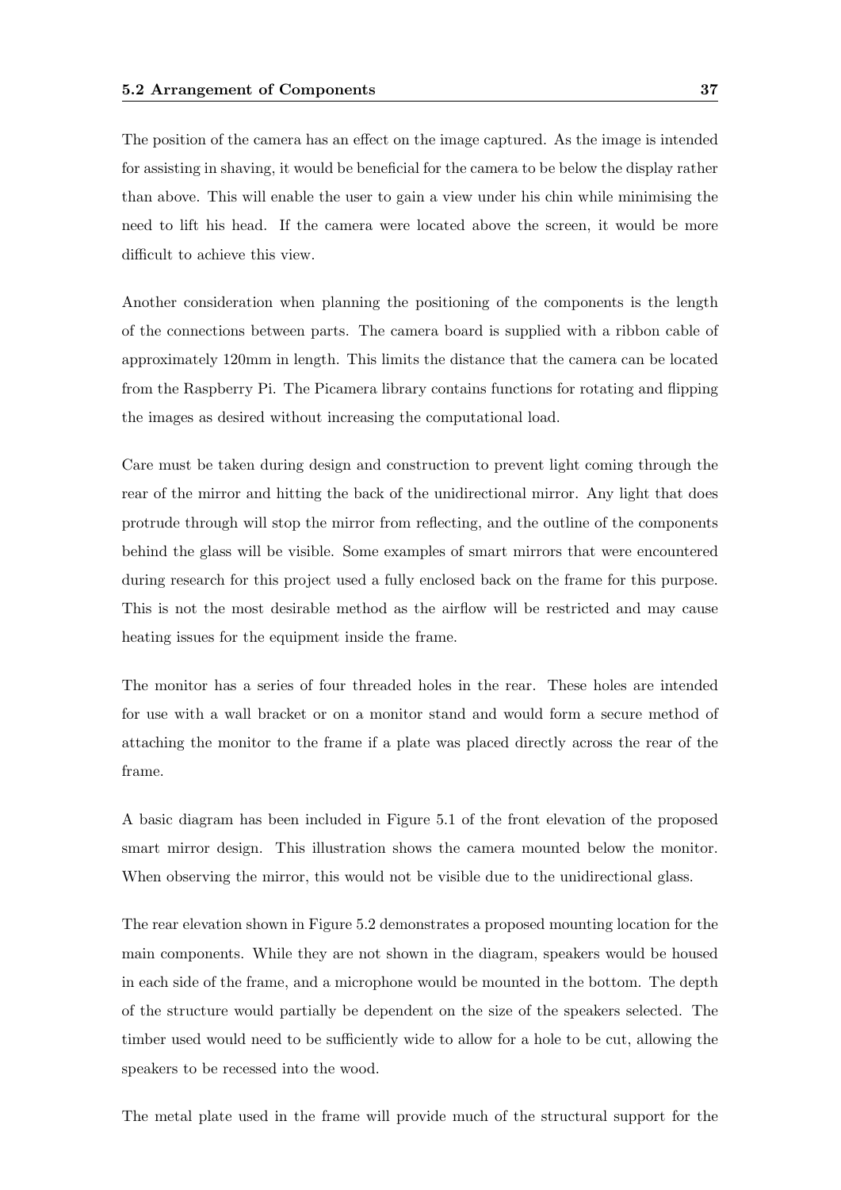The position of the camera has an effect on the image captured. As the image is intended for assisting in shaving, it would be beneficial for the camera to be below the display rather than above. This will enable the user to gain a view under his chin while minimising the need to lift his head. If the camera were located above the screen, it would be more difficult to achieve this view.

Another consideration when planning the positioning of the components is the length of the connections between parts. The camera board is supplied with a ribbon cable of approximately 120mm in length. This limits the distance that the camera can be located from the Raspberry Pi. The Picamera library contains functions for rotating and flipping the images as desired without increasing the computational load.

Care must be taken during design and construction to prevent light coming through the rear of the mirror and hitting the back of the unidirectional mirror. Any light that does protrude through will stop the mirror from reflecting, and the outline of the components behind the glass will be visible. Some examples of smart mirrors that were encountered during research for this project used a fully enclosed back on the frame for this purpose. This is not the most desirable method as the airflow will be restricted and may cause heating issues for the equipment inside the frame.

The monitor has a series of four threaded holes in the rear. These holes are intended for use with a wall bracket or on a monitor stand and would form a secure method of attaching the monitor to the frame if a plate was placed directly across the rear of the frame.

A basic diagram has been included in Figure 5.1 of the front elevation of the proposed smart mirror design. This illustration shows the camera mounted below the monitor. When observing the mirror, this would not be visible due to the unidirectional glass.

The rear elevation shown in Figure 5.2 demonstrates a proposed mounting location for the main components. While they are not shown in the diagram, speakers would be housed in each side of the frame, and a microphone would be mounted in the bottom. The depth of the structure would partially be dependent on the size of the speakers selected. The timber used would need to be sufficiently wide to allow for a hole to be cut, allowing the speakers to be recessed into the wood.

The metal plate used in the frame will provide much of the structural support for the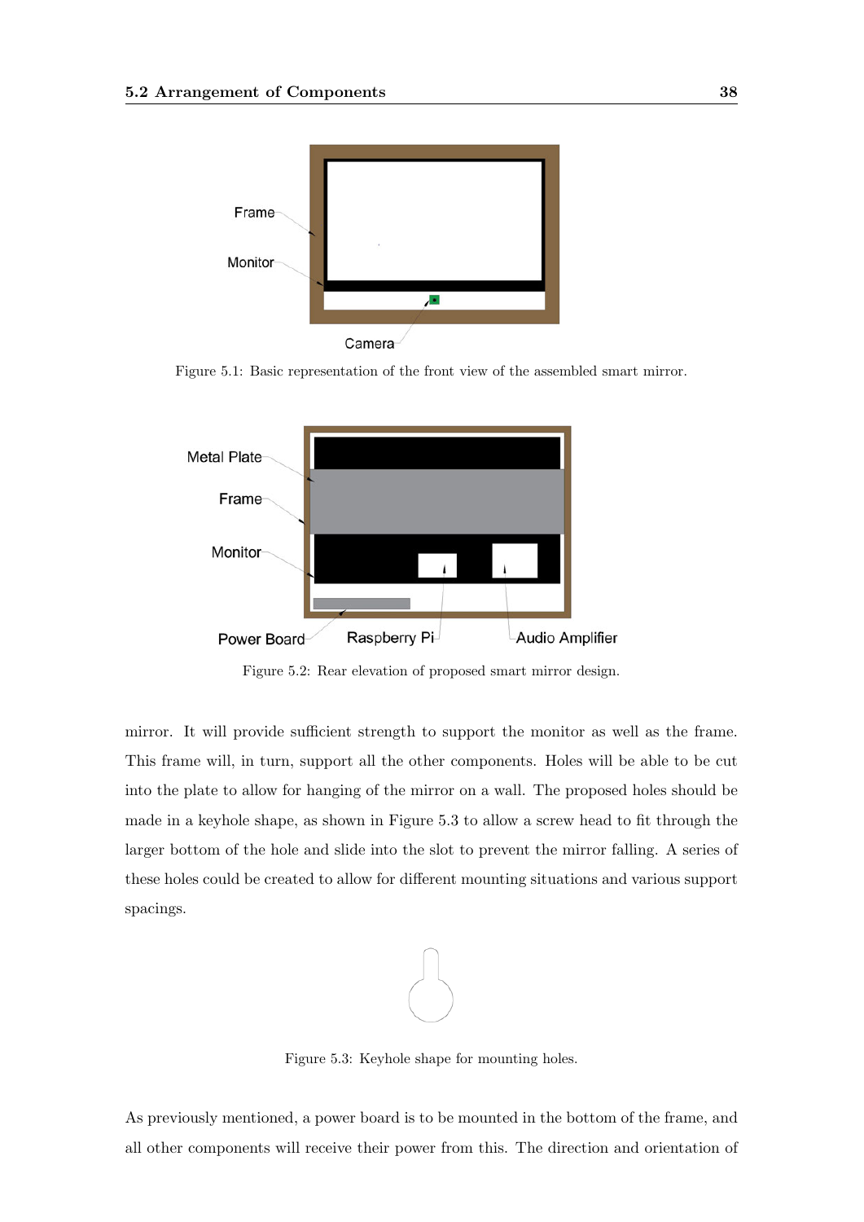Figure 5.1: Basic representation of the front view of the assembled smart mirror.

Figure 5.2: Rear elevation of proposed smart mirror design.

mirror. It will provide sufficient strength to support the monitor as well as the frame. This frame will, in turn, support all the other components. Holes will be able to be cut into the plate to allow for hanging of the mirror on a wall. The proposed holes should be made in a keyhole shape, as shown in Figure 5.3 to allow a screw head to fit through the larger bottom of the hole and slide into the slot to prevent the mirror falling. A series of these holes could be created to allow for different mounting situations and various support spacings.

Figure 5.3: Keyhole shape for mounting holes.

As previously mentioned, a power board is to be mounted in the bottom of the frame, and all other components will receive their power from this. The direction and orientation of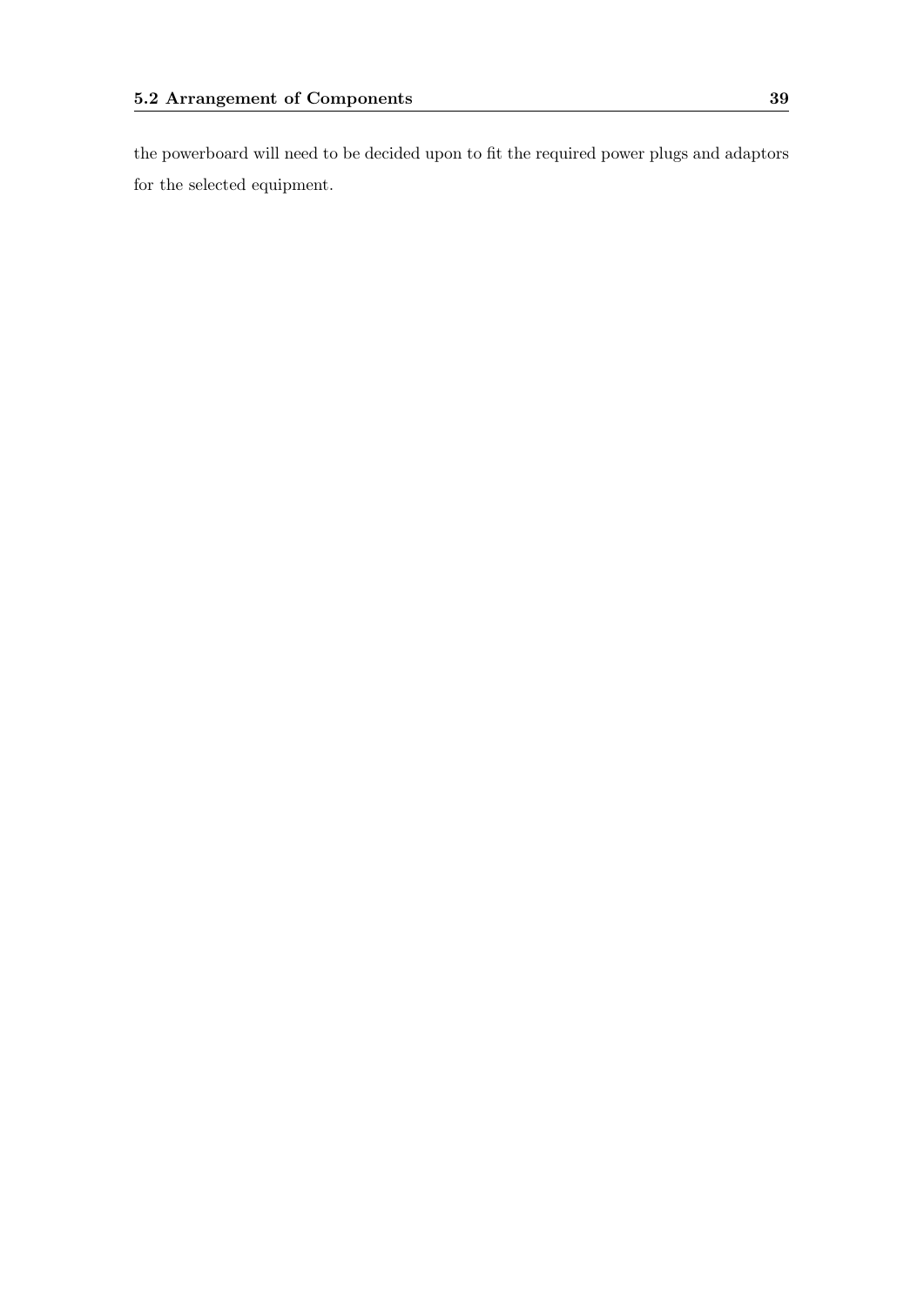the powerboard will need to be decided upon to fit the required power plugs and adaptors for the selected equipment.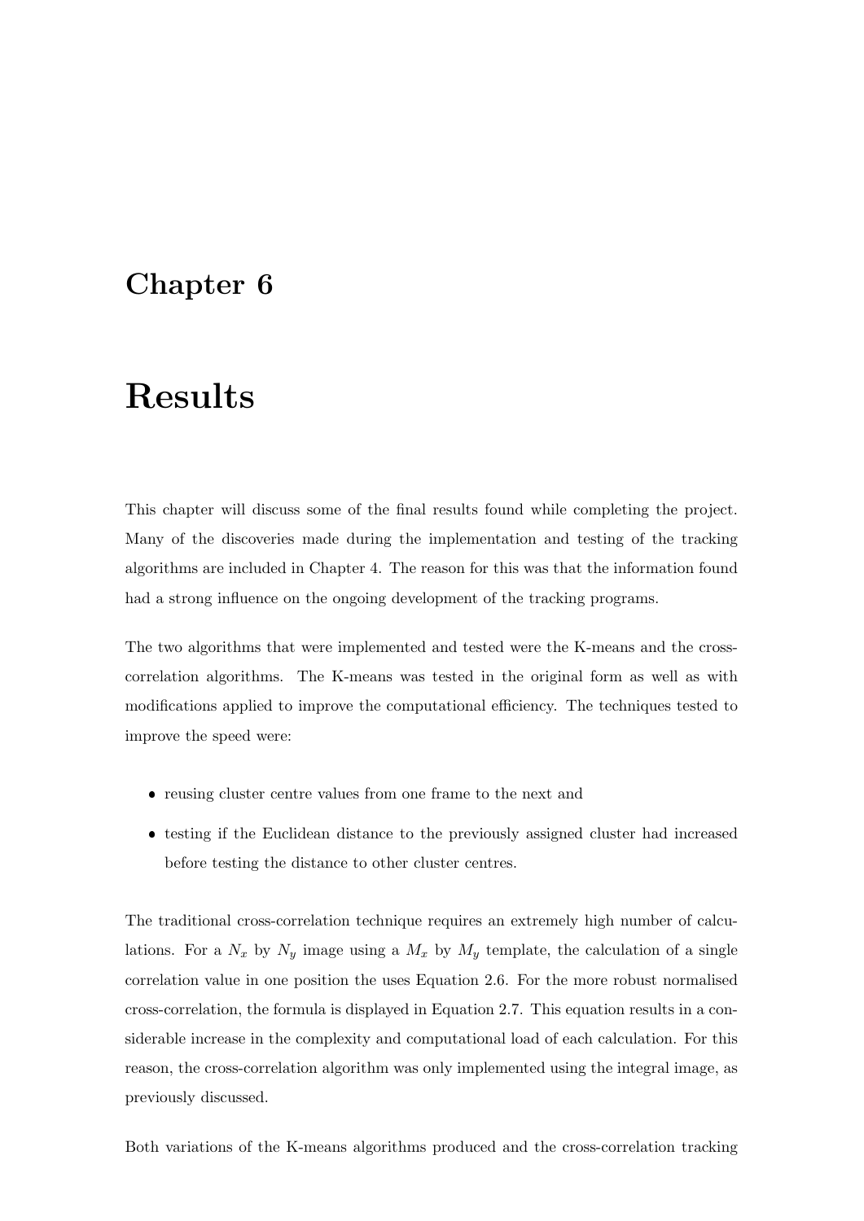# Chapter 6

# Results

This chapter will discuss some of the final results found while completing the project. Many of the discoveries made during the implementation and testing of the tracking algorithms are included in Chapter 4. The reason for this was that the information found had a strong influence on the ongoing development of the tracking programs.

The two algorithms that were implemented and tested were the K-means and the cross-correlation algorithms. The K-means was tested in the original form as well as with modifications applied to improve the computational efficiency. The techniques tested to improve the speed were:

- reusing cluster centre values from one frame to the next and
- testing if the Euclidean distance to the previously assigned cluster had increased before testing the distance to other cluster centres.

The traditional cross-correlation technique requires an extremely high number of calculations. For a $N_x$ by $N_y$ image using a $M_x$ by $M_y$ template, the calculation of a single correlation value in one position the uses Equation 2.6. For the more robust normalised cross-correlation, the formula is displayed in Equation 2.7. This equation results in a considerable increase in the complexity and computational load of each calculation. For this reason, the cross-correlation algorithm was only implemented using the integral image, as previously discussed.

Both variations of the K-means algorithms produced and the cross-correlation tracking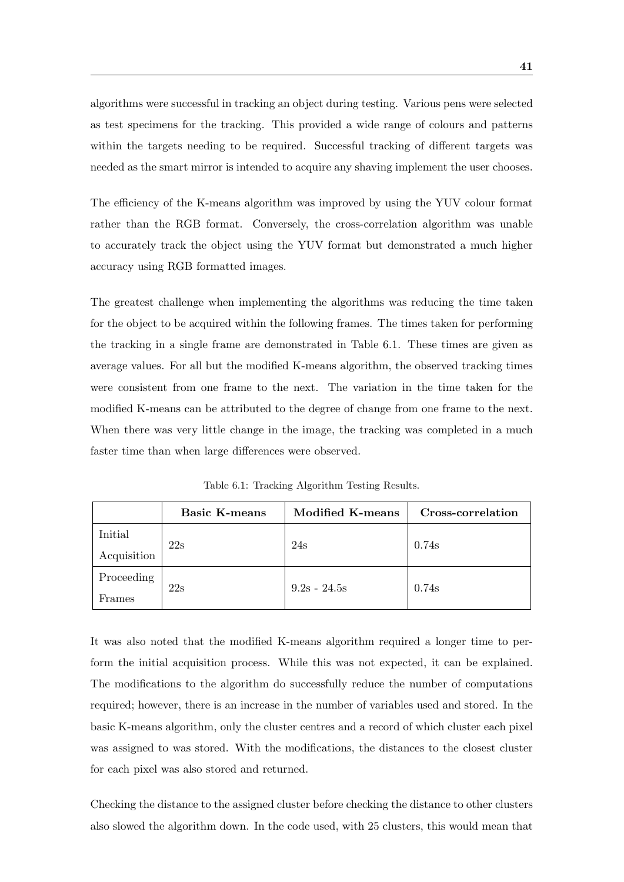algorithms were successful in tracking an object during testing. Various pens were selected as test specimens for the tracking. This provided a wide range of colours and patterns within the targets needing to be required. Successful tracking of different targets was needed as the smart mirror is intended to acquire any shaving implement the user chooses.

The efficiency of the K-means algorithm was improved by using the YUV colour format rather than the RGB format. Conversely, the cross-correlation algorithm was unable to accurately track the object using the YUV format but demonstrated a much higher accuracy using RGB formatted images.

The greatest challenge when implementing the algorithms was reducing the time taken for the object to be acquired within the following frames. The times taken for performing the tracking in a single frame are demonstrated in Table 6.1. These times are given as average values. For all but the modified K-means algorithm, the observed tracking times were consistent from one frame to the next. The variation in the time taken for the modified K-means can be attributed to the degree of change from one frame to the next. When there was very little change in the image, the tracking was completed in a much faster time than when large differences were observed.

Table 6.1: Tracking Algorithm Testing Results.

| | **Basic K-means** | **Modified K-means** | **Cross-correlation** |
|---|---|---|---|
| Initial Acquisition | 22s | 24s | 0.74s |
| Proceeding Frames | 22s | 9.2s - 24.5s | 0.74s |

It was also noted that the modified K-means algorithm required a longer time to perform the initial acquisition process. While this was not expected, it can be explained. The modifications to the algorithm do successfully reduce the number of computations required; however, there is an increase in the number of variables used and stored. In the basic K-means algorithm, only the cluster centres and a record of which cluster each pixel was assigned to was stored. With the modifications, the distances to the closest cluster for each pixel was also stored and returned.

Checking the distance to the assigned cluster before checking the distance to other clusters also slowed the algorithm down. In the code used, with 25 clusters, this would mean that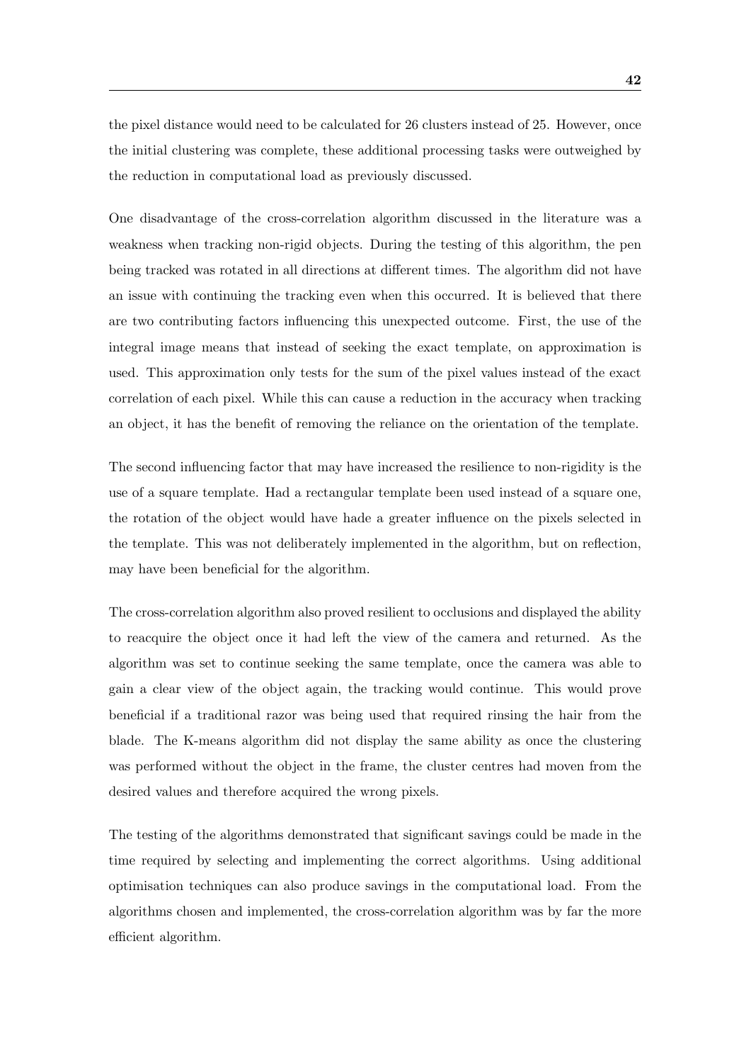the pixel distance would need to be calculated for 26 clusters instead of 25. However, once the initial clustering was complete, these additional processing tasks were outweighed by the reduction in computational load as previously discussed.

One disadvantage of the cross-correlation algorithm discussed in the literature was a weakness when tracking non-rigid objects. During the testing of this algorithm, the pen being tracked was rotated in all directions at different times. The algorithm did not have an issue with continuing the tracking even when this occurred. It is believed that there are two contributing factors influencing this unexpected outcome. First, the use of the integral image means that instead of seeking the exact template, on approximation is used. This approximation only tests for the sum of the pixel values instead of the exact correlation of each pixel. While this can cause a reduction in the accuracy when tracking an object, it has the benefit of removing the reliance on the orientation of the template.

The second influencing factor that may have increased the resilience to non-rigidity is the use of a square template. Had a rectangular template been used instead of a square one, the rotation of the object would have hade a greater influence on the pixels selected in the template. This was not deliberately implemented in the algorithm, but on reflection, may have been beneficial for the algorithm.

The cross-correlation algorithm also proved resilient to occlusions and displayed the ability to reacquire the object once it had left the view of the camera and returned. As the algorithm was set to continue seeking the same template, once the camera was able to gain a clear view of the object again, the tracking would continue. This would prove beneficial if a traditional razor was being used that required rinsing the hair from the blade. The K-means algorithm did not display the same ability as once the clustering was performed without the object in the frame, the cluster centres had moven from the desired values and therefore acquired the wrong pixels.

The testing of the algorithms demonstrated that significant savings could be made in the time required by selecting and implementing the correct algorithms. Using additional optimisation techniques can also produce savings in the computational load. From the algorithms chosen and implemented, the cross-correlation algorithm was by far the more efficient algorithm.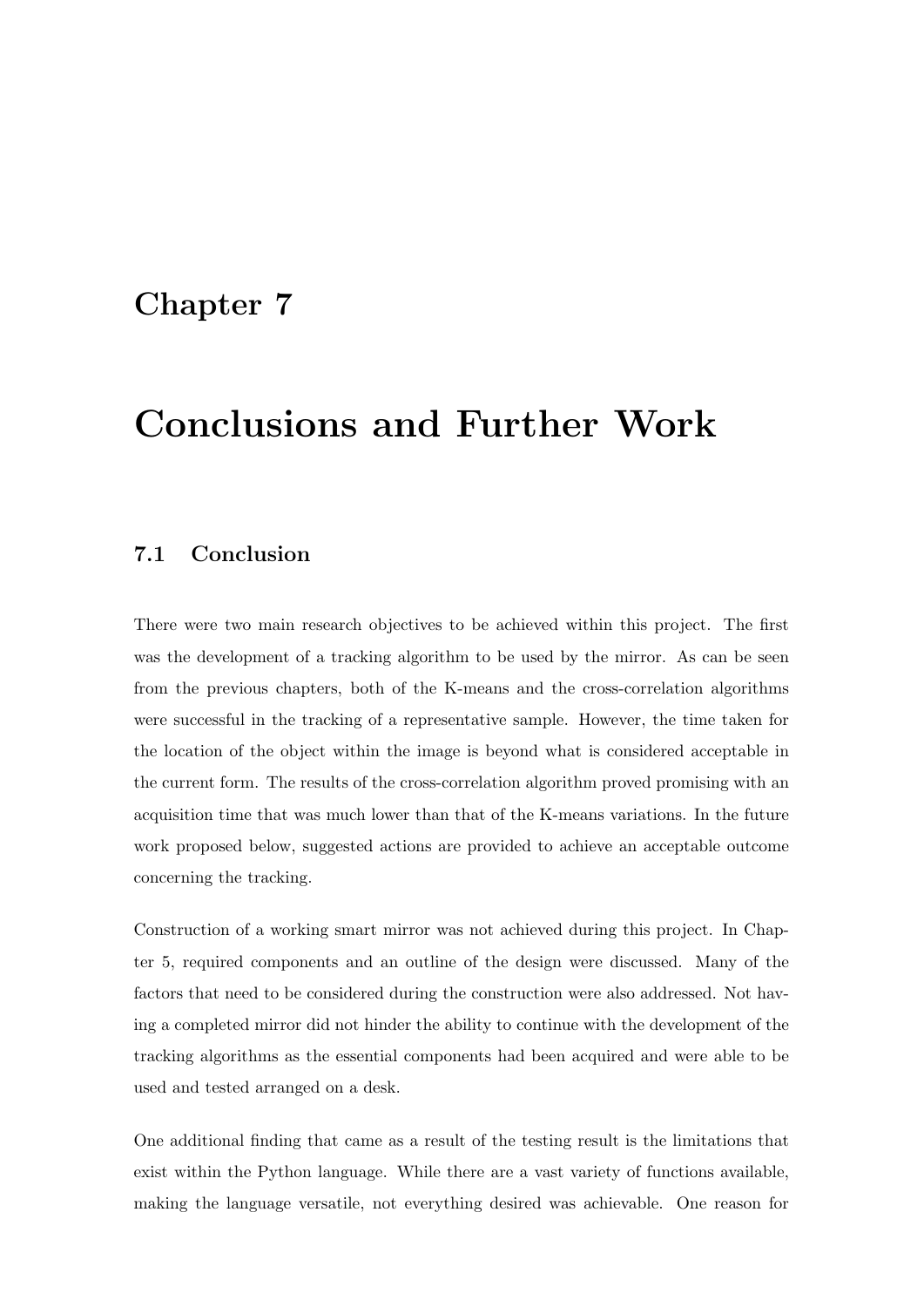# Chapter 7

# Conclusions and Further Work

## 7.1 Conclusion

There were two main research objectives to be achieved within this project. The first was the development of a tracking algorithm to be used by the mirror. As can be seen from the previous chapters, both of the K-means and the cross-correlation algorithms were successful in the tracking of a representative sample. However, the time taken for the location of the object within the image is beyond what is considered acceptable in the current form. The results of the cross-correlation algorithm proved promising with an acquisition time that was much lower than that of the K-means variations. In the future work proposed below, suggested actions are provided to achieve an acceptable outcome concerning the tracking.

Construction of a working smart mirror was not achieved during this project. In Chapter 5, required components and an outline of the design were discussed. Many of the factors that need to be considered during the construction were also addressed. Not having a completed mirror did not hinder the ability to continue with the development of the tracking algorithms as the essential components had been acquired and were able to be used and tested arranged on a desk.

One additional finding that came as a result of the testing result is the limitations that exist within the Python language. While there are a vast variety of functions available, making the language versatile, not everything desired was achievable. One reason for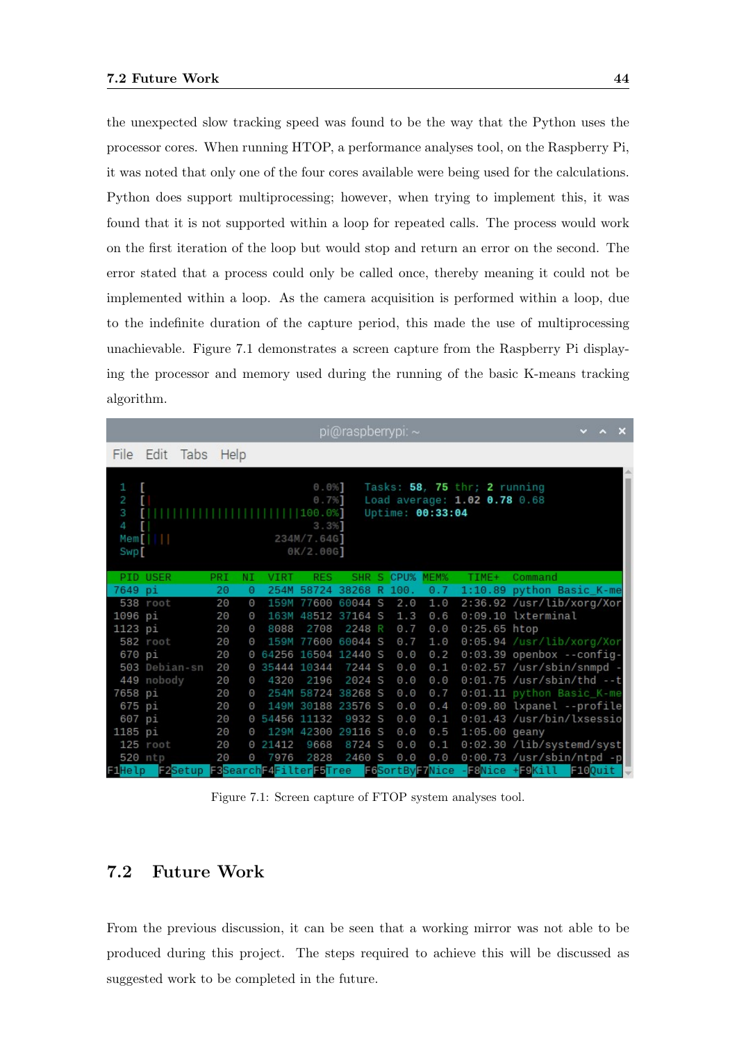the unexpected slow tracking speed was found to be the way that the Python uses the processor cores. When running HTOP, a performance analyses tool, on the Raspberry Pi, it was noted that only one of the four cores available were being used for the calculations. Python does support multiprocessing; however, when trying to implement this, it was found that it is not supported within a loop for repeated calls. The process would work on the first iteration of the loop but would stop and return an error on the second. The error stated that a process could only be called once, thereby meaning it could not be implemented within a loop. As the camera acquisition is performed within a loop, due to the indefinite duration of the capture period, this made the use of multiprocessing unachievable. Figure 7.1 demonstrates a screen capture from the Raspberry Pi displaying the processor and memory used during the running of the basic K-means tracking algorithm.

Figure 7.1: Screen capture of FTOP system analyses tool.

## 7.2 Future Work

From the previous discussion, it can be seen that a working mirror was not able to be produced during this project. The steps required to achieve this will be discussed as suggested work to be completed in the future.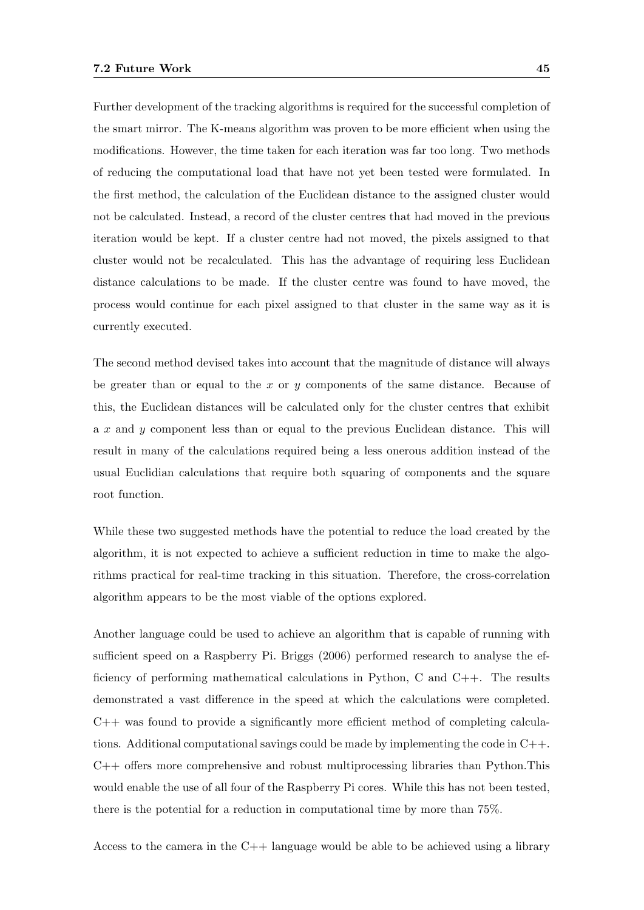Further development of the tracking algorithms is required for the successful completion of the smart mirror. The K-means algorithm was proven to be more efficient when using the modifications. However, the time taken for each iteration was far too long. Two methods of reducing the computational load that have not yet been tested were formulated. In the first method, the calculation of the Euclidean distance to the assigned cluster would not be calculated. Instead, a record of the cluster centres that had moved in the previous iteration would be kept. If a cluster centre had not moved, the pixels assigned to that cluster would not be recalculated. This has the advantage of requiring less Euclidean distance calculations to be made. If the cluster centre was found to have moved, the process would continue for each pixel assigned to that cluster in the same way as it is currently executed.

The second method devised takes into account that the magnitude of distance will always be greater than or equal to the $x$ or $y$ components of the same distance. Because of this, the Euclidean distances will be calculated only for the cluster centres that exhibit a $x$ and $y$ component less than or equal to the previous Euclidean distance. This will result in many of the calculations required being a less onerous addition instead of the usual Euclidian calculations that require both squaring of components and the square root function.

While these two suggested methods have the potential to reduce the load created by the algorithm, it is not expected to achieve a sufficient reduction in time to make the algorithms practical for real-time tracking in this situation. Therefore, the cross-correlation algorithm appears to be the most viable of the options explored.

Another language could be used to achieve an algorithm that is capable of running with sufficient speed on a Raspberry Pi. Briggs (2006) performed research to analyse the efficiency of performing mathematical calculations in Python, C and C++. The results demonstrated a vast difference in the speed at which the calculations were completed. C++ was found to provide a significantly more efficient method of completing calculations. Additional computational savings could be made by implementing the code in C++. C++ offers more comprehensive and robust multiprocessing libraries than Python.This would enable the use of all four of the Raspberry Pi cores. While this has not been tested, there is the potential for a reduction in computational time by more than 75%.

Access to the camera in the C++ language would be able to be achieved using a library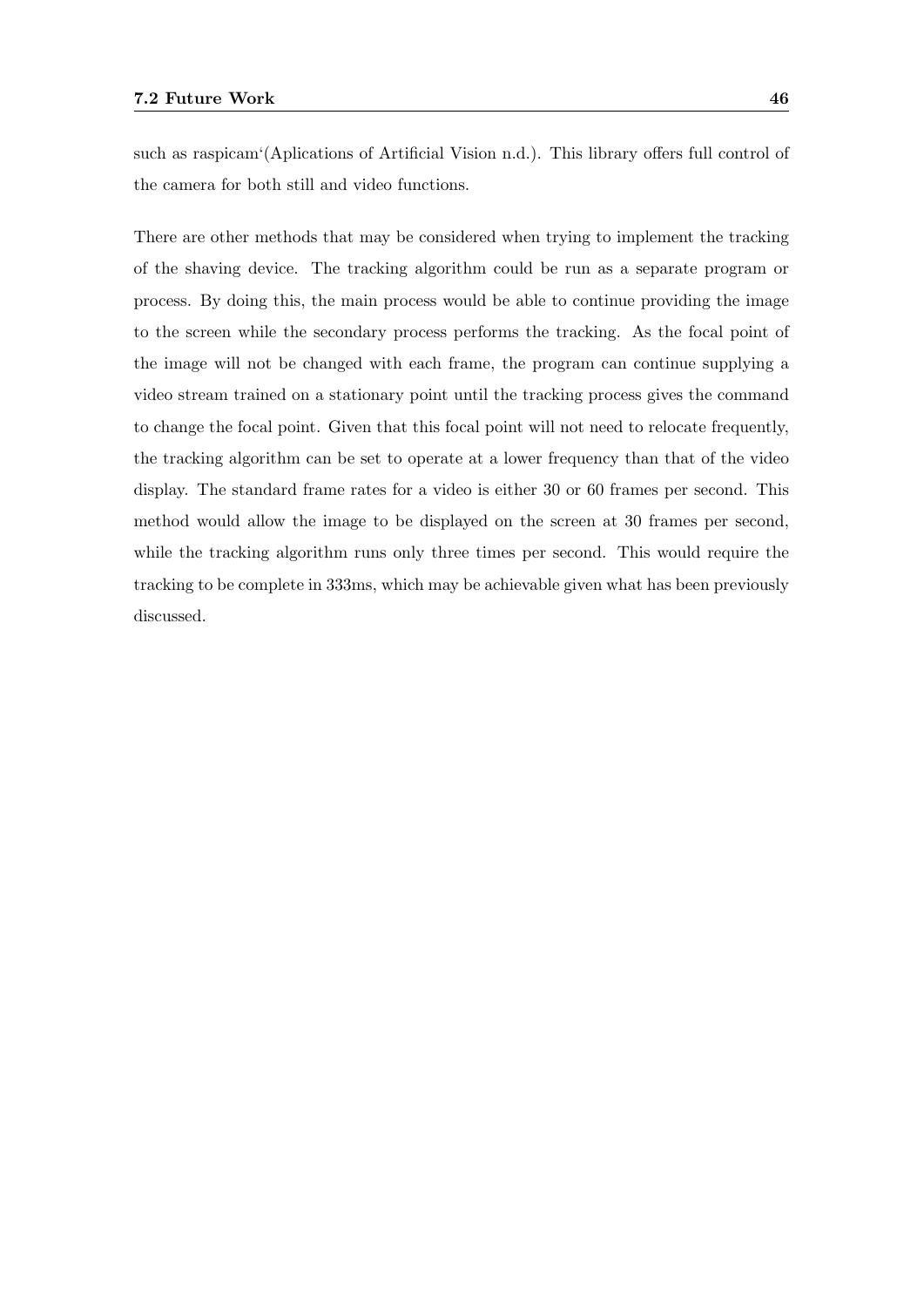such as raspicam'(Aplications of Artificial Vision n.d.). This library offers full control of the camera for both still and video functions.

There are other methods that may be considered when trying to implement the tracking of the shaving device. The tracking algorithm could be run as a separate program or process. By doing this, the main process would be able to continue providing the image to the screen while the secondary process performs the tracking. As the focal point of the image will not be changed with each frame, the program can continue supplying a video stream trained on a stationary point until the tracking process gives the command to change the focal point. Given that this focal point will not need to relocate frequently, the tracking algorithm can be set to operate at a lower frequency than that of the video display. The standard frame rates for a video is either 30 or 60 frames per second. This method would allow the image to be displayed on the screen at 30 frames per second, while the tracking algorithm runs only three times per second. This would require the tracking to be complete in 333ms, which may be achievable given what has been previously discussed.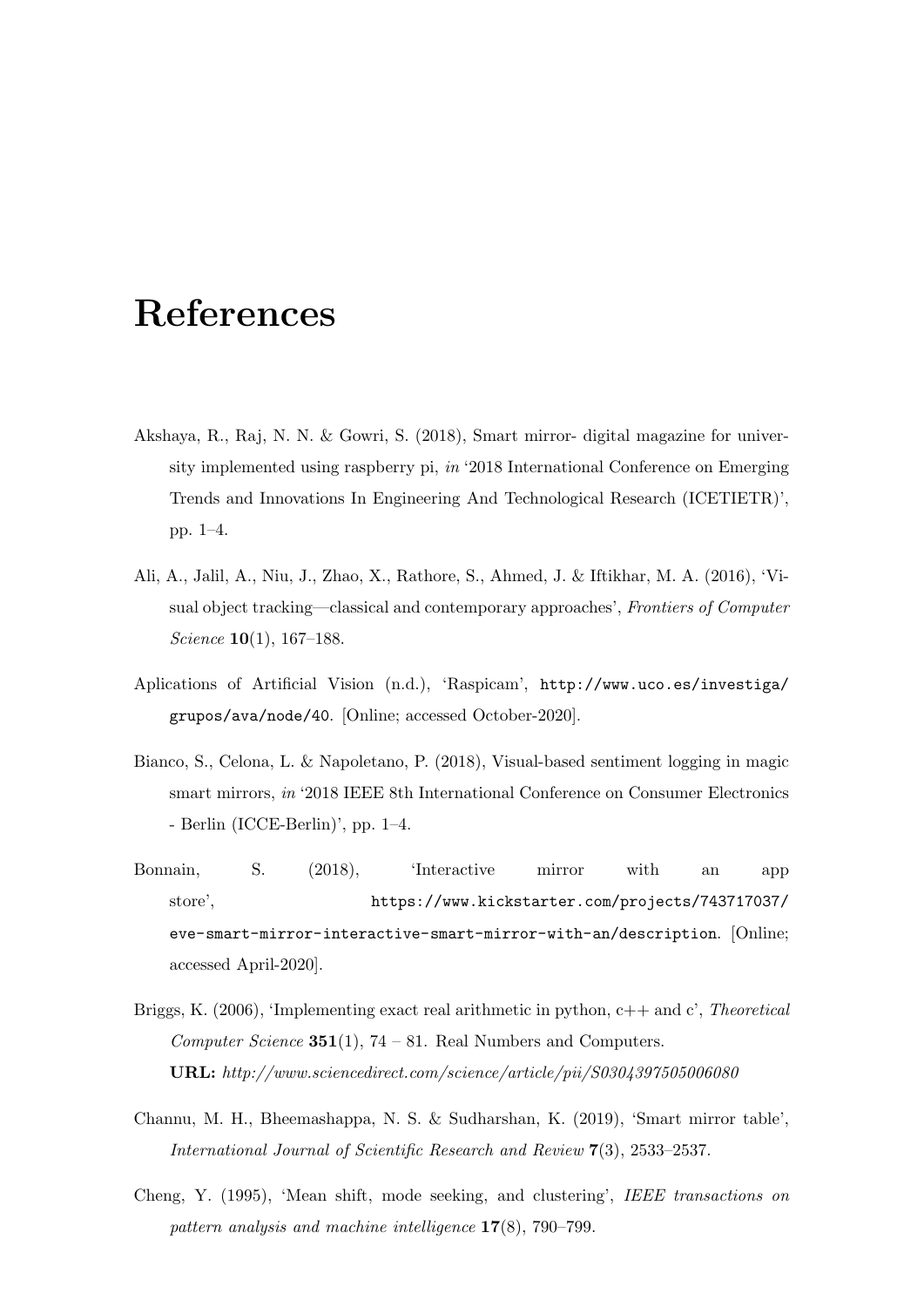# References

Akshaya, R., Raj, N. N. & Gowri, S. (2018), Smart mirror- digital magazine for university implemented using raspberry pi, *in* '2018 International Conference on Emerging Trends and Innovations In Engineering And Technological Research (ICETIETR)', pp. 1–4.

Ali, A., Jalil, A., Niu, J., Zhao, X., Rathore, S., Ahmed, J. & Iftikhar, M. A. (2016), 'Visual object tracking—classical and contemporary approaches', *Frontiers of Computer Science* **10**(1), 167–188.

Aplications of Artificial Vision (n.d.), 'Raspicam', `http://www.uco.es/investiga/grupos/ava/node/40`. [Online; accessed October-2020].

Bianco, S., Celona, L. & Napoletano, P. (2018), Visual-based sentiment logging in magic smart mirrors, *in* '2018 IEEE 8th International Conference on Consumer Electronics - Berlin (ICCE-Berlin)', pp. 1–4.

Bonnain, S. (2018), 'Interactive mirror with an app store', `https://www.kickstarter.com/projects/743717037/eve-smart-mirror-interactive-smart-mirror-with-an/description`. [Online; accessed April-2020].

Briggs, K. (2006), 'Implementing exact real arithmetic in python, c++ and c', *Theoretical Computer Science* **351**(1), 74 – 81. Real Numbers and Computers.
**URL:** *http://www.sciencedirect.com/science/article/pii/S0304397505006080*

Channu, M. H., Bheemashappa, N. S. & Sudharshan, K. (2019), 'Smart mirror table', *International Journal of Scientific Research and Review* **7**(3), 2533–2537.

Cheng, Y. (1995), 'Mean shift, mode seeking, and clustering', *IEEE transactions on pattern analysis and machine intelligence* **17**(8), 790–799.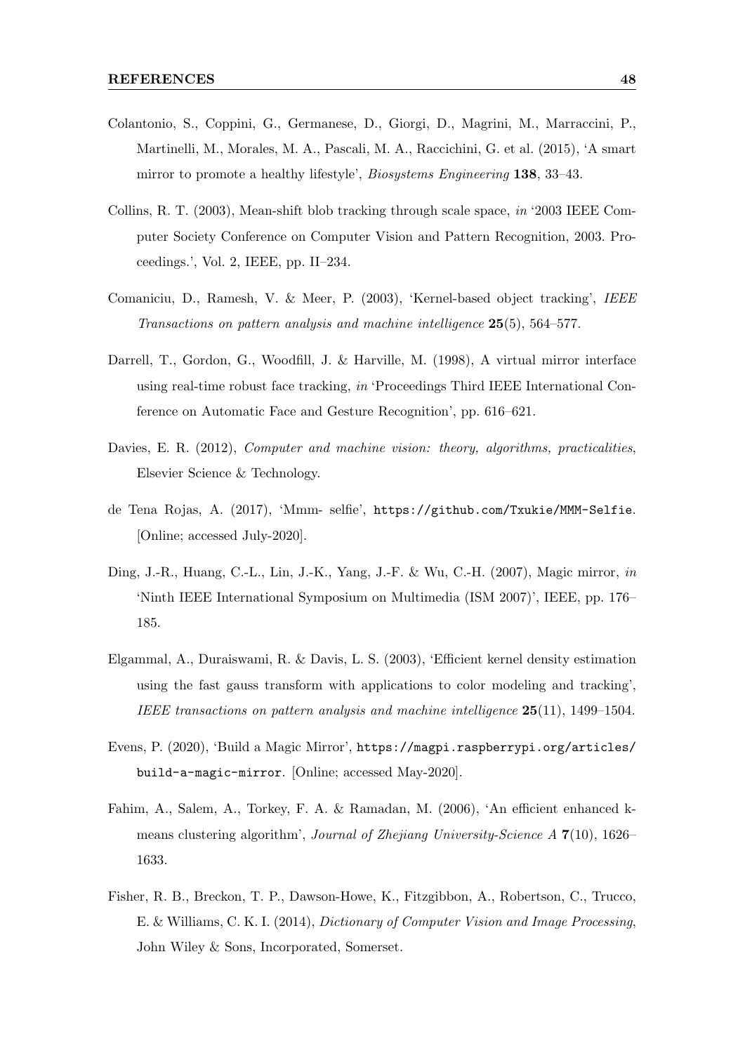Colantonio, S., Coppini, G., Germanese, D., Giorgi, D., Magrini, M., Marraccini, P., Martinelli, M., Morales, M. A., Pascali, M. A., Raccichini, G. et al. (2015), 'A smart mirror to promote a healthy lifestyle', *Biosystems Engineering* **138**, 33–43.

Collins, R. T. (2003), Mean-shift blob tracking through scale space, *in* '2003 IEEE Computer Society Conference on Computer Vision and Pattern Recognition, 2003. Proceedings.', Vol. 2, IEEE, pp. II–234.

Comaniciu, D., Ramesh, V. & Meer, P. (2003), 'Kernel-based object tracking', *IEEE Transactions on pattern analysis and machine intelligence* **25**(5), 564–577.

Darrell, T., Gordon, G., Woodfill, J. & Harville, M. (1998), A virtual mirror interface using real-time robust face tracking, *in* 'Proceedings Third IEEE International Conference on Automatic Face and Gesture Recognition', pp. 616–621.

Davies, E. R. (2012), *Computer and machine vision: theory, algorithms, practicalities*, Elsevier Science & Technology.

de Tena Rojas, A. (2017), 'Mmm- selfie', `https://github.com/Txukie/MMM-Selfie`. [Online; accessed July-2020].

Ding, J.-R., Huang, C.-L., Lin, J.-K., Yang, J.-F. & Wu, C.-H. (2007), Magic mirror, *in* 'Ninth IEEE International Symposium on Multimedia (ISM 2007)', IEEE, pp. 176–185.

Elgammal, A., Duraiswami, R. & Davis, L. S. (2003), 'Efficient kernel density estimation using the fast gauss transform with applications to color modeling and tracking', *IEEE transactions on pattern analysis and machine intelligence* **25**(11), 1499–1504.

Evens, P. (2020), 'Build a Magic Mirror', `https://magpi.raspberrypi.org/articles/build-a-magic-mirror`. [Online; accessed May-2020].

Fahim, A., Salem, A., Torkey, F. A. & Ramadan, M. (2006), 'An efficient enhanced k-means clustering algorithm', *Journal of Zhejiang University-Science A* **7**(10), 1626–1633.

Fisher, R. B., Breckon, T. P., Dawson-Howe, K., Fitzgibbon, A., Robertson, C., Trucco, E. & Williams, C. K. I. (2014), *Dictionary of Computer Vision and Image Processing*, John Wiley & Sons, Incorporated, Somerset.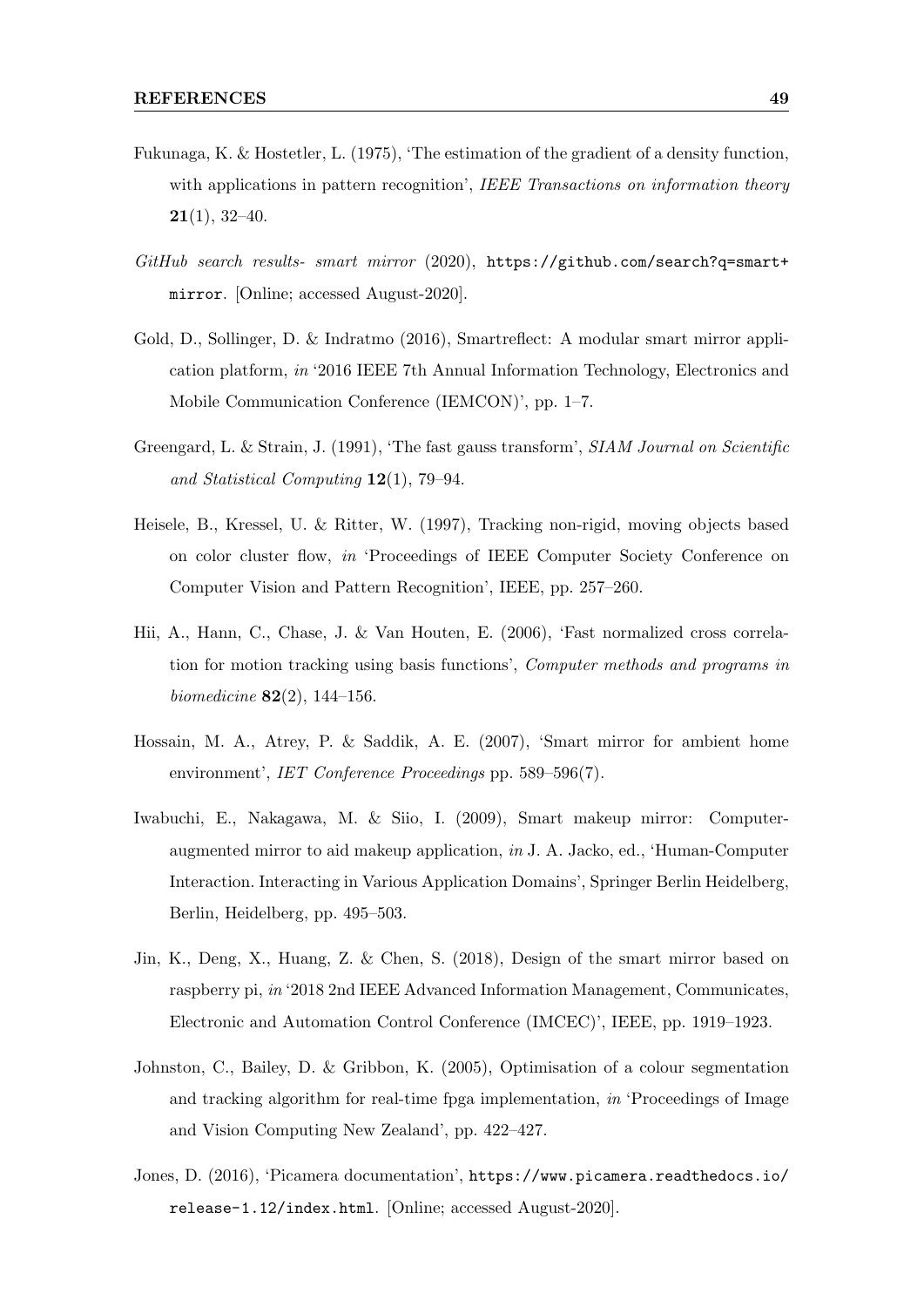Fukunaga, K. & Hostetler, L. (1975), 'The estimation of the gradient of a density function, with applications in pattern recognition', *IEEE Transactions on information theory* **21**(1), 32–40.

*GitHub search results- smart mirror* (2020), `https://github.com/search?q=smart+mirror`. [Online; accessed August-2020].

Gold, D., Sollinger, D. & Indratmo (2016), Smartreflect: A modular smart mirror application platform, *in* '2016 IEEE 7th Annual Information Technology, Electronics and Mobile Communication Conference (IEMCON)', pp. 1–7.

Greengard, L. & Strain, J. (1991), 'The fast gauss transform', *SIAM Journal on Scientific and Statistical Computing* **12**(1), 79–94.

Heisele, B., Kressel, U. & Ritter, W. (1997), Tracking non-rigid, moving objects based on color cluster flow, *in* 'Proceedings of IEEE Computer Society Conference on Computer Vision and Pattern Recognition', IEEE, pp. 257–260.

Hii, A., Hann, C., Chase, J. & Van Houten, E. (2006), 'Fast normalized cross correlation for motion tracking using basis functions', *Computer methods and programs in biomedicine* **82**(2), 144–156.

Hossain, M. A., Atrey, P. & Saddik, A. E. (2007), 'Smart mirror for ambient home environment', *IET Conference Proceedings* pp. 589–596(7).

Iwabuchi, E., Nakagawa, M. & Siio, I. (2009), Smart makeup mirror: Computer-augmented mirror to aid makeup application, *in* J. A. Jacko, ed., 'Human-Computer Interaction. Interacting in Various Application Domains', Springer Berlin Heidelberg, Berlin, Heidelberg, pp. 495–503.

Jin, K., Deng, X., Huang, Z. & Chen, S. (2018), Design of the smart mirror based on raspberry pi, *in* '2018 2nd IEEE Advanced Information Management, Communicates, Electronic and Automation Control Conference (IMCEC)', IEEE, pp. 1919–1923.

Johnston, C., Bailey, D. & Gribbon, K. (2005), Optimisation of a colour segmentation and tracking algorithm for real-time fpga implementation, *in* 'Proceedings of Image and Vision Computing New Zealand', pp. 422–427.

Jones, D. (2016), 'Picamera documentation', `https://www.picamera.readthedocs.io/release-1.12/index.html`. [Online; accessed August-2020].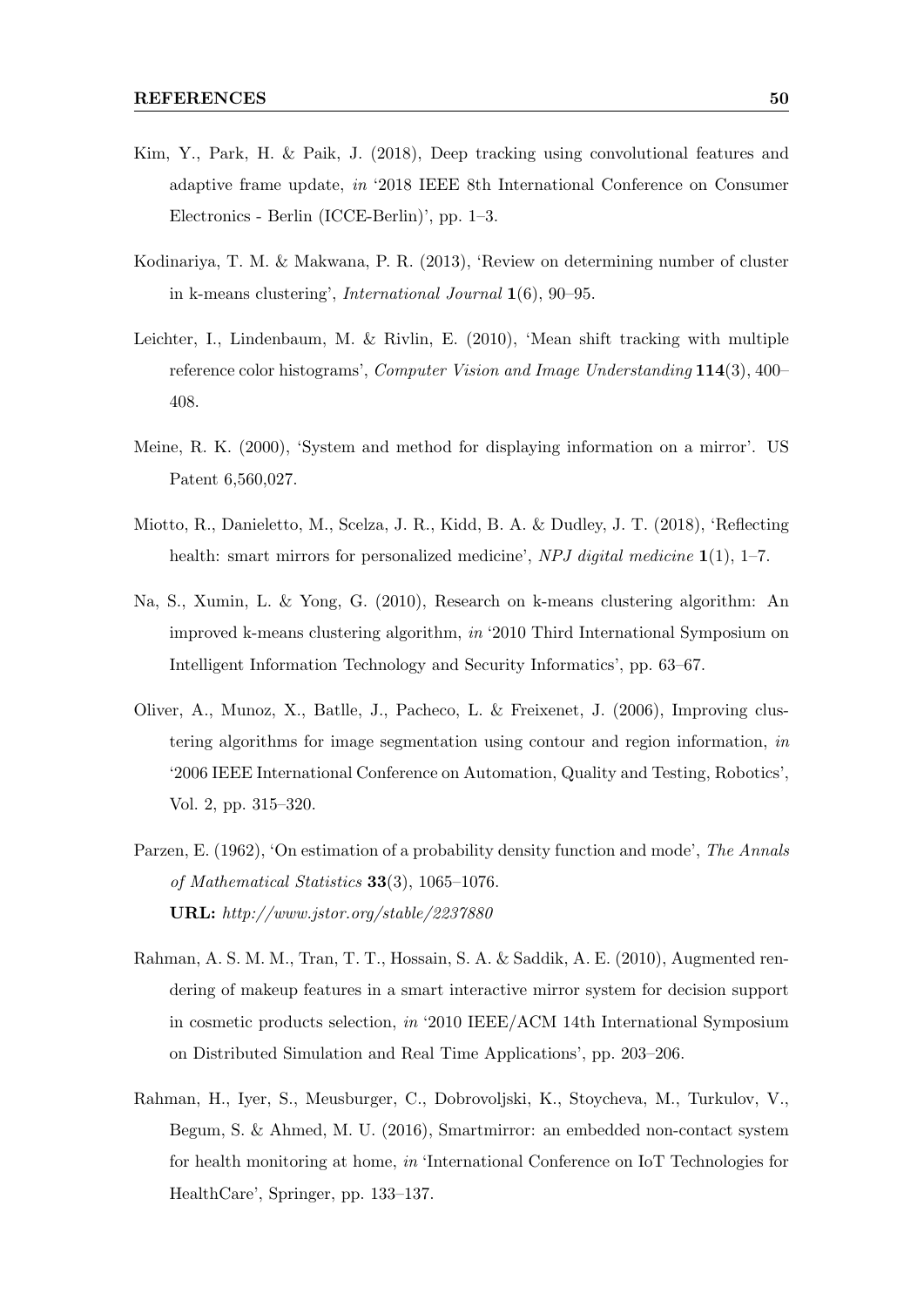Kim, Y., Park, H. & Paik, J. (2018), Deep tracking using convolutional features and adaptive frame update, *in* '2018 IEEE 8th International Conference on Consumer Electronics - Berlin (ICCE-Berlin)', pp. 1–3.

Kodinariya, T. M. & Makwana, P. R. (2013), 'Review on determining number of cluster in k-means clustering', *International Journal* **1**(6), 90–95.

Leichter, I., Lindenbaum, M. & Rivlin, E. (2010), 'Mean shift tracking with multiple reference color histograms', *Computer Vision and Image Understanding* **114**(3), 400–408.

Meine, R. K. (2000), 'System and method for displaying information on a mirror'. US Patent 6,560,027.

Miotto, R., Danieletto, M., Scelza, J. R., Kidd, B. A. & Dudley, J. T. (2018), 'Reflecting health: smart mirrors for personalized medicine', *NPJ digital medicine* **1**(1), 1–7.

Na, S., Xumin, L. & Yong, G. (2010), Research on k-means clustering algorithm: An improved k-means clustering algorithm, *in* '2010 Third International Symposium on Intelligent Information Technology and Security Informatics', pp. 63–67.

Oliver, A., Munoz, X., Batlle, J., Pacheco, L. & Freixenet, J. (2006), Improving clustering algorithms for image segmentation using contour and region information, *in* '2006 IEEE International Conference on Automation, Quality and Testing, Robotics', Vol. 2, pp. 315–320.

Parzen, E. (1962), 'On estimation of a probability density function and mode', *The Annals of Mathematical Statistics* **33**(3), 1065–1076.
**URL:** *http://www.jstor.org/stable/2237880*

Rahman, A. S. M. M., Tran, T. T., Hossain, S. A. & Saddik, A. E. (2010), Augmented rendering of makeup features in a smart interactive mirror system for decision support in cosmetic products selection, *in* '2010 IEEE/ACM 14th International Symposium on Distributed Simulation and Real Time Applications', pp. 203–206.

Rahman, H., Iyer, S., Meusburger, C., Dobrovoljski, K., Stoycheva, M., Turkulov, V., Begum, S. & Ahmed, M. U. (2016), Smartmirror: an embedded non-contact system for health monitoring at home, *in* 'International Conference on IoT Technologies for HealthCare', Springer, pp. 133–137.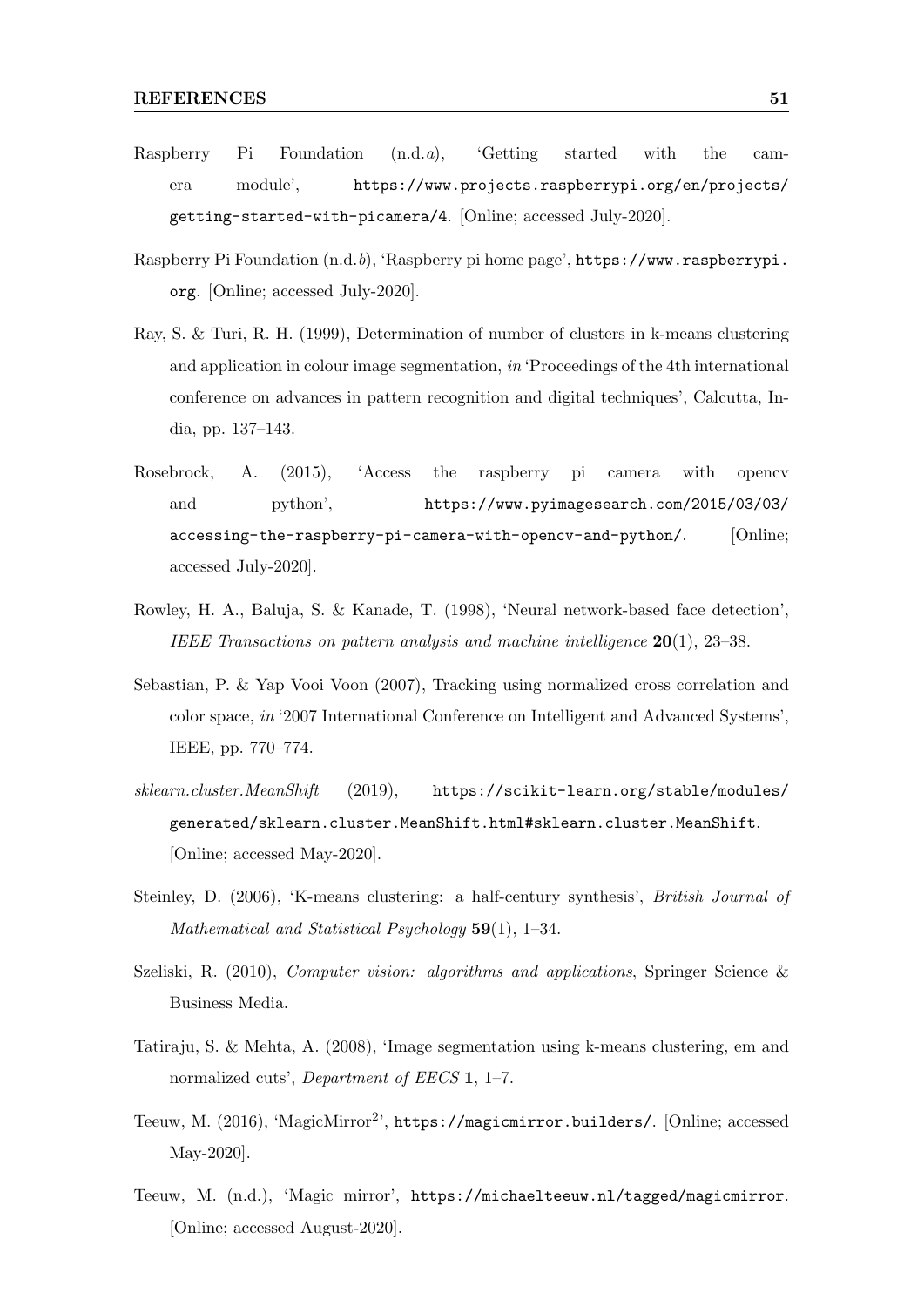Raspberry Pi Foundation (n.d.*a*), 'Getting started with the camera module', https://www.projects.raspberrypi.org/en/projects/getting-started-with-picamera/4. [Online; accessed July-2020].

Raspberry Pi Foundation (n.d.*b*), 'Raspberry pi home page', https://www.raspberrypi.org. [Online; accessed July-2020].

Ray, S. & Turi, R. H. (1999), Determination of number of clusters in k-means clustering and application in colour image segmentation, *in* 'Proceedings of the 4th international conference on advances in pattern recognition and digital techniques', Calcutta, India, pp. 137–143.

Rosebrock, A. (2015), 'Access the raspberry pi camera with opencv and python', https://www.pyimagesearch.com/2015/03/03/accessing-the-raspberry-pi-camera-with-opencv-and-python/. [Online; accessed July-2020].

Rowley, H. A., Baluja, S. & Kanade, T. (1998), 'Neural network-based face detection', *IEEE Transactions on pattern analysis and machine intelligence* **20**(1), 23–38.

Sebastian, P. & Yap Vooi Voon (2007), Tracking using normalized cross correlation and color space, *in* '2007 International Conference on Intelligent and Advanced Systems', IEEE, pp. 770–774.

*sklearn.cluster.MeanShift* (2019), https://scikit-learn.org/stable/modules/generated/sklearn.cluster.MeanShift.html#sklearn.cluster.MeanShift. [Online; accessed May-2020].

Steinley, D. (2006), 'K-means clustering: a half-century synthesis', *British Journal of Mathematical and Statistical Psychology* **59**(1), 1–34.

Szeliski, R. (2010), *Computer vision: algorithms and applications*, Springer Science & Business Media.

Tatiraju, S. & Mehta, A. (2008), 'Image segmentation using k-means clustering, em and normalized cuts', *Department of EECS* **1**, 1–7.

Teeuw, M. (2016), 'MagicMirror$^2$', https://magicmirror.builders/. [Online; accessed May-2020].

Teeuw, M. (n.d.), 'Magic mirror', https://michaelteeuw.nl/tagged/magicmirror. [Online; accessed August-2020].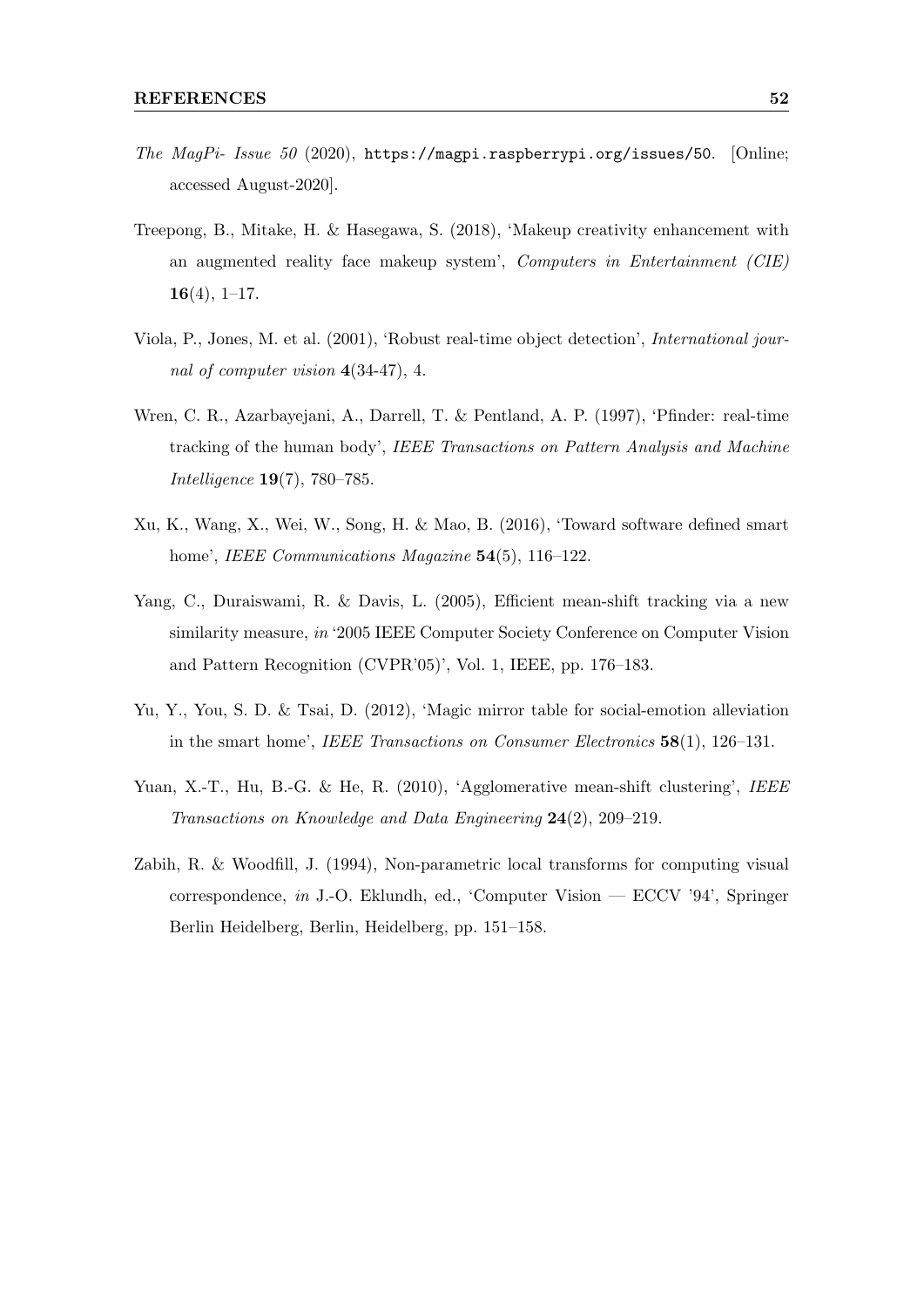*The MagPi- Issue 50* (2020), `https://magpi.raspberrypi.org/issues/50`. [Online; accessed August-2020].

Treepong, B., Mitake, H. & Hasegawa, S. (2018), 'Makeup creativity enhancement with an augmented reality face makeup system', *Computers in Entertainment (CIE)* **16**(4), 1–17.

Viola, P., Jones, M. et al. (2001), 'Robust real-time object detection', *International journal of computer vision* **4**(34-47), 4.

Wren, C. R., Azarbayejani, A., Darrell, T. & Pentland, A. P. (1997), 'Pfinder: real-time tracking of the human body', *IEEE Transactions on Pattern Analysis and Machine Intelligence* **19**(7), 780–785.

Xu, K., Wang, X., Wei, W., Song, H. & Mao, B. (2016), 'Toward software defined smart home', *IEEE Communications Magazine* **54**(5), 116–122.

Yang, C., Duraiswami, R. & Davis, L. (2005), Efficient mean-shift tracking via a new similarity measure, *in* '2005 IEEE Computer Society Conference on Computer Vision and Pattern Recognition (CVPR'05)', Vol. 1, IEEE, pp. 176–183.

Yu, Y., You, S. D. & Tsai, D. (2012), 'Magic mirror table for social-emotion alleviation in the smart home', *IEEE Transactions on Consumer Electronics* **58**(1), 126–131.

Yuan, X.-T., Hu, B.-G. & He, R. (2010), 'Agglomerative mean-shift clustering', *IEEE Transactions on Knowledge and Data Engineering* **24**(2), 209–219.

Zabih, R. & Woodfill, J. (1994), Non-parametric local transforms for computing visual correspondence, *in* J.-O. Eklundh, ed., 'Computer Vision — ECCV '94', Springer Berlin Heidelberg, Berlin, Heidelberg, pp. 151–158.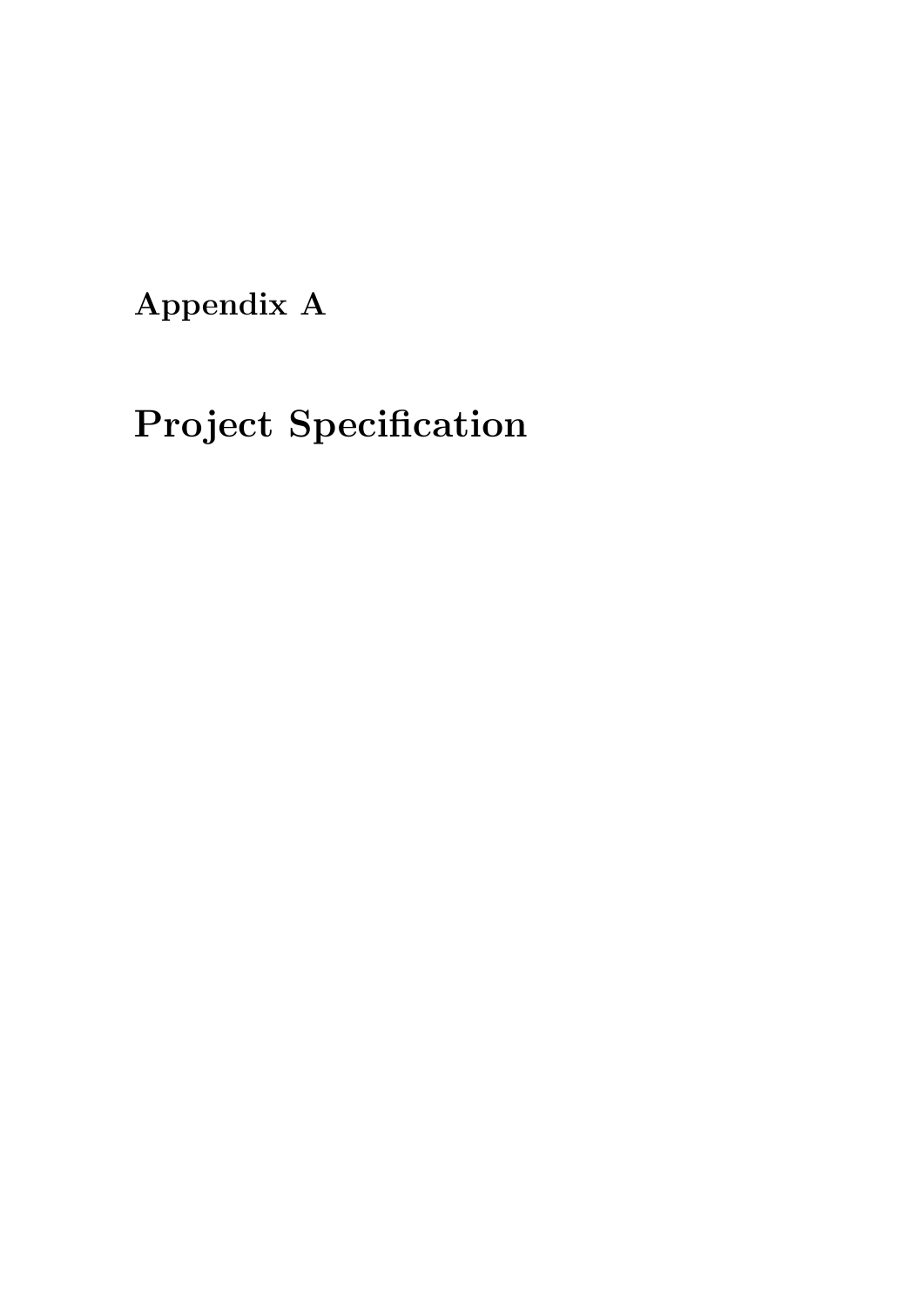# Appendix A

# Project Specification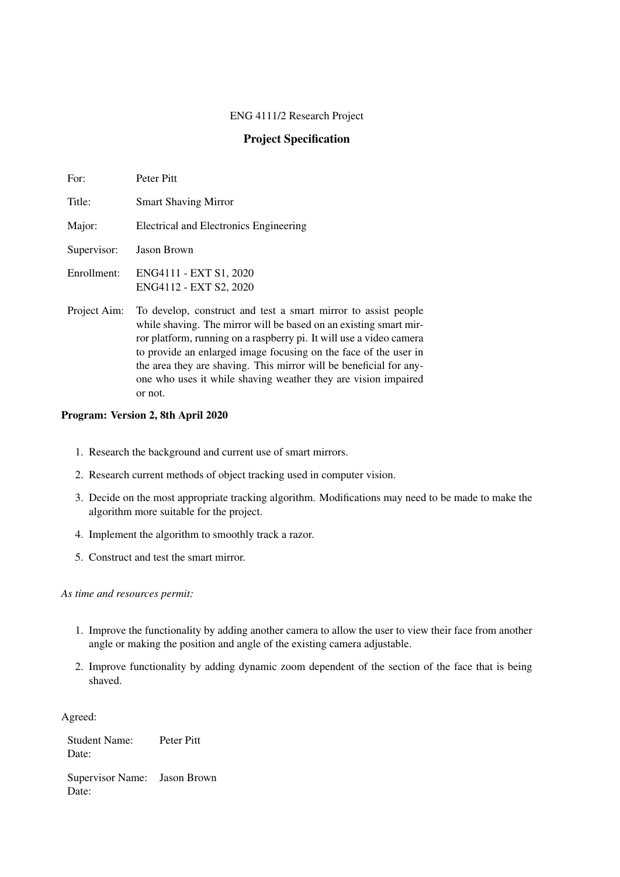ENG 4111/2 Research Project

## Project Specification

| | |
|---|---|
| For: | Peter Pitt |
| Title: | Smart Shaving Mirror |
| Major: | Electrical and Electronics Engineering |
| Supervisor: | Jason Brown |
| Enrollment: | ENG4111 - EXT S1, 2020<br>ENG4112 - EXT S2, 2020 |
| Project Aim: | To develop, construct and test a smart mirror to assist people while shaving. The mirror will be based on an existing smart mirror platform, running on a raspberry pi. It will use a video camera to provide an enlarged image focusing on the face of the user in the area they are shaving. This mirror will be beneficial for anyone who uses it while shaving weather they are vision impaired or not. |

**Program: Version 2, 8th April 2020**

1. Research the background and current use of smart mirrors.
2. Research current methods of object tracking used in computer vision.
3. Decide on the most appropriate tracking algorithm. Modifications may need to be made to make the algorithm more suitable for the project.
4. Implement the algorithm to smoothly track a razor.
5. Construct and test the smart mirror.

*As time and resources permit:*

1. Improve the functionality by adding another camera to allow the user to view their face from another angle or making the position and angle of the existing camera adjustable.
2. Improve functionality by adding dynamic zoom dependent of the section of the face that is being shaved.

Agreed:

Student Name: Peter Pitt
Date:

Supervisor Name: Jason Brown
Date: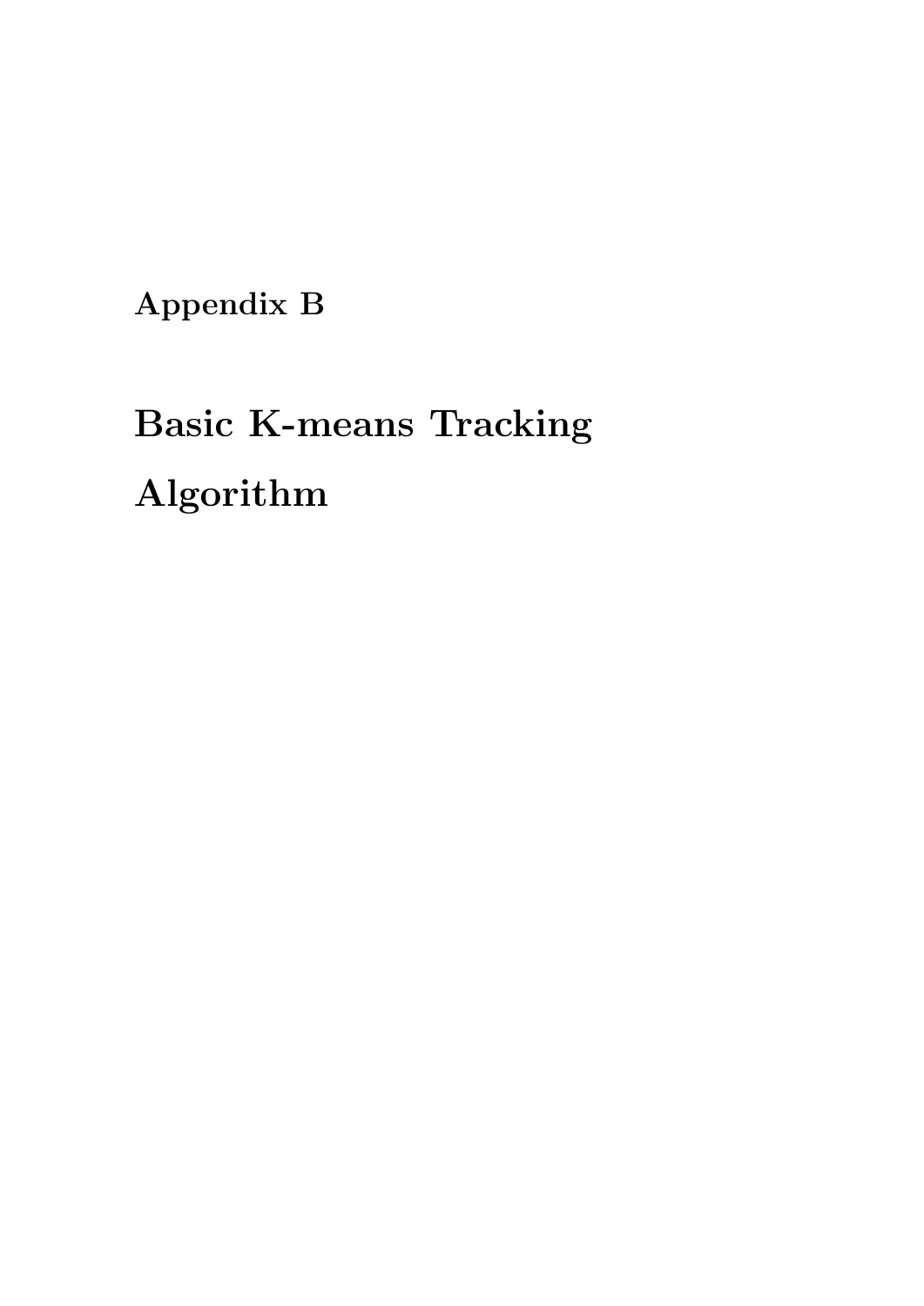# Appendix B

# Basic K-means Tracking Algorithm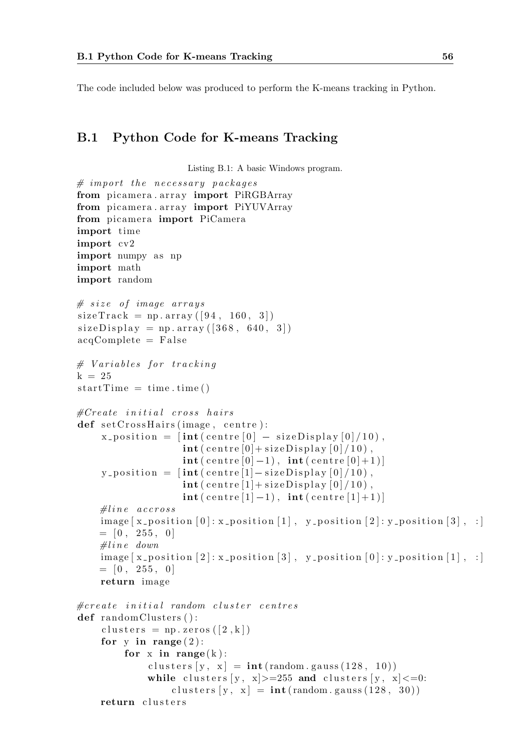The code included below was produced to perform the K-means tracking in Python.

## B.1 Python Code for K-means Tracking

Listing B.1: A basic Windows program.

```
# import the necessary packages
from picamera.array import PiRGBArray
from picamera.array import PiYUVArray
from picamera import PiCamera
import time
import cv2
import numpy as np
import math
import random

# size of image arrays
sizeTrack = np.array([94, 160, 3])
sizeDisplay = np.array([368, 640, 3])
acqComplete = False

# Variables for tracking
k = 25
startTime = time.time()

#Create initial cross hairs
def setCrossHairs(image, centre):
    x_position = [int(centre[0] - sizeDisplay[0]/10),
                  int(centre[0]+sizeDisplay[0]/10),
                  int(centre[0]-1), int(centre[0]+1)]
    y_position = [int(centre[1]-sizeDisplay[0]/10),
                  int(centre[1]+sizeDisplay[0]/10),
                  int(centre[1]-1), int(centre[1]+1)]
    #line accross
    image[x_position[0]:x_position[1], y_position[2]:y_position[3], :]
    = [0, 255, 0]
    #line down
    image[x_position[2]:x_position[3], y_position[0]:y_position[1], :]
    = [0, 255, 0]
    return image

#create initial random cluster centres
def randomClusters():
    clusters = np.zeros([2,k])
    for y in range(2):
        for x in range(k):
            clusters[y, x] = int(random.gauss(128, 10))
            while clusters[y, x]>=255 and clusters[y, x]<=0:
                clusters[y, x] = int(random.gauss(128, 30))
    return clusters
```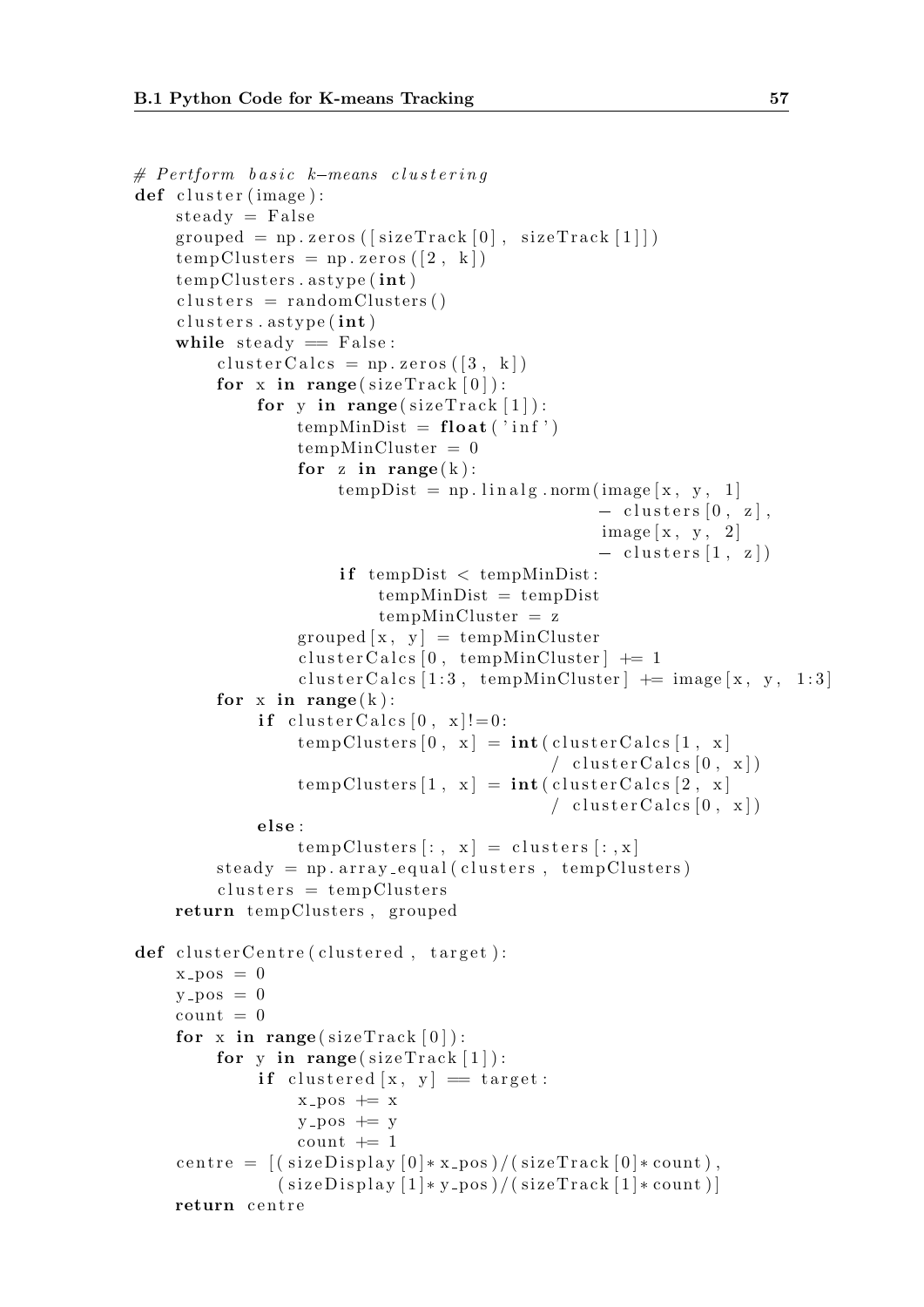```python
# Pertform basic k-means clustering
def cluster(image):
    steady = False
    grouped = np.zeros([sizeTrack[0], sizeTrack[1]])
    tempClusters = np.zeros([2, k])
    tempClusters.astype(int)
    clusters = randomClusters()
    clusters.astype(int)
    while steady == False:
        clusterCalcs = np.zeros([3, k])
        for x in range(sizeTrack[0]):
            for y in range(sizeTrack[1]):
                tempMinDist = float('inf')
                tempMinCluster = 0
                for z in range(k):
                    tempDist = np.linalg.norm(image[x, y, 1]
                                              - clusters[0, z],
                                              image[x, y, 2]
                                              - clusters[1, z])
                    if tempDist < tempMinDist:
                        tempMinDist = tempDist
                        tempMinCluster = z
                grouped[x, y] = tempMinCluster
                clusterCalcs[0, tempMinCluster] += 1
                clusterCalcs[1:3, tempMinCluster] += image[x, y, 1:3]
        for x in range(k):
            if clusterCalcs[0, x]!=0:
                tempClusters[0, x] = int(clusterCalcs[1, x]
                                         / clusterCalcs[0, x])
                tempClusters[1, x] = int(clusterCalcs[2, x]
                                         / clusterCalcs[0, x])
            else:
                tempClusters[:, x] = clusters[:,x]
        steady = np.array_equal(clusters, tempClusters)
        clusters = tempClusters
    return tempClusters, grouped

def clusterCentre(clustered, target):
    x_pos = 0
    y_pos = 0
    count = 0
    for x in range(sizeTrack[0]):
        for y in range(sizeTrack[1]):
            if clustered[x, y] == target:
                x_pos += x
                y_pos += y
                count += 1
    centre = [(sizeDisplay[0]*x_pos)/(sizeTrack[0]*count),
              (sizeDisplay[1]*y_pos)/(sizeTrack[1]*count)]
    return centre
```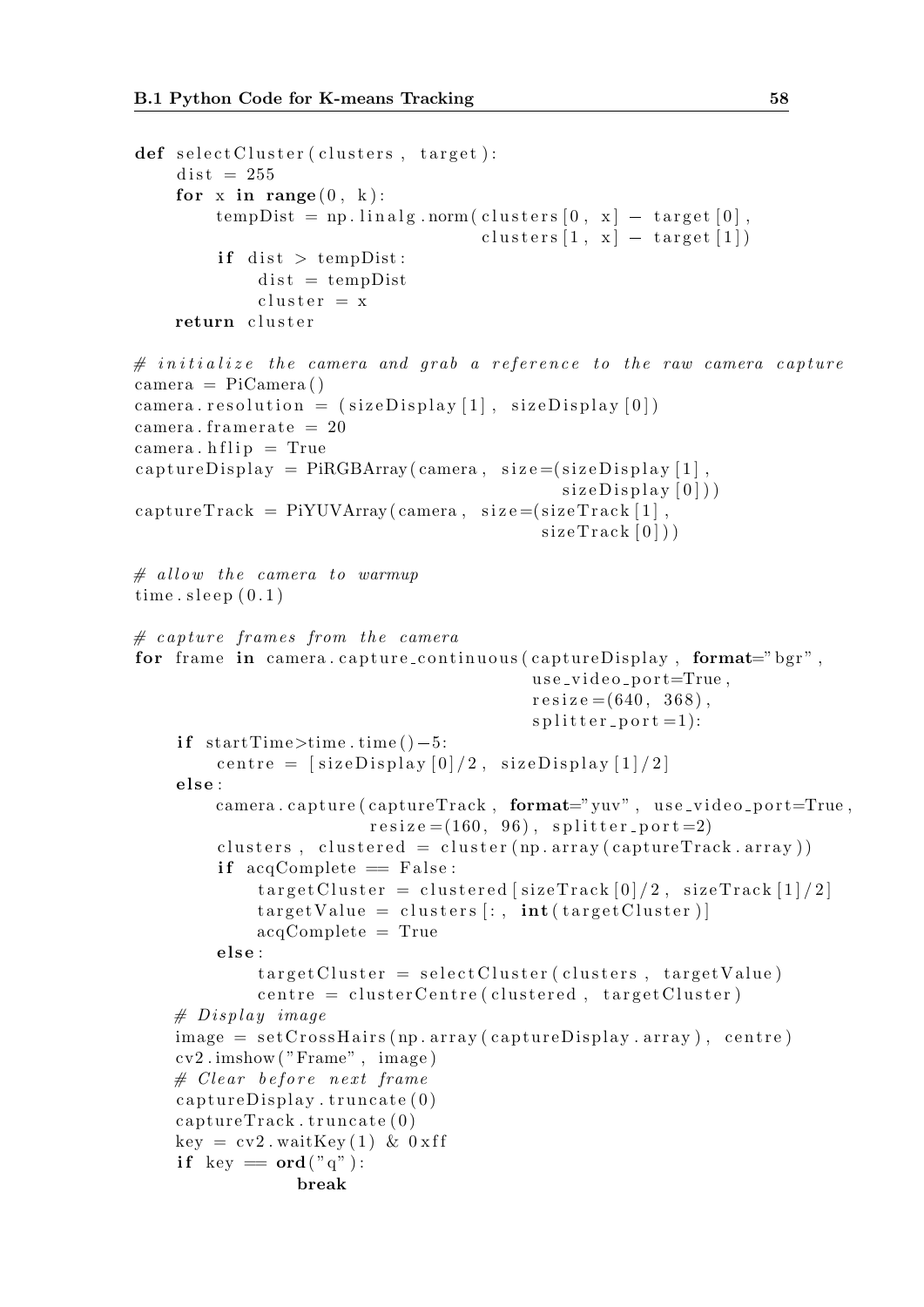```python
def selectCluster(clusters, target):
    dist = 255
    for x in range(0, k):
        tempDist = np.linalg.norm(clusters[0, x] - target[0],
                                  clusters[1, x] - target[1])
        if dist > tempDist:
            dist = tempDist
            cluster = x
    return cluster

# initialize the camera and grab a reference to the raw camera capture
camera = PiCamera()
camera.resolution = (sizeDisplay[1], sizeDisplay[0])
camera.framerate = 20
camera.hflip = True
captureDisplay = PiRGBArray(camera, size=(sizeDisplay[1],
                                          sizeDisplay[0]))
captureTrack = PiYUVArray(camera, size=(sizeTrack[1],
                                        sizeTrack[0]))

# allow the camera to warmup
time.sleep(0.1)

# capture frames from the camera
for frame in camera.capture_continuous(captureDisplay, format="bgr",
                                       use_video_port=True,
                                       resize=(640, 368),
                                       splitter_port=1):
    if startTime>time.time()-5:
        centre = [sizeDisplay[0]/2, sizeDisplay[1]/2]
    else:
        camera.capture(captureTrack, format="yuv", use_video_port=True,
                       resize=(160, 96), splitter_port=2)
        clusters, clustered = cluster(np.array(captureTrack.array))
        if acqComplete == False:
            targetCluster = clustered[sizeTrack[0]/2, sizeTrack[1]/2]
            targetValue = clusters[:, int(targetCluster)]
            acqComplete = True
        else:
            targetCluster = selectCluster(clusters, targetValue)
            centre = clusterCentre(clustered, targetCluster)
    # Display image
    image = setCrossHairs(np.array(captureDisplay.array), centre)
    cv2.imshow("Frame", image)
    # Clear before next frame
    captureDisplay.truncate(0)
    captureTrack.truncate(0)
    key = cv2.waitKey(1) & 0xff
    if key == ord("q"):
            break
```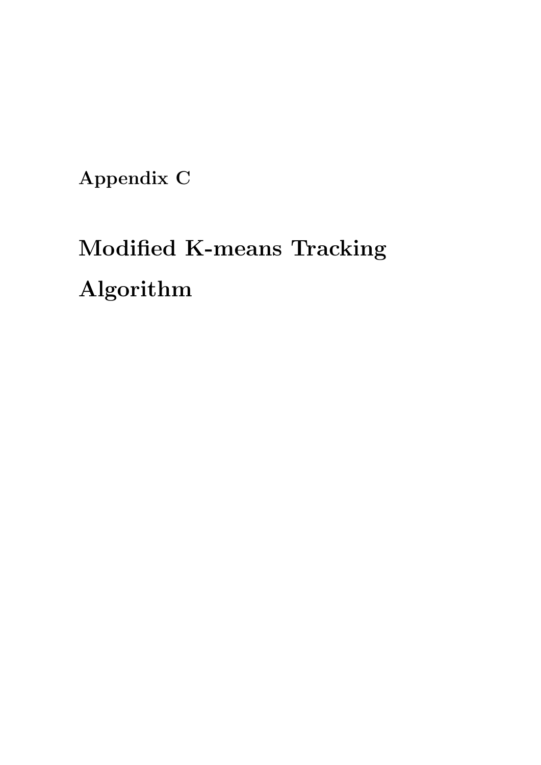# Appendix C

# Modified K-means Tracking Algorithm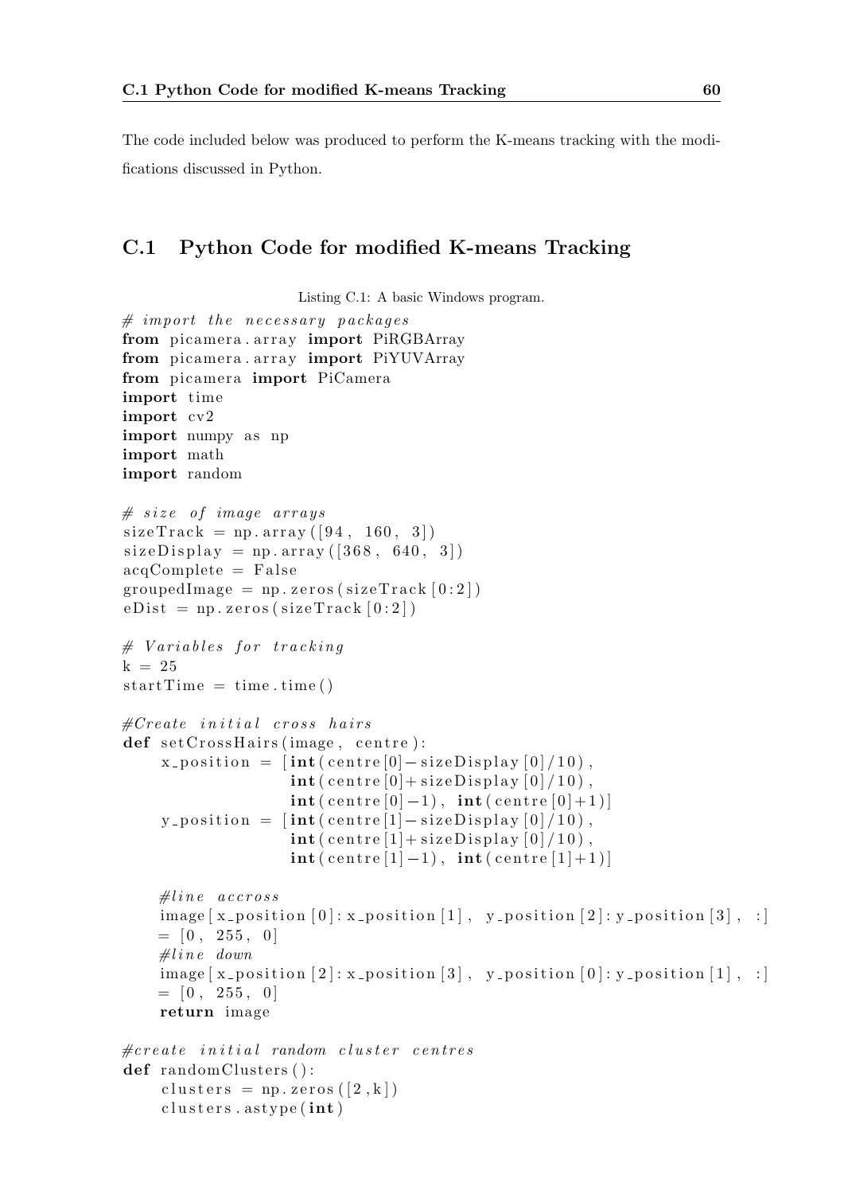The code included below was produced to perform the K-means tracking with the modifications discussed in Python.

## C.1 Python Code for modified K-means Tracking

Listing C.1: A basic Windows program.

```python
# import the necessary packages
from picamera.array import PiRGBArray
from picamera.array import PiYUVArray
from picamera import PiCamera
import time
import cv2
import numpy as np
import math
import random

# size of image arrays
sizeTrack = np.array([94, 160, 3])
sizeDisplay = np.array([368, 640, 3])
acqComplete = False
groupedImage = np.zeros(sizeTrack[0:2])
eDist = np.zeros(sizeTrack[0:2])

# Variables for tracking
k = 25
startTime = time.time()

#Create initial cross hairs
def setCrossHairs(image, centre):
    x_position = [int(centre[0]-sizeDisplay[0]/10),
                  int(centre[0]+sizeDisplay[0]/10),
                  int(centre[0]-1), int(centre[0]+1)]
    y_position = [int(centre[1]-sizeDisplay[0]/10),
                  int(centre[1]+sizeDisplay[0]/10),
                  int(centre[1]-1), int(centre[1]+1)]

    #line accross
    image[x_position[0]:x_position[1], y_position[2]:y_position[3], :]
    = [0, 255, 0]
    #line down
    image[x_position[2]:x_position[3], y_position[0]:y_position[1], :]
    = [0, 255, 0]
    return image

#create initial random cluster centres
def randomClusters():
    clusters = np.zeros([2,k])
    clusters.astype(int)
```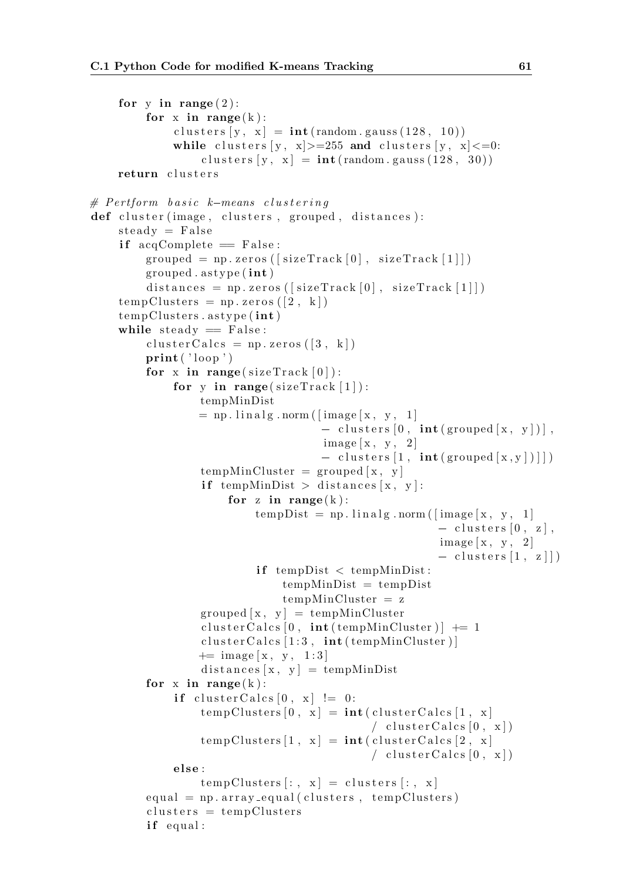```python
    for y in range(2):
        for x in range(k):
            clusters[y, x] = int(random.gauss(128, 10))
            while clusters[y, x]>=255 and clusters[y, x]<=0:
                clusters[y, x] = int(random.gauss(128, 30))
    return clusters

# Pertform basic k-means clustering
def cluster(image, clusters, grouped, distances):
    steady = False
    if acqComplete == False:
        grouped = np.zeros([sizeTrack[0], sizeTrack[1]])
        grouped.astype(int)
        distances = np.zeros([sizeTrack[0], sizeTrack[1]])
    tempClusters = np.zeros([2, k])
    tempClusters.astype(int)
    while steady == False:
        clusterCalcs = np.zeros([3, k])
        print('loop')
        for x in range(sizeTrack[0]):
            for y in range(sizeTrack[1]):
                tempMinDist
                = np.linalg.norm([image[x, y, 1]
                                  - clusters[0, int(grouped[x, y])],
                                  image[x, y, 2]
                                  - clusters[1, int(grouped[x,y])]])
                tempMinCluster = grouped[x, y]
                if tempMinDist > distances[x, y]:
                    for z in range(k):
                        tempDist = np.linalg.norm([image[x, y, 1]
                                                   - clusters[0, z],
                                                   image[x, y, 2]
                                                   - clusters[1, z]])
                        if tempDist < tempMinDist:
                            tempMinDist = tempDist
                            tempMinCluster = z
                grouped[x, y] = tempMinCluster
                clusterCalcs[0, int(tempMinCluster)] += 1
                clusterCalcs[1:3, int(tempMinCluster)]
                += image[x, y, 1:3]
                distances[x, y] = tempMinDist
        for x in range(k):
            if clusterCalcs[0, x] != 0:
                tempClusters[0, x] = int(clusterCalcs[1, x]
                                         / clusterCalcs[0, x])
                tempClusters[1, x] = int(clusterCalcs[2, x]
                                         / clusterCalcs[0, x])
            else:
                tempClusters[:, x] = clusters[:, x]
        equal = np.array_equal(clusters, tempClusters)
        clusters = tempClusters
        if equal:
```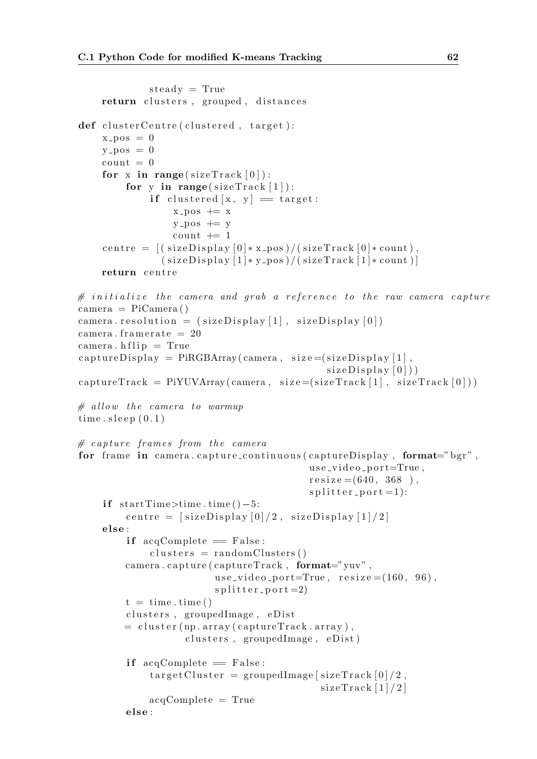```python
            steady = True
    return clusters, grouped, distances

def clusterCentre(clustered, target):
    x_pos = 0
    y_pos = 0
    count = 0
    for x in range(sizeTrack[0]):
        for y in range(sizeTrack[1]):
            if clustered[x, y] == target:
                x_pos += x
                y_pos += y
                count += 1
    centre = [(sizeDisplay[0]*x_pos)/(sizeTrack[0]*count),
              (sizeDisplay[1]*y_pos)/(sizeTrack[1]*count)]
    return centre

# initialize the camera and grab a reference to the raw camera capture
camera = PiCamera()
camera.resolution = (sizeDisplay[1], sizeDisplay[0])
camera.framerate = 20
camera.hflip = True
captureDisplay = PiRGBArray(camera, size=(sizeDisplay[1],
                                          sizeDisplay[0]))
captureTrack = PiYUVArray(camera, size=(sizeTrack[1], sizeTrack[0]))

# allow the camera to warmup
time.sleep(0.1)

# capture frames from the camera
for frame in camera.capture_continuous(captureDisplay, format="bgr",
                                       use_video_port=True,
                                       resize=(640, 368 ),
                                       splitter_port=1):
    if startTime>time.time()-5:
        centre = [sizeDisplay[0]/2, sizeDisplay[1]/2]
    else:
        if acqComplete == False:
            clusters = randomClusters()
        camera.capture(captureTrack, format="yuv",
                       use_video_port=True, resize=(160, 96),
                       splitter_port=2)
        t = time.time()
        clusters, groupedImage, eDist
        = cluster(np.array(captureTrack.array),
                  clusters, groupedImage, eDist)

        if acqComplete == False:
            targetCluster = groupedImage[sizeTrack[0]/2,
                                         sizeTrack[1]/2]
            acqComplete = True
        else:
```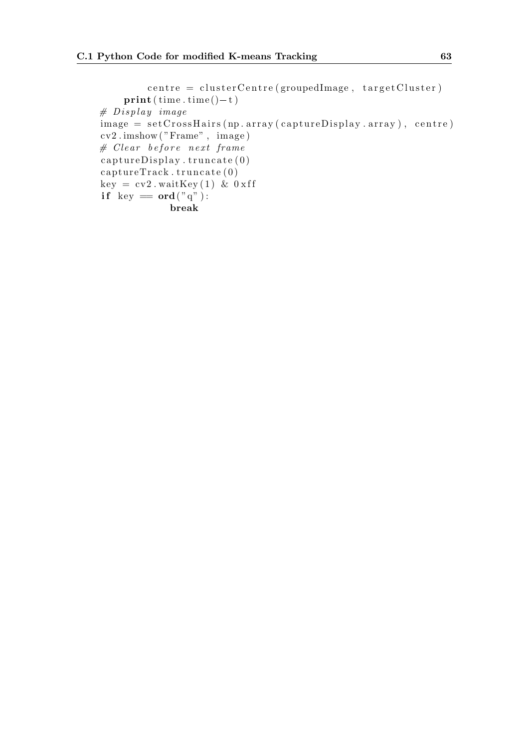```
            centre = clusterCentre(groupedImage, targetCluster)
        print(time.time()-t)
    # Display image
    image = setCrossHairs(np.array(captureDisplay.array), centre)
    cv2.imshow("Frame", image)
    # Clear before next frame
    captureDisplay.truncate(0)
    captureTrack.truncate(0)
    key = cv2.waitKey(1) & 0xff
    if key == ord("q"):
                break
```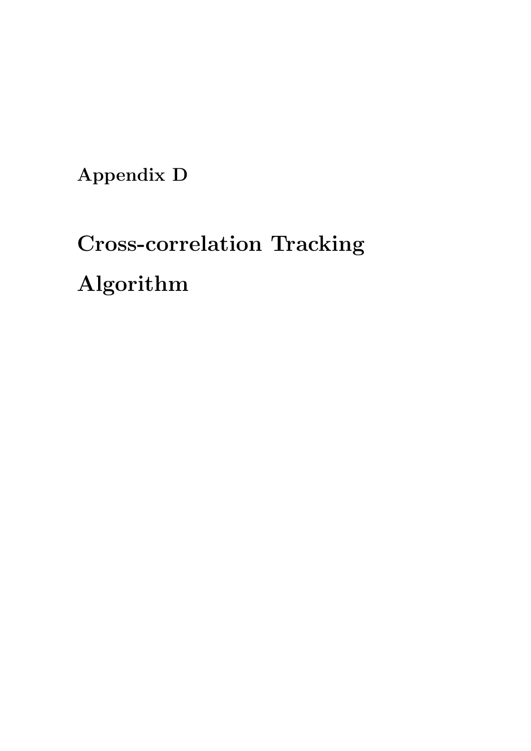# Appendix D

# Cross-correlation Tracking Algorithm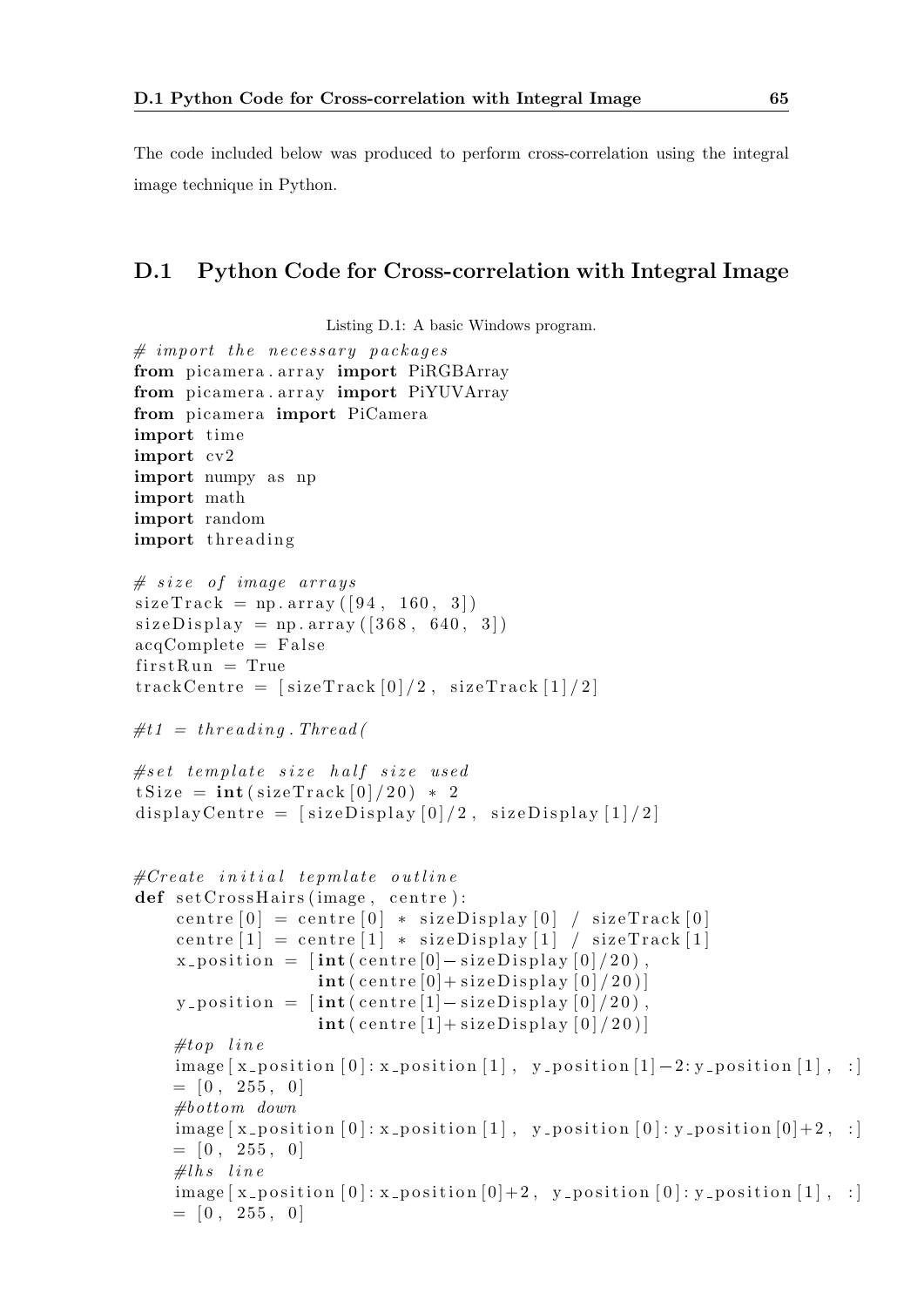The code included below was produced to perform cross-correlation using the integral image technique in Python.

## D.1 Python Code for Cross-correlation with Integral Image

Listing D.1: A basic Windows program.

```
# import the necessary packages
from picamera.array import PiRGBArray
from picamera.array import PiYUVArray
from picamera import PiCamera
import time
import cv2
import numpy as np
import math
import random
import threading

# size of image arrays
sizeTrack = np.array([94, 160, 3])
sizeDisplay = np.array([368, 640, 3])
acqComplete = False
firstRun = True
trackCentre = [sizeTrack[0]/2, sizeTrack[1]/2]

#t1 = threading.Thread(

#set template size half size used
tSize = int(sizeTrack[0]/20) * 2
displayCentre = [sizeDisplay[0]/2, sizeDisplay[1]/2]


#Create initial tepmlate outline
def setCrossHairs(image, centre):
    centre[0] = centre[0] * sizeDisplay[0] / sizeTrack[0]
    centre[1] = centre[1] * sizeDisplay[1] / sizeTrack[1]
    x_position = [int(centre[0]-sizeDisplay[0]/20),
                  int(centre[0]+sizeDisplay[0]/20)]
    y_position = [int(centre[1]-sizeDisplay[0]/20),
                  int(centre[1]+sizeDisplay[0]/20)]
    #top line
    image[x_position[0]:x_position[1], y_position[1]-2:y_position[1], :]
    = [0, 255, 0]
    #bottom down
    image[x_position[0]:x_position[1], y_position[0]:y_position[0]+2, :]
    = [0, 255, 0]
    #lhs line
    image[x_position[0]:x_position[0]+2, y_position[0]:y_position[1], :]
    = [0, 255, 0]
```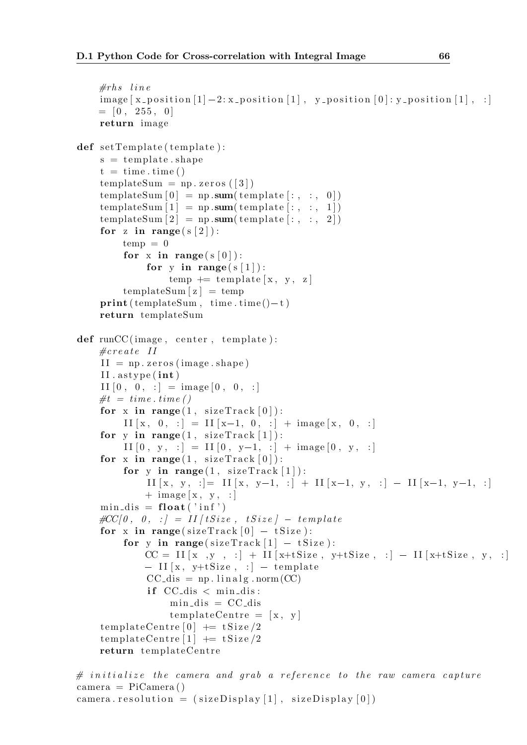```python
    #rhs line
    image[x_position[1]-2:x_position[1], y_position[0]:y_position[1], :]
    = [0, 255, 0]
    return image

def setTemplate(template):
    s = template.shape
    t = time.time()
    templateSum = np.zeros([3])
    templateSum[0] = np.sum(template[:, :, 0])
    templateSum[1] = np.sum(template[:, :, 1])
    templateSum[2] = np.sum(template[:, :, 2])
    for z in range(s[2]):
        temp = 0
        for x in range(s[0]):
            for y in range(s[1]):
                temp += template[x, y, z]
        templateSum[z] = temp
    print(templateSum, time.time()-t)
    return templateSum

def runCC(image, center, template):
    #create II
    II = np.zeros(image.shape)
    II.astype(int)
    II[0, 0, :] = image[0, 0, :]
    #t = time.time()
    for x in range(1, sizeTrack[0]):
        II[x, 0, :] = II[x-1, 0, :] + image[x, 0, :]
    for y in range(1, sizeTrack[1]):
        II[0, y, :] = II[0, y-1, :] + image[0, y, :]
    for x in range(1, sizeTrack[0]):
        for y in range(1, sizeTrack[1]):
            II[x, y, :]= II[x, y-1, :] + II[x-1, y, :] - II[x-1, y-1, :]
            + image[x, y, :]
    min_dis = float('inf')
    #CC[0, 0, :] = II[tSize, tSize] - template
    for x in range(sizeTrack[0] - tSize):
        for y in range(sizeTrack[1] - tSize):
            CC = II[x ,y , :] + II[x+tSize, y+tSize, :] - II[x+tSize, y, :]
            - II[x, y+tSize, :] - template
            CC_dis = np.linalg.norm(CC)
            if CC_dis < min_dis:
                min_dis = CC_dis
                templateCentre = [x, y]
    templateCentre[0] += tSize/2
    templateCentre[1] += tSize/2
    return templateCentre

# initialize the camera and grab a reference to the raw camera capture
camera = PiCamera()
camera.resolution = (sizeDisplay[1], sizeDisplay[0])
```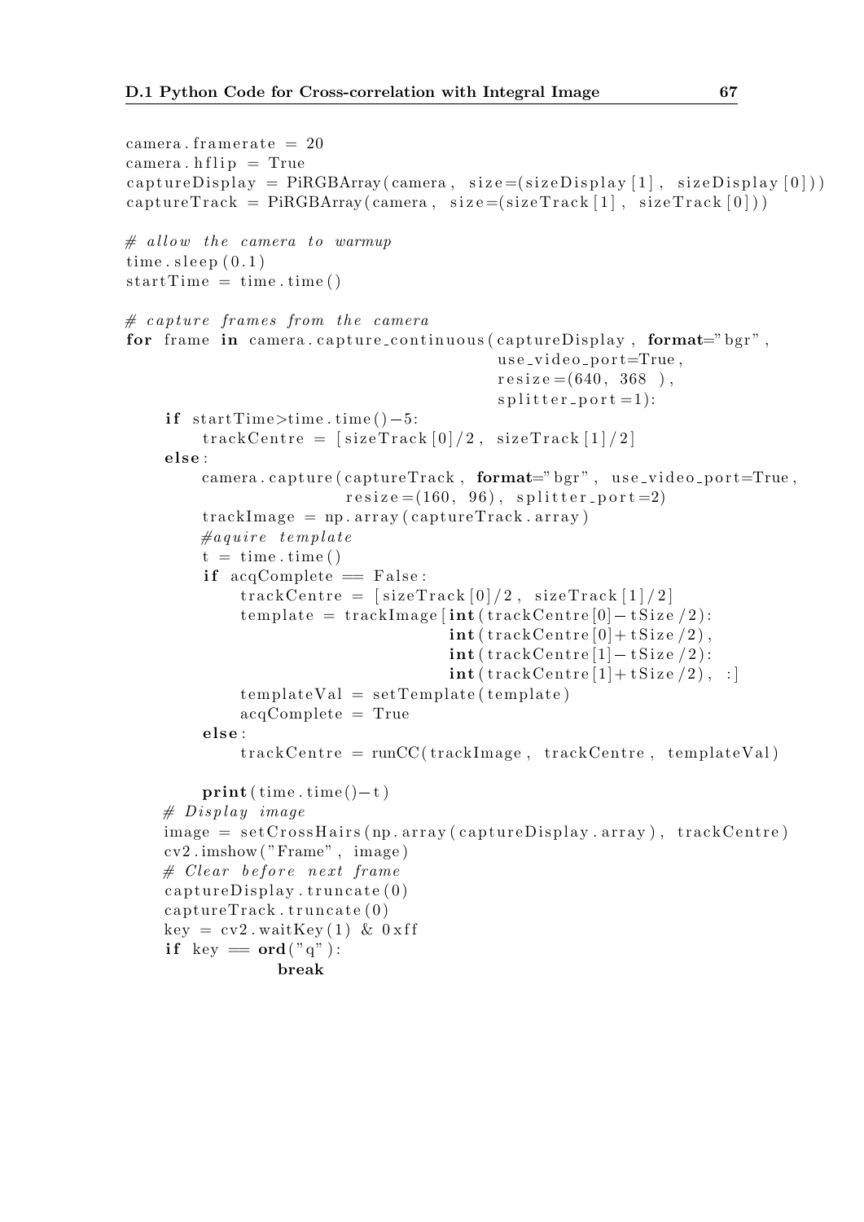```
camera.framerate = 20
camera.hflip = True
captureDisplay = PiRGBArray(camera, size=(sizeDisplay[1], sizeDisplay[0]))
captureTrack = PiRGBArray(camera, size=(sizeTrack[1], sizeTrack[0]))

# allow the camera to warmup
time.sleep(0.1)
startTime = time.time()

# capture frames from the camera
for frame in camera.capture_continuous(captureDisplay, format="bgr",
                                        use_video_port=True,
                                        resize=(640, 368 ),
                                        splitter_port=1):
    if startTime>time.time()-5:
        trackCentre = [sizeTrack[0]/2, sizeTrack[1]/2]
    else:
        camera.capture(captureTrack, format="bgr", use_video_port=True,
                       resize=(160, 96), splitter_port=2)
        trackImage = np.array(captureTrack.array)
        #aquire template
        t = time.time()
        if acqComplete == False:
            trackCentre = [sizeTrack[0]/2, sizeTrack[1]/2]
            template = trackImage[int(trackCentre[0]-tSize/2):
                                  int(trackCentre[0]+tSize/2),
                                  int(trackCentre[1]-tSize/2):
                                  int(trackCentre[1]+tSize/2), :]
            templateVal = setTemplate(template)
            acqComplete = True
        else:
            trackCentre = runCC(trackImage, trackCentre, templateVal)

        print(time.time()-t)
    # Display image
    image = setCrossHairs(np.array(captureDisplay.array), trackCentre)
    cv2.imshow("Frame", image)
    # Clear before next frame
    captureDisplay.truncate(0)
    captureTrack.truncate(0)
    key = cv2.waitKey(1) & 0xff
    if key == ord("q"):
            break
```